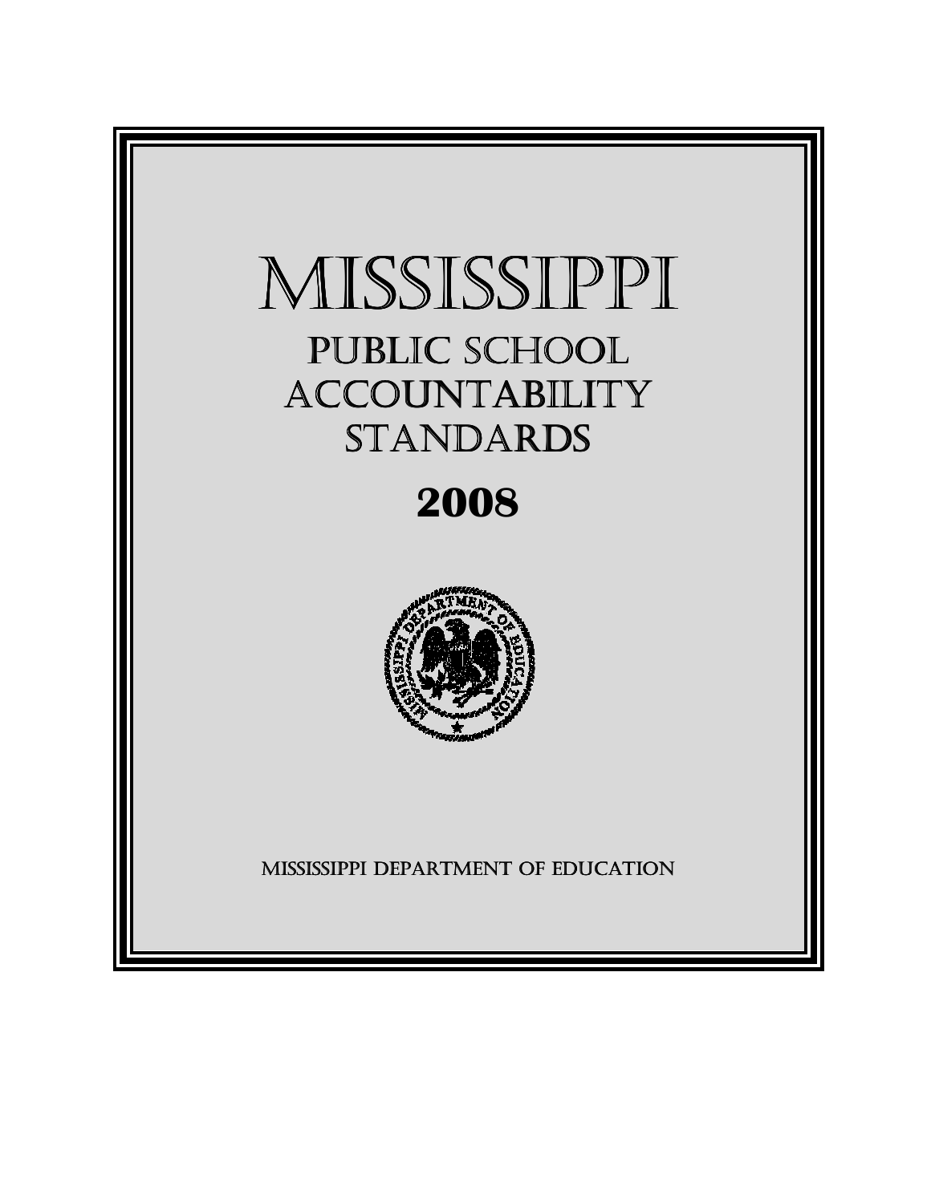# MISSISSIPPI

## PUBLIC SCHOOL ACCOUNTABILITY STANDARDS

## 2008

MISSISSIPPI DEPARTMENT OF EDUCATION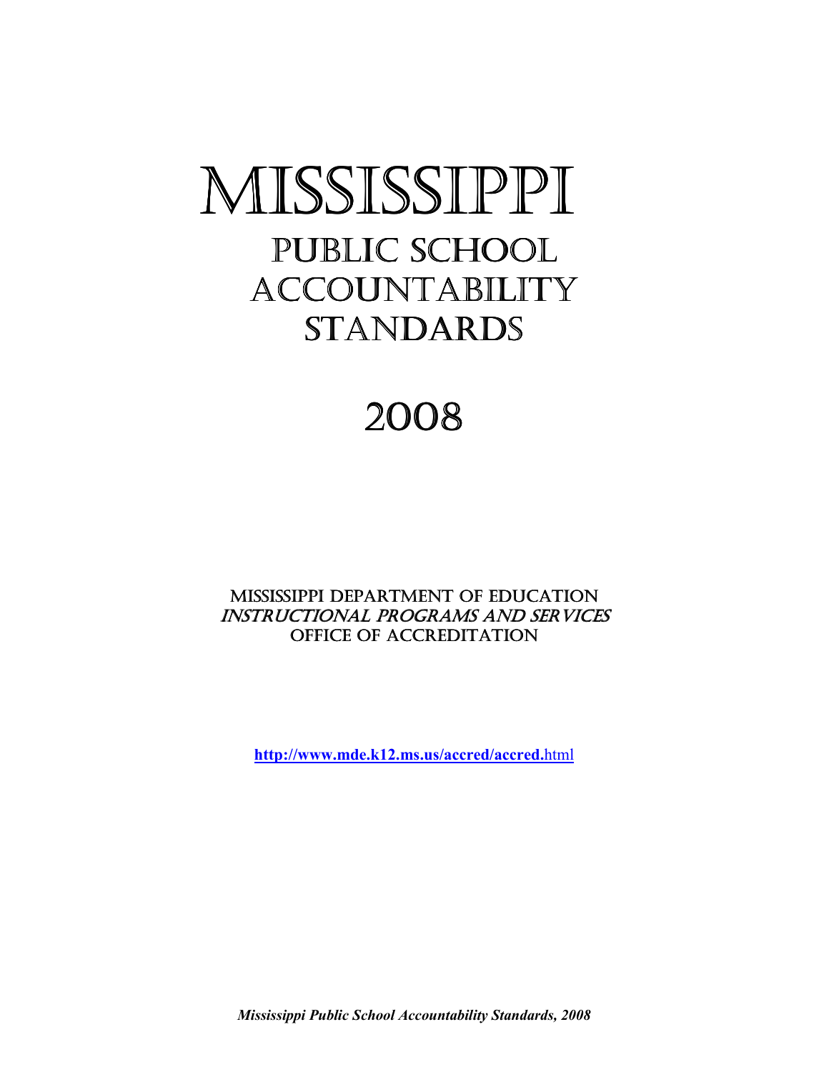# MISSISSIPPI

## PUBLIC SCHOOL ACCOUNTABILITY STANDARDS

## 2008

MISSISSIPPI DEPARTMENT OF EDUCATION
*INSTRUCTIONAL PROGRAMS AND SERVICES*
OFFICE OF ACCREDITATION

**http://www.mde.k12.ms.us/accred/accred.**html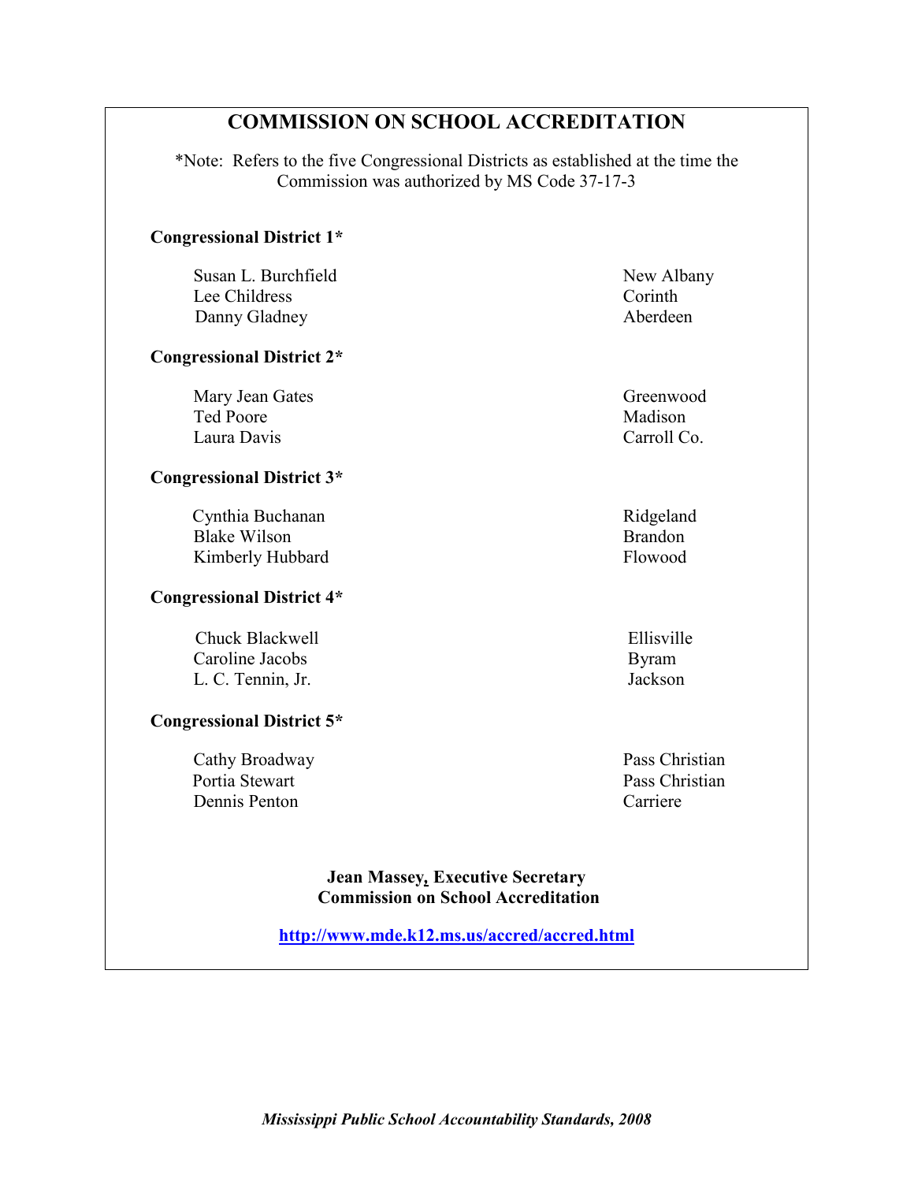# COMMISSION ON SCHOOL ACCREDITATION

*Note: Refers to the five Congressional Districts as established at the time the Commission was authorized by MS Code 37-17-3

**Congressional District 1***

| | |
|---|---|
| Susan L. Burchfield | New Albany |
| Lee Childress | Corinth |
| Danny Gladney | Aberdeen |

**Congressional District 2***

| | |
|---|---|
| Mary Jean Gates | Greenwood |
| Ted Poore | Madison |
| Laura Davis | Carroll Co. |

**Congressional District 3***

| | |
|---|---|
| Cynthia Buchanan | Ridgeland |
| Blake Wilson | Brandon |
| Kimberly Hubbard | Flowood |

**Congressional District 4***

| | |
|---|---|
| Chuck Blackwell | Ellisville |
| Caroline Jacobs | Byram |
| L. C. Tennin, Jr. | Jackson |

**Congressional District 5***

| | |
|---|---|
| Cathy Broadway | Pass Christian |
| Portia Stewart | Pass Christian |
| Dennis Penton | Carriere |

**Jean Massey, Executive Secretary**
**Commission on School Accreditation**

http://www.mde.k12.ms.us/accred/accred.html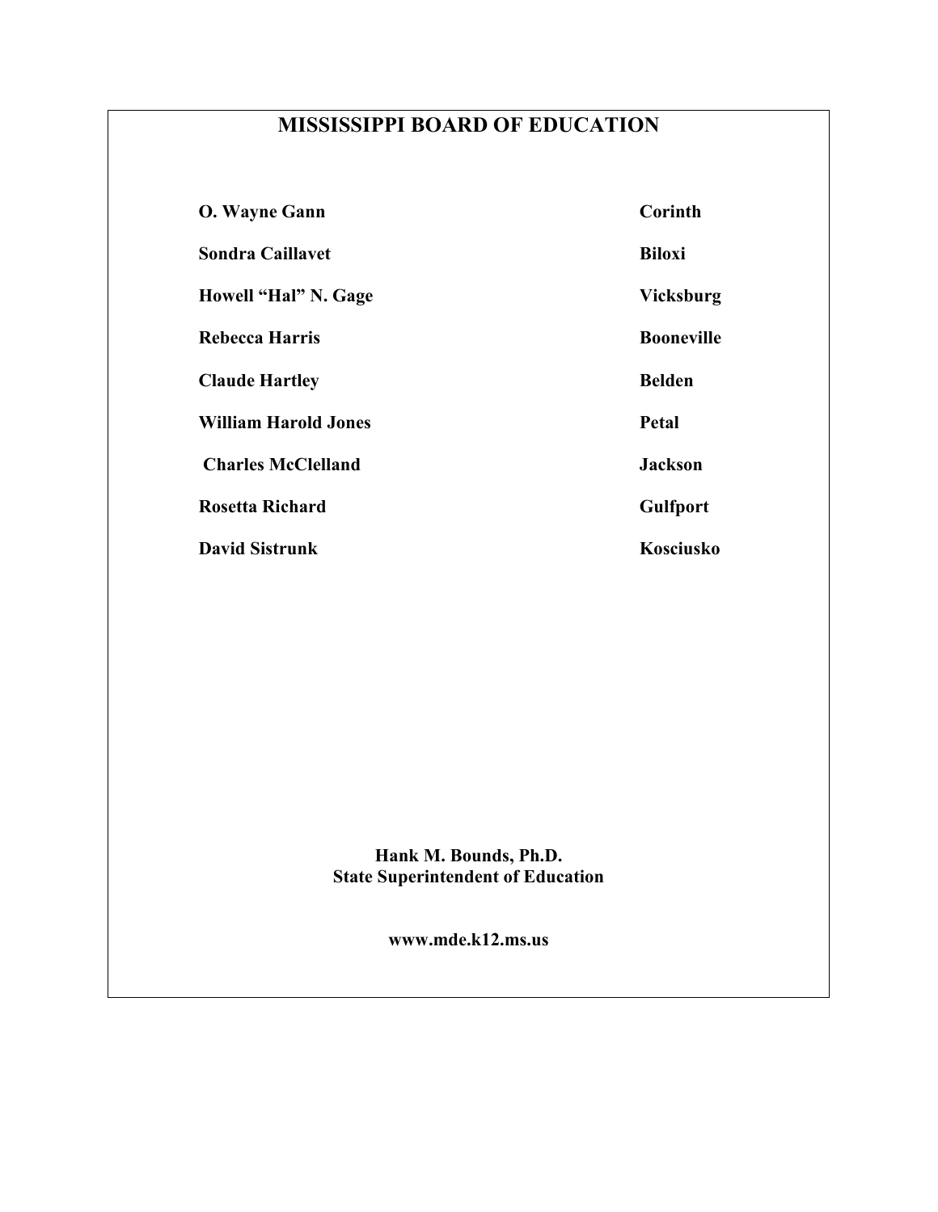# MISSISSIPPI BOARD OF EDUCATION

| | |
|---|---|
| **O. Wayne Gann** | **Corinth** |
| **Sondra Caillavet** | **Biloxi** |
| **Howell "Hal" N. Gage** | **Vicksburg** |
| **Rebecca Harris** | **Booneville** |
| **Claude Hartley** | **Belden** |
| **William Harold Jones** | **Petal** |
| **Charles McClelland** | **Jackson** |
| **Rosetta Richard** | **Gulfport** |
| **David Sistrunk** | **Kosciusko** |

**Hank M. Bounds, Ph.D.**
**State Superintendent of Education**

**www.mde.k12.ms.us**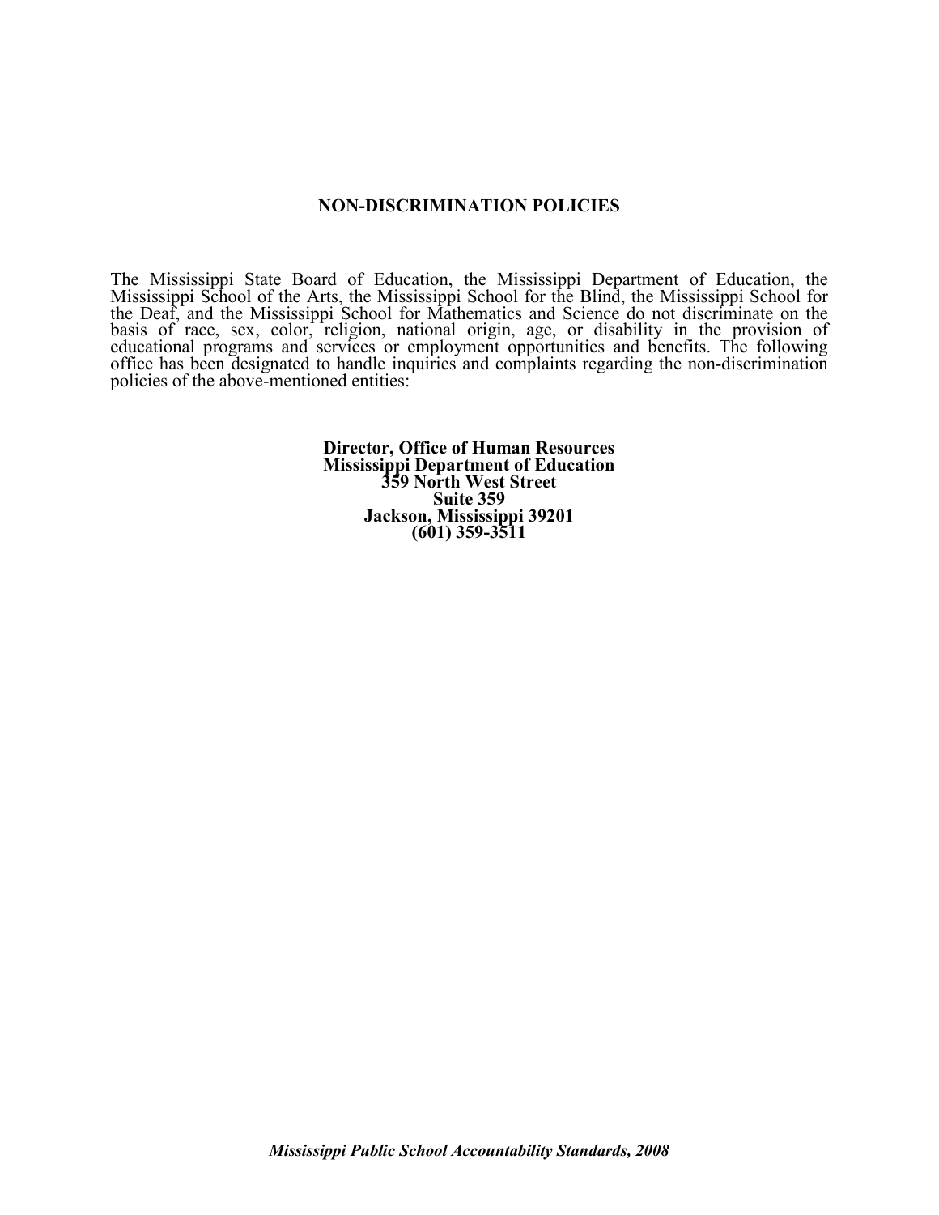## NON-DISCRIMINATION POLICIES

The Mississippi State Board of Education, the Mississippi Department of Education, the Mississippi School of the Arts, the Mississippi School for the Blind, the Mississippi School for the Deaf, and the Mississippi School for Mathematics and Science do not discriminate on the basis of race, sex, color, religion, national origin, age, or disability in the provision of educational programs and services or employment opportunities and benefits. The following office has been designated to handle inquiries and complaints regarding the non-discrimination policies of the above-mentioned entities:

**Director, Office of Human Resources**
**Mississippi Department of Education**
**359 North West Street**
**Suite 359**
**Jackson, Mississippi 39201**
**(601) 359-3511**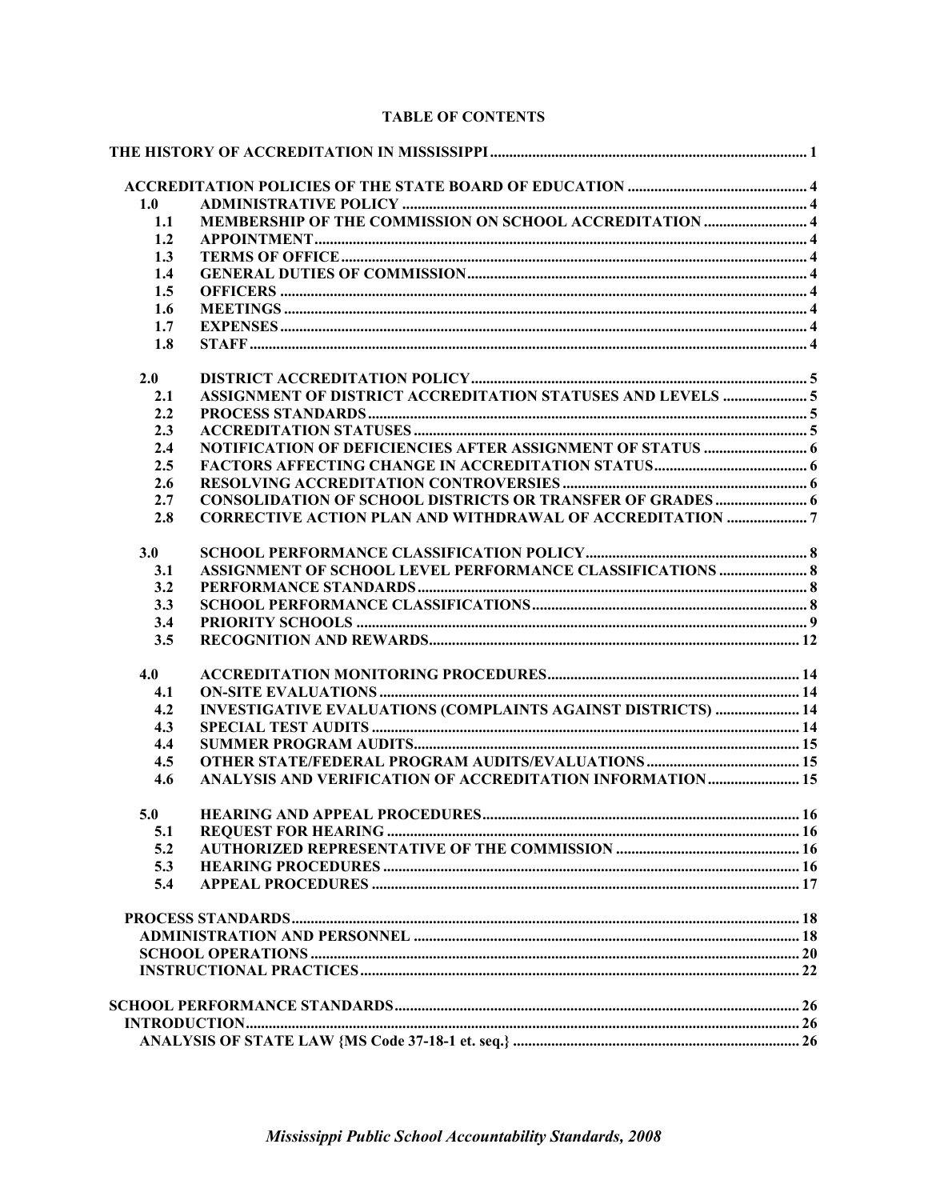**TABLE OF CONTENTS**

| | | |
|---|---|---|
| **THE HISTORY OF ACCREDITATION IN MISSISSIPPI** | | **1** |
| **ACCREDITATION POLICIES OF THE STATE BOARD OF EDUCATION** | | **4** |
| **1.0** | **ADMINISTRATIVE POLICY** | **4** |
| **1.1** | **MEMBERSHIP OF THE COMMISSION ON SCHOOL ACCREDITATION** | **4** |
| **1.2** | **APPOINTMENT** | **4** |
| **1.3** | **TERMS OF OFFICE** | **4** |
| **1.4** | **GENERAL DUTIES OF COMMISSION** | **4** |
| **1.5** | **OFFICERS** | **4** |
| **1.6** | **MEETINGS** | **4** |
| **1.7** | **EXPENSES** | **4** |
| **1.8** | **STAFF** | **4** |
| **2.0** | **DISTRICT ACCREDITATION POLICY** | **5** |
| **2.1** | **ASSIGNMENT OF DISTRICT ACCREDITATION STATUSES AND LEVELS** | **5** |
| **2.2** | **PROCESS STANDARDS** | **5** |
| **2.3** | **ACCREDITATION STATUSES** | **5** |
| **2.4** | **NOTIFICATION OF DEFICIENCIES AFTER ASSIGNMENT OF STATUS** | **6** |
| **2.5** | **FACTORS AFFECTING CHANGE IN ACCREDITATION STATUS** | **6** |
| **2.6** | **RESOLVING ACCREDITATION CONTROVERSIES** | **6** |
| **2.7** | **CONSOLIDATION OF SCHOOL DISTRICTS OR TRANSFER OF GRADES** | **6** |
| **2.8** | **CORRECTIVE ACTION PLAN AND WITHDRAWAL OF ACCREDITATION** | **7** |
| **3.0** | **SCHOOL PERFORMANCE CLASSIFICATION POLICY** | **8** |
| **3.1** | **ASSIGNMENT OF SCHOOL LEVEL PERFORMANCE CLASSIFICATIONS** | **8** |
| **3.2** | **PERFORMANCE STANDARDS** | **8** |
| **3.3** | **SCHOOL PERFORMANCE CLASSIFICATIONS** | **8** |
| **3.4** | **PRIORITY SCHOOLS** | **9** |
| **3.5** | **RECOGNITION AND REWARDS** | **12** |
| **4.0** | **ACCREDITATION MONITORING PROCEDURES** | **14** |
| **4.1** | **ON-SITE EVALUATIONS** | **14** |
| **4.2** | **INVESTIGATIVE EVALUATIONS (COMPLAINTS AGAINST DISTRICTS)** | **14** |
| **4.3** | **SPECIAL TEST AUDITS** | **14** |
| **4.4** | **SUMMER PROGRAM AUDITS** | **15** |
| **4.5** | **OTHER STATE/FEDERAL PROGRAM AUDITS/EVALUATIONS** | **15** |
| **4.6** | **ANALYSIS AND VERIFICATION OF ACCREDITATION INFORMATION** | **15** |
| **5.0** | **HEARING AND APPEAL PROCEDURES** | **16** |
| **5.1** | **REQUEST FOR HEARING** | **16** |
| **5.2** | **AUTHORIZED REPRESENTATIVE OF THE COMMISSION** | **16** |
| **5.3** | **HEARING PROCEDURES** | **16** |
| **5.4** | **APPEAL PROCEDURES** | **17** |
| **PROCESS STANDARDS** | | **18** |
| **ADMINISTRATION AND PERSONNEL** | | **18** |
| **SCHOOL OPERATIONS** | | **20** |
| **INSTRUCTIONAL PRACTICES** | | **22** |
| **SCHOOL PERFORMANCE STANDARDS** | | **26** |
| **INTRODUCTION** | | **26** |
| **ANALYSIS OF STATE LAW {MS Code 37-18-1 et. seq.}** | | **26** |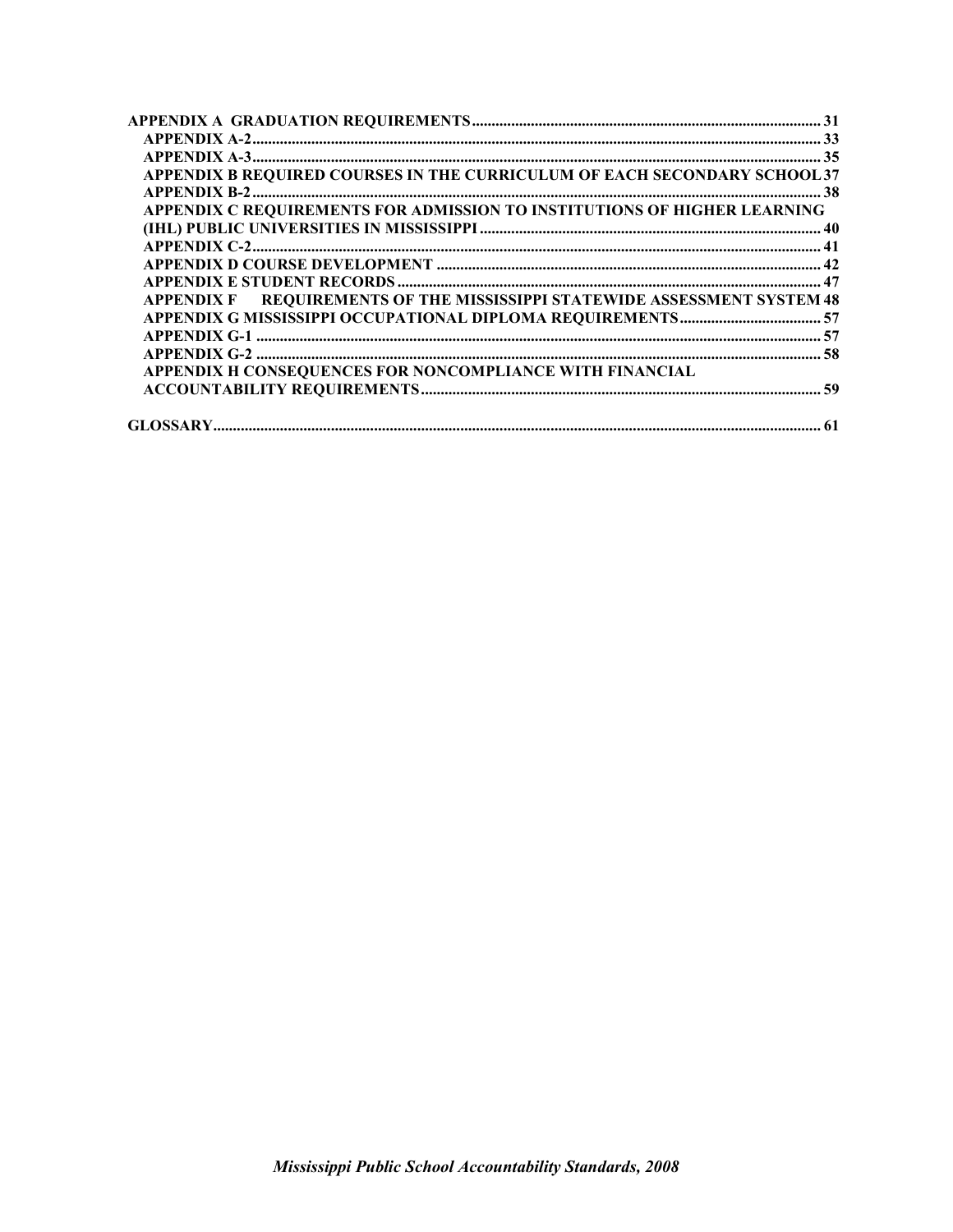APPENDIX A GRADUATION REQUIREMENTS ........ 31
- APPENDIX A-2 ........ 33
- APPENDIX A-3 ........ 35
- APPENDIX B REQUIRED COURSES IN THE CURRICULUM OF EACH SECONDARY SCHOOL 37
- APPENDIX B-2 ........ 38
- APPENDIX C REQUIREMENTS FOR ADMISSION TO INSTITUTIONS OF HIGHER LEARNING (IHL) PUBLIC UNIVERSITIES IN MISSISSIPPI ........ 40
- APPENDIX C-2 ........ 41
- APPENDIX D COURSE DEVELOPMENT ........ 42
- APPENDIX E STUDENT RECORDS ........ 47
- APPENDIX F REQUIREMENTS OF THE MISSISSIPPI STATEWIDE ASSESSMENT SYSTEM 48
- APPENDIX G MISSISSIPPI OCCUPATIONAL DIPLOMA REQUIREMENTS ........ 57
- APPENDIX G-1 ........ 57
- APPENDIX G-2 ........ 58
- APPENDIX H CONSEQUENCES FOR NONCOMPLIANCE WITH FINANCIAL ACCOUNTABILITY REQUIREMENTS ........ 59

GLOSSARY ........ 61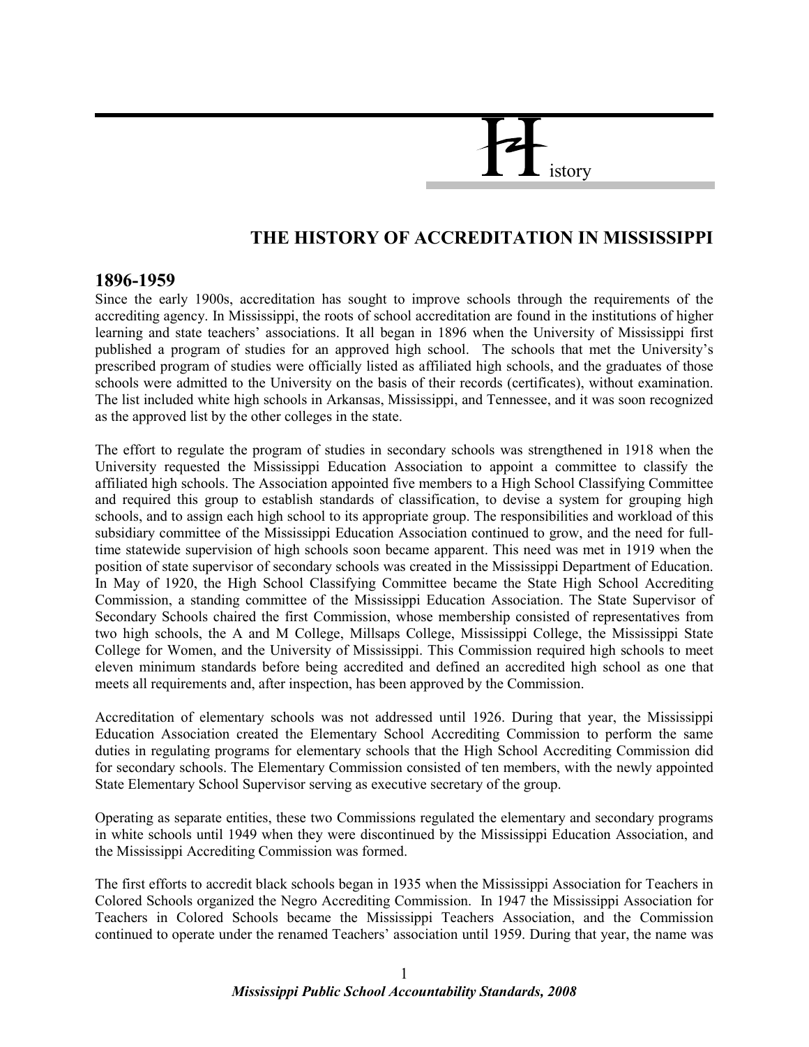# History

## THE HISTORY OF ACCREDITATION IN MISSISSIPPI

### 1896-1959

Since the early 1900s, accreditation has sought to improve schools through the requirements of the accrediting agency. In Mississippi, the roots of school accreditation are found in the institutions of higher learning and state teachers' associations. It all began in 1896 when the University of Mississippi first published a program of studies for an approved high school. The schools that met the University's prescribed program of studies were officially listed as affiliated high schools, and the graduates of those schools were admitted to the University on the basis of their records (certificates), without examination. The list included white high schools in Arkansas, Mississippi, and Tennessee, and it was soon recognized as the approved list by the other colleges in the state.

The effort to regulate the program of studies in secondary schools was strengthened in 1918 when the University requested the Mississippi Education Association to appoint a committee to classify the affiliated high schools. The Association appointed five members to a High School Classifying Committee and required this group to establish standards of classification, to devise a system for grouping high schools, and to assign each high school to its appropriate group. The responsibilities and workload of this subsidiary committee of the Mississippi Education Association continued to grow, and the need for full-time statewide supervision of high schools soon became apparent. This need was met in 1919 when the position of state supervisor of secondary schools was created in the Mississippi Department of Education. In May of 1920, the High School Classifying Committee became the State High School Accrediting Commission, a standing committee of the Mississippi Education Association. The State Supervisor of Secondary Schools chaired the first Commission, whose membership consisted of representatives from two high schools, the A and M College, Millsaps College, Mississippi College, the Mississippi State College for Women, and the University of Mississippi. This Commission required high schools to meet eleven minimum standards before being accredited and defined an accredited high school as one that meets all requirements and, after inspection, has been approved by the Commission.

Accreditation of elementary schools was not addressed until 1926. During that year, the Mississippi Education Association created the Elementary School Accrediting Commission to perform the same duties in regulating programs for elementary schools that the High School Accrediting Commission did for secondary schools. The Elementary Commission consisted of ten members, with the newly appointed State Elementary School Supervisor serving as executive secretary of the group.

Operating as separate entities, these two Commissions regulated the elementary and secondary programs in white schools until 1949 when they were discontinued by the Mississippi Education Association, and the Mississippi Accrediting Commission was formed.

The first efforts to accredit black schools began in 1935 when the Mississippi Association for Teachers in Colored Schools organized the Negro Accrediting Commission. In 1947 the Mississippi Association for Teachers in Colored Schools became the Mississippi Teachers Association, and the Commission continued to operate under the renamed Teachers' association until 1959. During that year, the name was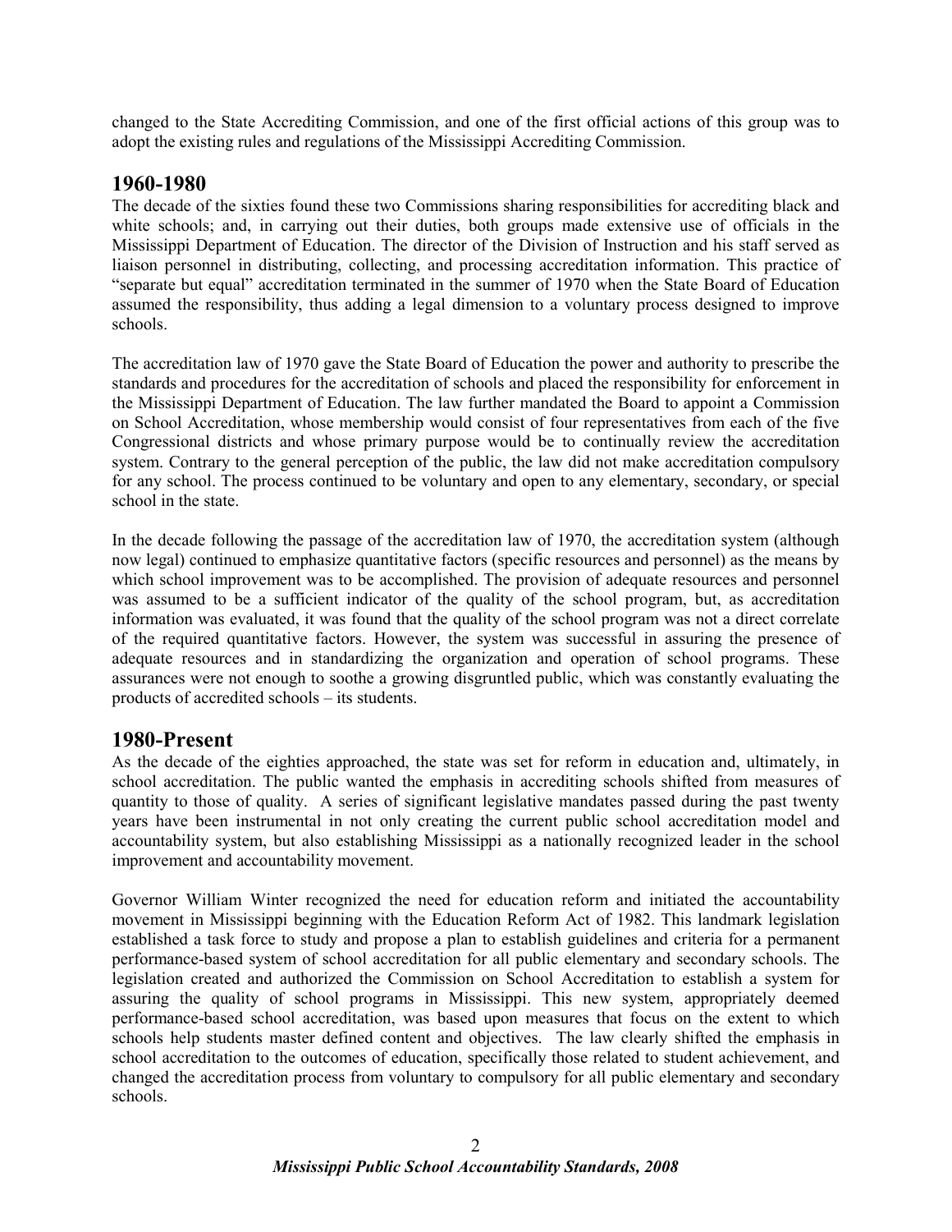changed to the State Accrediting Commission, and one of the first official actions of this group was to adopt the existing rules and regulations of the Mississippi Accrediting Commission.

## 1960-1980

The decade of the sixties found these two Commissions sharing responsibilities for accrediting black and white schools; and, in carrying out their duties, both groups made extensive use of officials in the Mississippi Department of Education. The director of the Division of Instruction and his staff served as liaison personnel in distributing, collecting, and processing accreditation information. This practice of "separate but equal" accreditation terminated in the summer of 1970 when the State Board of Education assumed the responsibility, thus adding a legal dimension to a voluntary process designed to improve schools.

The accreditation law of 1970 gave the State Board of Education the power and authority to prescribe the standards and procedures for the accreditation of schools and placed the responsibility for enforcement in the Mississippi Department of Education. The law further mandated the Board to appoint a Commission on School Accreditation, whose membership would consist of four representatives from each of the five Congressional districts and whose primary purpose would be to continually review the accreditation system. Contrary to the general perception of the public, the law did not make accreditation compulsory for any school. The process continued to be voluntary and open to any elementary, secondary, or special school in the state.

In the decade following the passage of the accreditation law of 1970, the accreditation system (although now legal) continued to emphasize quantitative factors (specific resources and personnel) as the means by which school improvement was to be accomplished. The provision of adequate resources and personnel was assumed to be a sufficient indicator of the quality of the school program, but, as accreditation information was evaluated, it was found that the quality of the school program was not a direct correlate of the required quantitative factors. However, the system was successful in assuring the presence of adequate resources and in standardizing the organization and operation of school programs. These assurances were not enough to soothe a growing disgruntled public, which was constantly evaluating the products of accredited schools – its students.

## 1980-Present

As the decade of the eighties approached, the state was set for reform in education and, ultimately, in school accreditation. The public wanted the emphasis in accrediting schools shifted from measures of quantity to those of quality. A series of significant legislative mandates passed during the past twenty years have been instrumental in not only creating the current public school accreditation model and accountability system, but also establishing Mississippi as a nationally recognized leader in the school improvement and accountability movement.

Governor William Winter recognized the need for education reform and initiated the accountability movement in Mississippi beginning with the Education Reform Act of 1982. This landmark legislation established a task force to study and propose a plan to establish guidelines and criteria for a permanent performance-based system of school accreditation for all public elementary and secondary schools. The legislation created and authorized the Commission on School Accreditation to establish a system for assuring the quality of school programs in Mississippi. This new system, appropriately deemed performance-based school accreditation, was based upon measures that focus on the extent to which schools help students master defined content and objectives. The law clearly shifted the emphasis in school accreditation to the outcomes of education, specifically those related to student achievement, and changed the accreditation process from voluntary to compulsory for all public elementary and secondary schools.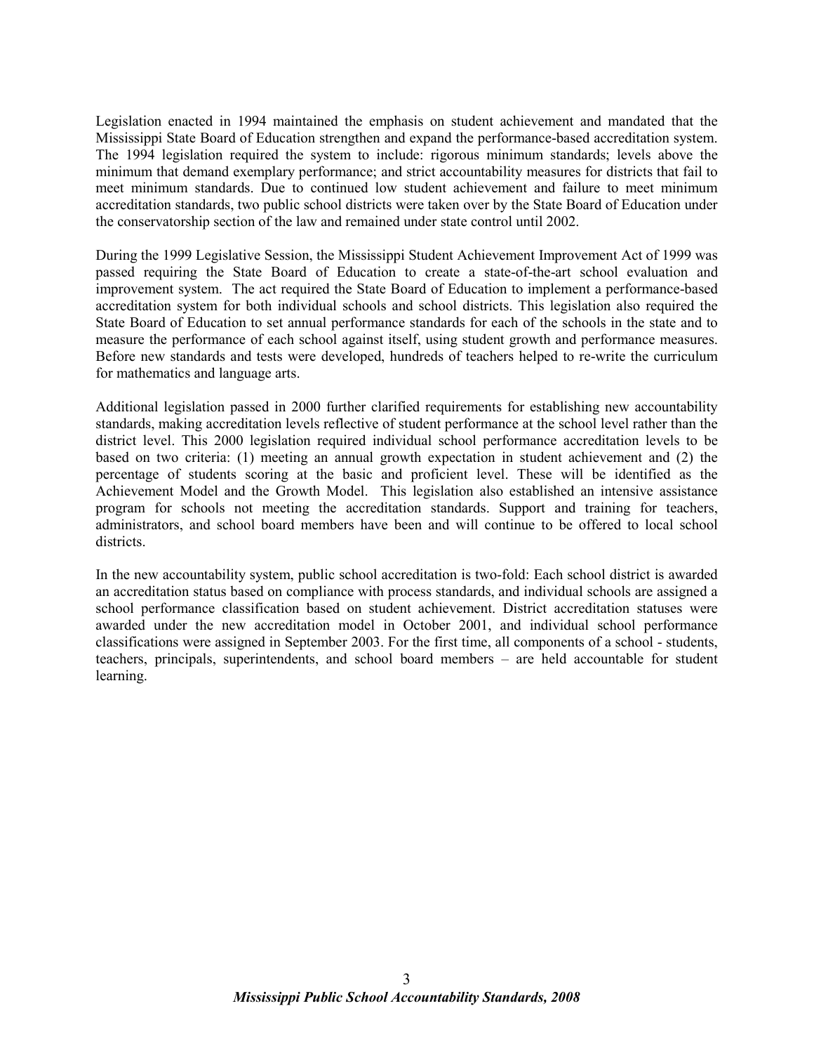Legislation enacted in 1994 maintained the emphasis on student achievement and mandated that the Mississippi State Board of Education strengthen and expand the performance-based accreditation system. The 1994 legislation required the system to include: rigorous minimum standards; levels above the minimum that demand exemplary performance; and strict accountability measures for districts that fail to meet minimum standards. Due to continued low student achievement and failure to meet minimum accreditation standards, two public school districts were taken over by the State Board of Education under the conservatorship section of the law and remained under state control until 2002.

During the 1999 Legislative Session, the Mississippi Student Achievement Improvement Act of 1999 was passed requiring the State Board of Education to create a state-of-the-art school evaluation and improvement system. The act required the State Board of Education to implement a performance-based accreditation system for both individual schools and school districts. This legislation also required the State Board of Education to set annual performance standards for each of the schools in the state and to measure the performance of each school against itself, using student growth and performance measures. Before new standards and tests were developed, hundreds of teachers helped to re-write the curriculum for mathematics and language arts.

Additional legislation passed in 2000 further clarified requirements for establishing new accountability standards, making accreditation levels reflective of student performance at the school level rather than the district level. This 2000 legislation required individual school performance accreditation levels to be based on two criteria: (1) meeting an annual growth expectation in student achievement and (2) the percentage of students scoring at the basic and proficient level. These will be identified as the Achievement Model and the Growth Model. This legislation also established an intensive assistance program for schools not meeting the accreditation standards. Support and training for teachers, administrators, and school board members have been and will continue to be offered to local school districts.

In the new accountability system, public school accreditation is two-fold: Each school district is awarded an accreditation status based on compliance with process standards, and individual schools are assigned a school performance classification based on student achievement. District accreditation statuses were awarded under the new accreditation model in October 2001, and individual school performance classifications were assigned in September 2003. For the first time, all components of a school - students, teachers, principals, superintendents, and school board members – are held accountable for student learning.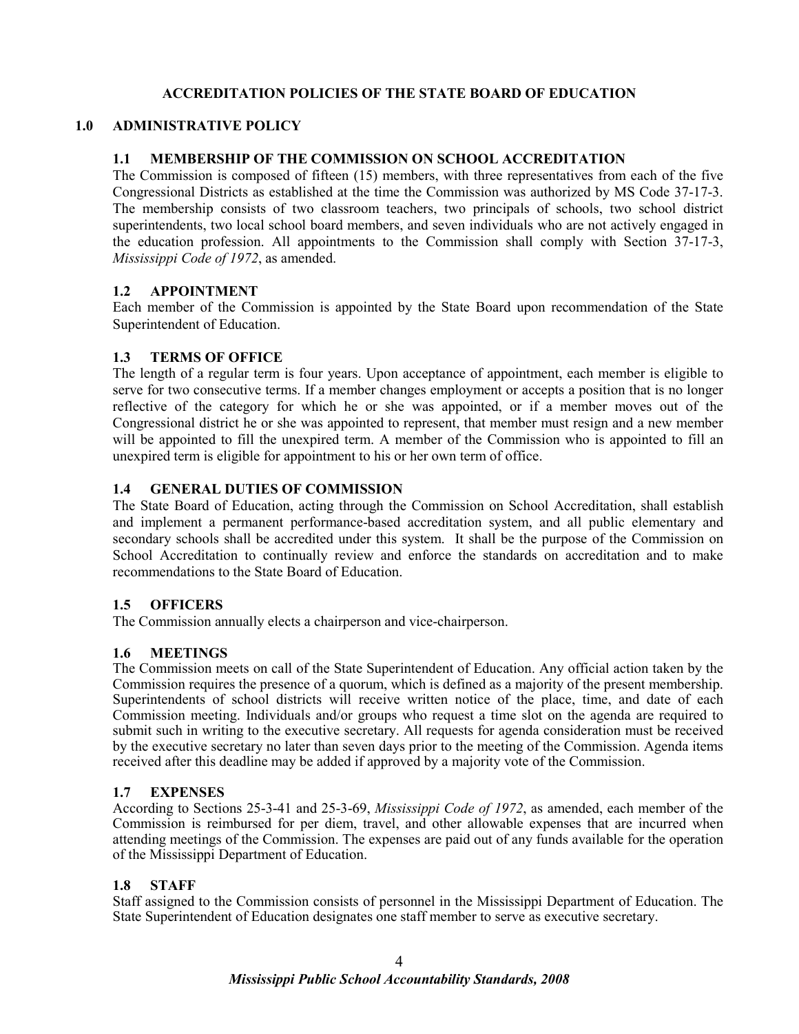# ACCREDITATION POLICIES OF THE STATE BOARD OF EDUCATION

## 1.0 ADMINISTRATIVE POLICY

### 1.1 MEMBERSHIP OF THE COMMISSION ON SCHOOL ACCREDITATION

The Commission is composed of fifteen (15) members, with three representatives from each of the five Congressional Districts as established at the time the Commission was authorized by MS Code 37-17-3. The membership consists of two classroom teachers, two principals of schools, two school district superintendents, two local school board members, and seven individuals who are not actively engaged in the education profession. All appointments to the Commission shall comply with Section 37-17-3, *Mississippi Code of 1972*, as amended.

### 1.2 APPOINTMENT

Each member of the Commission is appointed by the State Board upon recommendation of the State Superintendent of Education.

### 1.3 TERMS OF OFFICE

The length of a regular term is four years. Upon acceptance of appointment, each member is eligible to serve for two consecutive terms. If a member changes employment or accepts a position that is no longer reflective of the category for which he or she was appointed, or if a member moves out of the Congressional district he or she was appointed to represent, that member must resign and a new member will be appointed to fill the unexpired term. A member of the Commission who is appointed to fill an unexpired term is eligible for appointment to his or her own term of office.

### 1.4 GENERAL DUTIES OF COMMISSION

The State Board of Education, acting through the Commission on School Accreditation, shall establish and implement a permanent performance-based accreditation system, and all public elementary and secondary schools shall be accredited under this system. It shall be the purpose of the Commission on School Accreditation to continually review and enforce the standards on accreditation and to make recommendations to the State Board of Education.

### 1.5 OFFICERS

The Commission annually elects a chairperson and vice-chairperson.

### 1.6 MEETINGS

The Commission meets on call of the State Superintendent of Education. Any official action taken by the Commission requires the presence of a quorum, which is defined as a majority of the present membership. Superintendents of school districts will receive written notice of the place, time, and date of each Commission meeting. Individuals and/or groups who request a time slot on the agenda are required to submit such in writing to the executive secretary. All requests for agenda consideration must be received by the executive secretary no later than seven days prior to the meeting of the Commission. Agenda items received after this deadline may be added if approved by a majority vote of the Commission.

### 1.7 EXPENSES

According to Sections 25-3-41 and 25-3-69, *Mississippi Code of 1972*, as amended, each member of the Commission is reimbursed for per diem, travel, and other allowable expenses that are incurred when attending meetings of the Commission. The expenses are paid out of any funds available for the operation of the Mississippi Department of Education.

### 1.8 STAFF

Staff assigned to the Commission consists of personnel in the Mississippi Department of Education. The State Superintendent of Education designates one staff member to serve as executive secretary.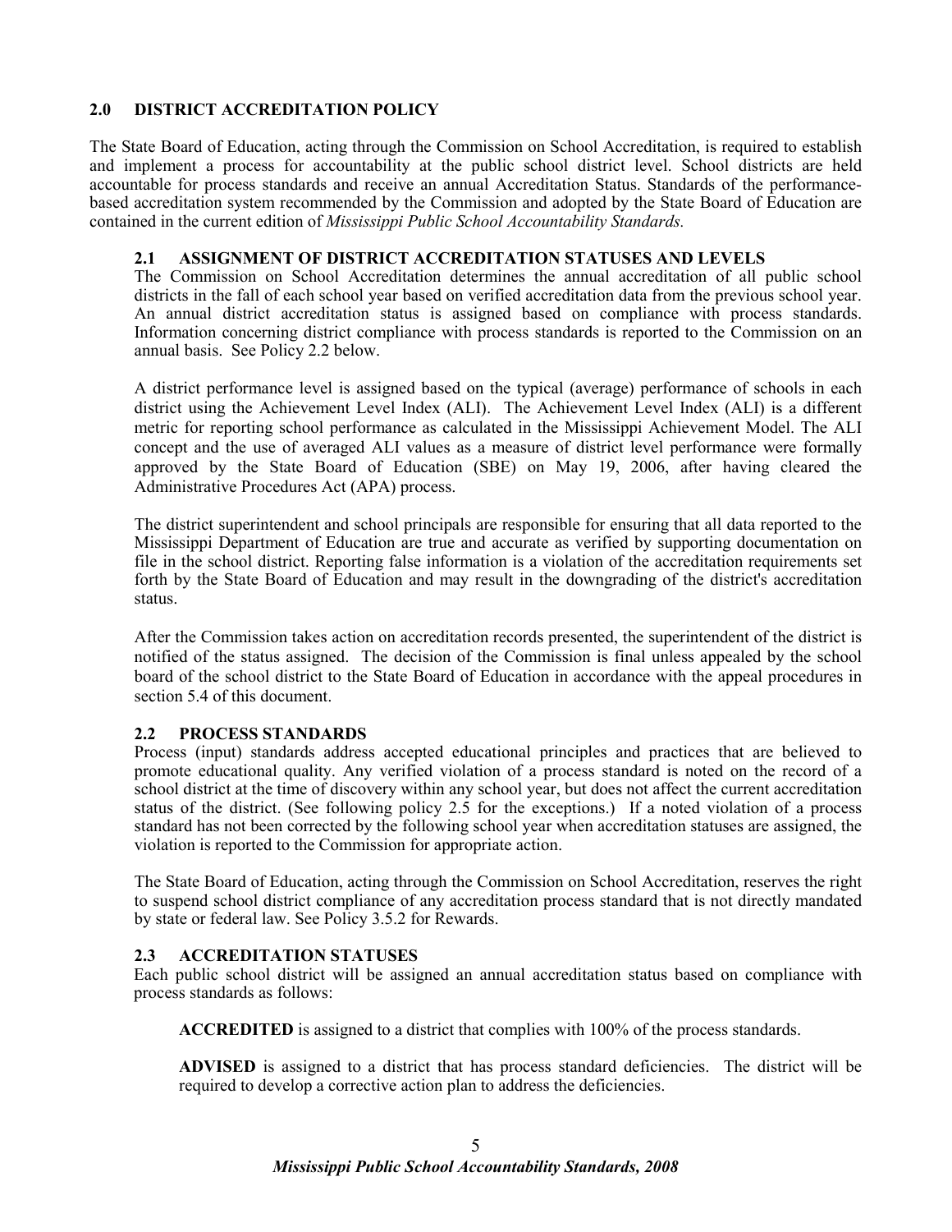## 2.0 DISTRICT ACCREDITATION POLICY

The State Board of Education, acting through the Commission on School Accreditation, is required to establish and implement a process for accountability at the public school district level. School districts are held accountable for process standards and receive an annual Accreditation Status. Standards of the performance-based accreditation system recommended by the Commission and adopted by the State Board of Education are contained in the current edition of *Mississippi Public School Accountability Standards.*

### 2.1 ASSIGNMENT OF DISTRICT ACCREDITATION STATUSES AND LEVELS

The Commission on School Accreditation determines the annual accreditation of all public school districts in the fall of each school year based on verified accreditation data from the previous school year. An annual district accreditation status is assigned based on compliance with process standards. Information concerning district compliance with process standards is reported to the Commission on an annual basis. See Policy 2.2 below.

A district performance level is assigned based on the typical (average) performance of schools in each district using the Achievement Level Index (ALI). The Achievement Level Index (ALI) is a different metric for reporting school performance as calculated in the Mississippi Achievement Model. The ALI concept and the use of averaged ALI values as a measure of district level performance were formally approved by the State Board of Education (SBE) on May 19, 2006, after having cleared the Administrative Procedures Act (APA) process.

The district superintendent and school principals are responsible for ensuring that all data reported to the Mississippi Department of Education are true and accurate as verified by supporting documentation on file in the school district. Reporting false information is a violation of the accreditation requirements set forth by the State Board of Education and may result in the downgrading of the district's accreditation status.

After the Commission takes action on accreditation records presented, the superintendent of the district is notified of the status assigned. The decision of the Commission is final unless appealed by the school board of the school district to the State Board of Education in accordance with the appeal procedures in section 5.4 of this document.

### 2.2 PROCESS STANDARDS

Process (input) standards address accepted educational principles and practices that are believed to promote educational quality. Any verified violation of a process standard is noted on the record of a school district at the time of discovery within any school year, but does not affect the current accreditation status of the district. (See following policy 2.5 for the exceptions.) If a noted violation of a process standard has not been corrected by the following school year when accreditation statuses are assigned, the violation is reported to the Commission for appropriate action.

The State Board of Education, acting through the Commission on School Accreditation, reserves the right to suspend school district compliance of any accreditation process standard that is not directly mandated by state or federal law. See Policy 3.5.2 for Rewards.

### 2.3 ACCREDITATION STATUSES

Each public school district will be assigned an annual accreditation status based on compliance with process standards as follows:

**ACCREDITED** is assigned to a district that complies with 100% of the process standards.

**ADVISED** is assigned to a district that has process standard deficiencies. The district will be required to develop a corrective action plan to address the deficiencies.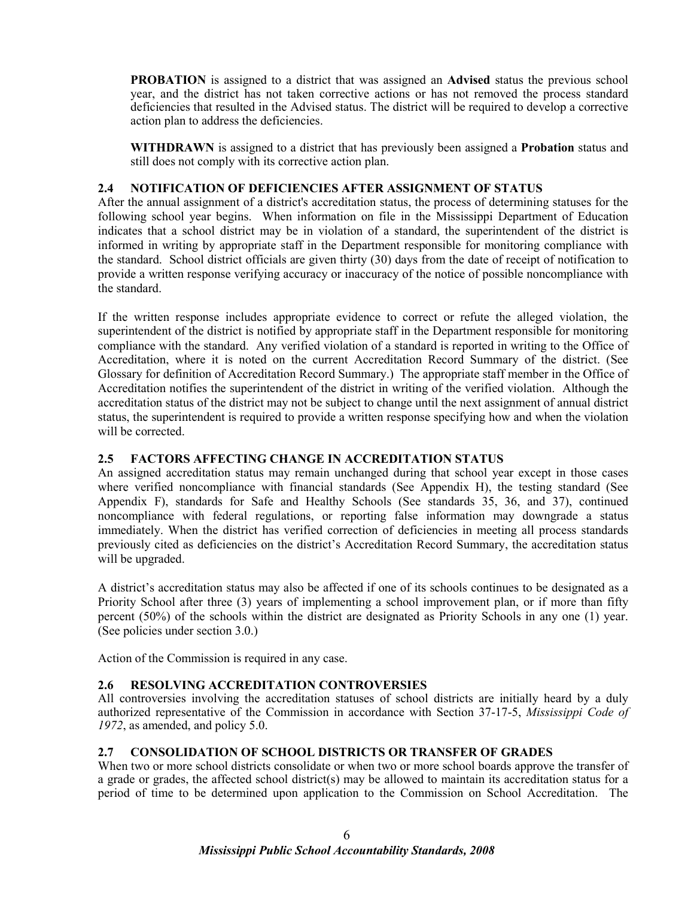**PROBATION** is assigned to a district that was assigned an **Advised** status the previous school year, and the district has not taken corrective actions or has not removed the process standard deficiencies that resulted in the Advised status. The district will be required to develop a corrective action plan to address the deficiencies.

**WITHDRAWN** is assigned to a district that has previously been assigned a **Probation** status and still does not comply with its corrective action plan.

### 2.4 NOTIFICATION OF DEFICIENCIES AFTER ASSIGNMENT OF STATUS

After the annual assignment of a district's accreditation status, the process of determining statuses for the following school year begins. When information on file in the Mississippi Department of Education indicates that a school district may be in violation of a standard, the superintendent of the district is informed in writing by appropriate staff in the Department responsible for monitoring compliance with the standard. School district officials are given thirty (30) days from the date of receipt of notification to provide a written response verifying accuracy or inaccuracy of the notice of possible noncompliance with the standard.

If the written response includes appropriate evidence to correct or refute the alleged violation, the superintendent of the district is notified by appropriate staff in the Department responsible for monitoring compliance with the standard. Any verified violation of a standard is reported in writing to the Office of Accreditation, where it is noted on the current Accreditation Record Summary of the district. (See Glossary for definition of Accreditation Record Summary.) The appropriate staff member in the Office of Accreditation notifies the superintendent of the district in writing of the verified violation. Although the accreditation status of the district may not be subject to change until the next assignment of annual district status, the superintendent is required to provide a written response specifying how and when the violation will be corrected.

### 2.5 FACTORS AFFECTING CHANGE IN ACCREDITATION STATUS

An assigned accreditation status may remain unchanged during that school year except in those cases where verified noncompliance with financial standards (See Appendix H), the testing standard (See Appendix F), standards for Safe and Healthy Schools (See standards 35, 36, and 37), continued noncompliance with federal regulations, or reporting false information may downgrade a status immediately. When the district has verified correction of deficiencies in meeting all process standards previously cited as deficiencies on the district's Accreditation Record Summary, the accreditation status will be upgraded.

A district's accreditation status may also be affected if one of its schools continues to be designated as a Priority School after three (3) years of implementing a school improvement plan, or if more than fifty percent (50%) of the schools within the district are designated as Priority Schools in any one (1) year. (See policies under section 3.0.)

Action of the Commission is required in any case.

### 2.6 RESOLVING ACCREDITATION CONTROVERSIES

All controversies involving the accreditation statuses of school districts are initially heard by a duly authorized representative of the Commission in accordance with Section 37-17-5, *Mississippi Code of 1972*, as amended, and policy 5.0.

### 2.7 CONSOLIDATION OF SCHOOL DISTRICTS OR TRANSFER OF GRADES

When two or more school districts consolidate or when two or more school boards approve the transfer of a grade or grades, the affected school district(s) may be allowed to maintain its accreditation status for a period of time to be determined upon application to the Commission on School Accreditation. The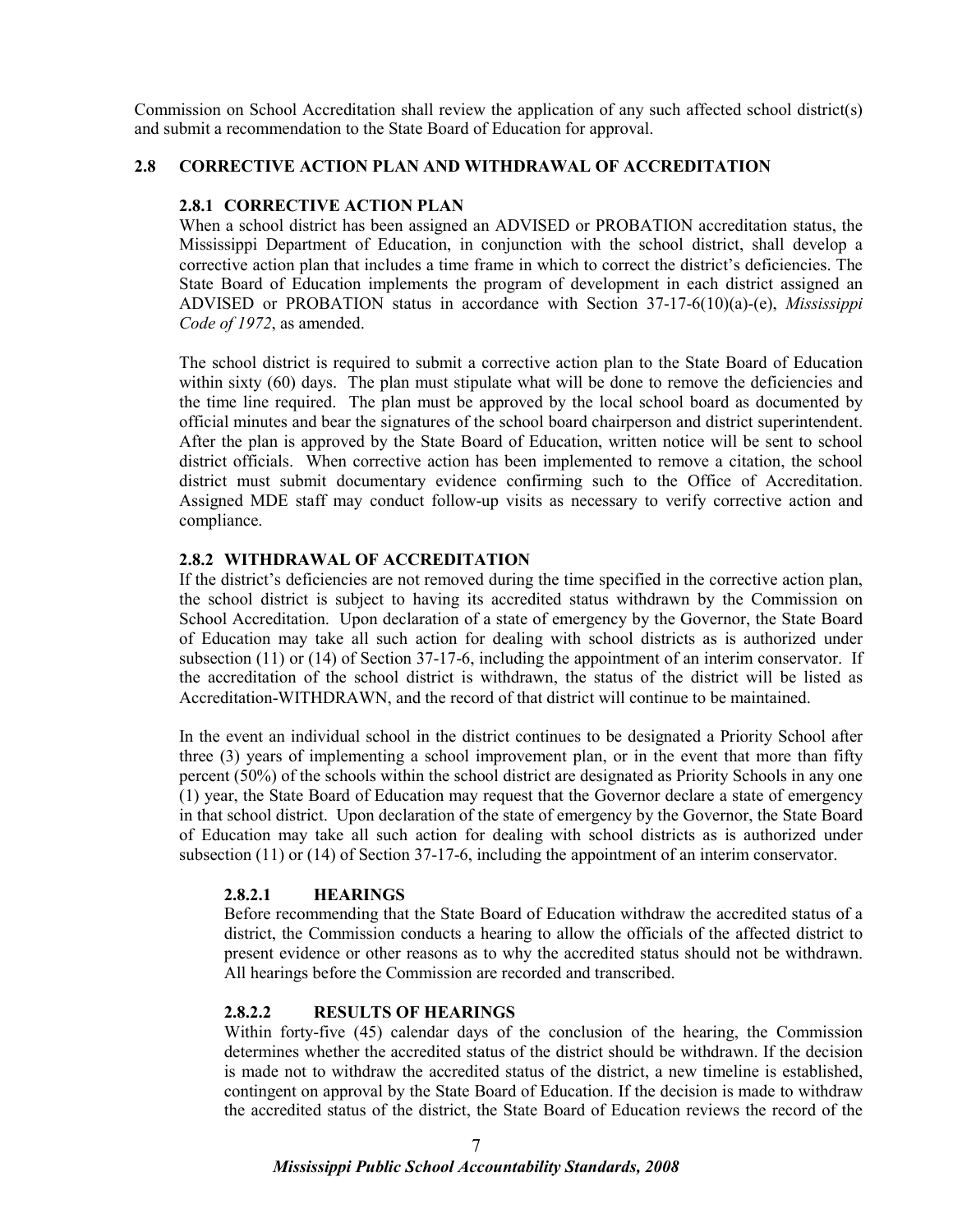Commission on School Accreditation shall review the application of any such affected school district(s) and submit a recommendation to the State Board of Education for approval.

## 2.8 CORRECTIVE ACTION PLAN AND WITHDRAWAL OF ACCREDITATION

### 2.8.1 CORRECTIVE ACTION PLAN

When a school district has been assigned an ADVISED or PROBATION accreditation status, the Mississippi Department of Education, in conjunction with the school district, shall develop a corrective action plan that includes a time frame in which to correct the district's deficiencies. The State Board of Education implements the program of development in each district assigned an ADVISED or PROBATION status in accordance with Section 37-17-6(10)(a)-(e), *Mississippi Code of 1972*, as amended.

The school district is required to submit a corrective action plan to the State Board of Education within sixty (60) days. The plan must stipulate what will be done to remove the deficiencies and the time line required. The plan must be approved by the local school board as documented by official minutes and bear the signatures of the school board chairperson and district superintendent. After the plan is approved by the State Board of Education, written notice will be sent to school district officials. When corrective action has been implemented to remove a citation, the school district must submit documentary evidence confirming such to the Office of Accreditation. Assigned MDE staff may conduct follow-up visits as necessary to verify corrective action and compliance.

### 2.8.2 WITHDRAWAL OF ACCREDITATION

If the district's deficiencies are not removed during the time specified in the corrective action plan, the school district is subject to having its accredited status withdrawn by the Commission on School Accreditation. Upon declaration of a state of emergency by the Governor, the State Board of Education may take all such action for dealing with school districts as is authorized under subsection (11) or (14) of Section 37-17-6, including the appointment of an interim conservator. If the accreditation of the school district is withdrawn, the status of the district will be listed as Accreditation-WITHDRAWN, and the record of that district will continue to be maintained.

In the event an individual school in the district continues to be designated a Priority School after three (3) years of implementing a school improvement plan, or in the event that more than fifty percent (50%) of the schools within the school district are designated as Priority Schools in any one (1) year, the State Board of Education may request that the Governor declare a state of emergency in that school district. Upon declaration of the state of emergency by the Governor, the State Board of Education may take all such action for dealing with school districts as is authorized under subsection (11) or (14) of Section 37-17-6, including the appointment of an interim conservator.

#### 2.8.2.1 HEARINGS

Before recommending that the State Board of Education withdraw the accredited status of a district, the Commission conducts a hearing to allow the officials of the affected district to present evidence or other reasons as to why the accredited status should not be withdrawn. All hearings before the Commission are recorded and transcribed.

#### 2.8.2.2 RESULTS OF HEARINGS

Within forty-five (45) calendar days of the conclusion of the hearing, the Commission determines whether the accredited status of the district should be withdrawn. If the decision is made not to withdraw the accredited status of the district, a new timeline is established, contingent on approval by the State Board of Education. If the decision is made to withdraw the accredited status of the district, the State Board of Education reviews the record of the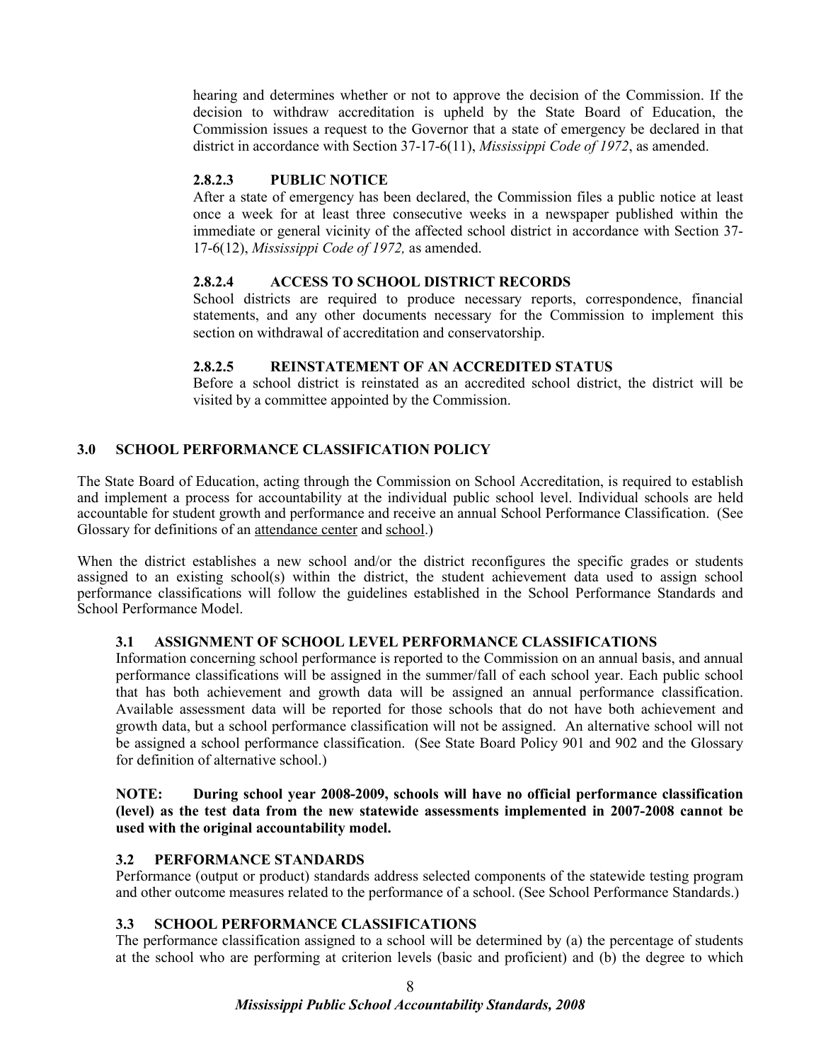hearing and determines whether or not to approve the decision of the Commission. If the decision to withdraw accreditation is upheld by the State Board of Education, the Commission issues a request to the Governor that a state of emergency be declared in that district in accordance with Section 37-17-6(11), *Mississippi Code of 1972*, as amended.

#### 2.8.2.3 PUBLIC NOTICE

After a state of emergency has been declared, the Commission files a public notice at least once a week for at least three consecutive weeks in a newspaper published within the immediate or general vicinity of the affected school district in accordance with Section 37-17-6(12), *Mississippi Code of 1972,* as amended.

#### 2.8.2.4 ACCESS TO SCHOOL DISTRICT RECORDS

School districts are required to produce necessary reports, correspondence, financial statements, and any other documents necessary for the Commission to implement this section on withdrawal of accreditation and conservatorship.

#### 2.8.2.5 REINSTATEMENT OF AN ACCREDITED STATUS

Before a school district is reinstated as an accredited school district, the district will be visited by a committee appointed by the Commission.

## 3.0 SCHOOL PERFORMANCE CLASSIFICATION POLICY

The State Board of Education, acting through the Commission on School Accreditation, is required to establish and implement a process for accountability at the individual public school level. Individual schools are held accountable for student growth and performance and receive an annual School Performance Classification. (See Glossary for definitions of an attendance center and school.)

When the district establishes a new school and/or the district reconfigures the specific grades or students assigned to an existing school(s) within the district, the student achievement data used to assign school performance classifications will follow the guidelines established in the School Performance Standards and School Performance Model.

### 3.1 ASSIGNMENT OF SCHOOL LEVEL PERFORMANCE CLASSIFICATIONS

Information concerning school performance is reported to the Commission on an annual basis, and annual performance classifications will be assigned in the summer/fall of each school year. Each public school that has both achievement and growth data will be assigned an annual performance classification. Available assessment data will be reported for those schools that do not have both achievement and growth data, but a school performance classification will not be assigned. An alternative school will not be assigned a school performance classification. (See State Board Policy 901 and 902 and the Glossary for definition of alternative school.)

**NOTE: During school year 2008-2009, schools will have no official performance classification (level) as the test data from the new statewide assessments implemented in 2007-2008 cannot be used with the original accountability model.**

### 3.2 PERFORMANCE STANDARDS

Performance (output or product) standards address selected components of the statewide testing program and other outcome measures related to the performance of a school. (See School Performance Standards.)

### 3.3 SCHOOL PERFORMANCE CLASSIFICATIONS

The performance classification assigned to a school will be determined by (a) the percentage of students at the school who are performing at criterion levels (basic and proficient) and (b) the degree to which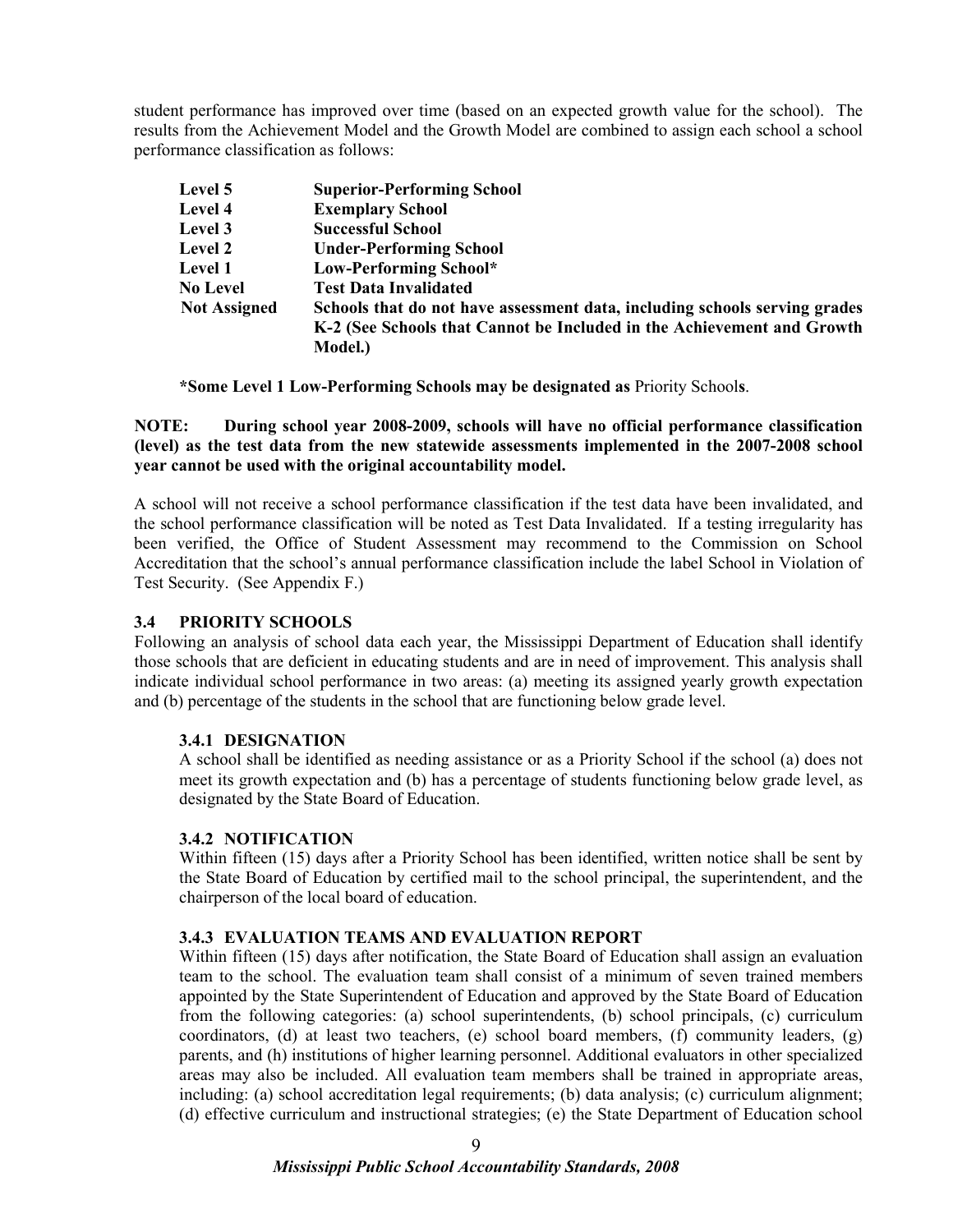student performance has improved over time (based on an expected growth value for the school). The results from the Achievement Model and the Growth Model are combined to assign each school a school performance classification as follows:

| | |
|---|---|
| **Level 5** | **Superior-Performing School** |
| **Level 4** | **Exemplary School** |
| **Level 3** | **Successful School** |
| **Level 2** | **Under-Performing School** |
| **Level 1** | **Low-Performing School*** |
| **No Level** | **Test Data Invalidated** |
| **Not Assigned** | **Schools that do not have assessment data, including schools serving grades K-2 (See Schools that Cannot be Included in the Achievement and Growth Model.)** |

**\*Some Level 1 Low-Performing Schools may be designated as** Priority Schools.

**NOTE: During school year 2008-2009, schools will have no official performance classification (level) as the test data from the new statewide assessments implemented in the 2007-2008 school year cannot be used with the original accountability model.**

A school will not receive a school performance classification if the test data have been invalidated, and the school performance classification will be noted as Test Data Invalidated. If a testing irregularity has been verified, the Office of Student Assessment may recommend to the Commission on School Accreditation that the school's annual performance classification include the label School in Violation of Test Security. (See Appendix F.)

## 3.4 PRIORITY SCHOOLS

Following an analysis of school data each year, the Mississippi Department of Education shall identify those schools that are deficient in educating students and are in need of improvement. This analysis shall indicate individual school performance in two areas: (a) meeting its assigned yearly growth expectation and (b) percentage of the students in the school that are functioning below grade level.

### 3.4.1 DESIGNATION

A school shall be identified as needing assistance or as a Priority School if the school (a) does not meet its growth expectation and (b) has a percentage of students functioning below grade level, as designated by the State Board of Education.

### 3.4.2 NOTIFICATION

Within fifteen (15) days after a Priority School has been identified, written notice shall be sent by the State Board of Education by certified mail to the school principal, the superintendent, and the chairperson of the local board of education.

### 3.4.3 EVALUATION TEAMS AND EVALUATION REPORT

Within fifteen (15) days after notification, the State Board of Education shall assign an evaluation team to the school. The evaluation team shall consist of a minimum of seven trained members appointed by the State Superintendent of Education and approved by the State Board of Education from the following categories: (a) school superintendents, (b) school principals, (c) curriculum coordinators, (d) at least two teachers, (e) school board members, (f) community leaders, (g) parents, and (h) institutions of higher learning personnel. Additional evaluators in other specialized areas may also be included. All evaluation team members shall be trained in appropriate areas, including: (a) school accreditation legal requirements; (b) data analysis; (c) curriculum alignment; (d) effective curriculum and instructional strategies; (e) the State Department of Education school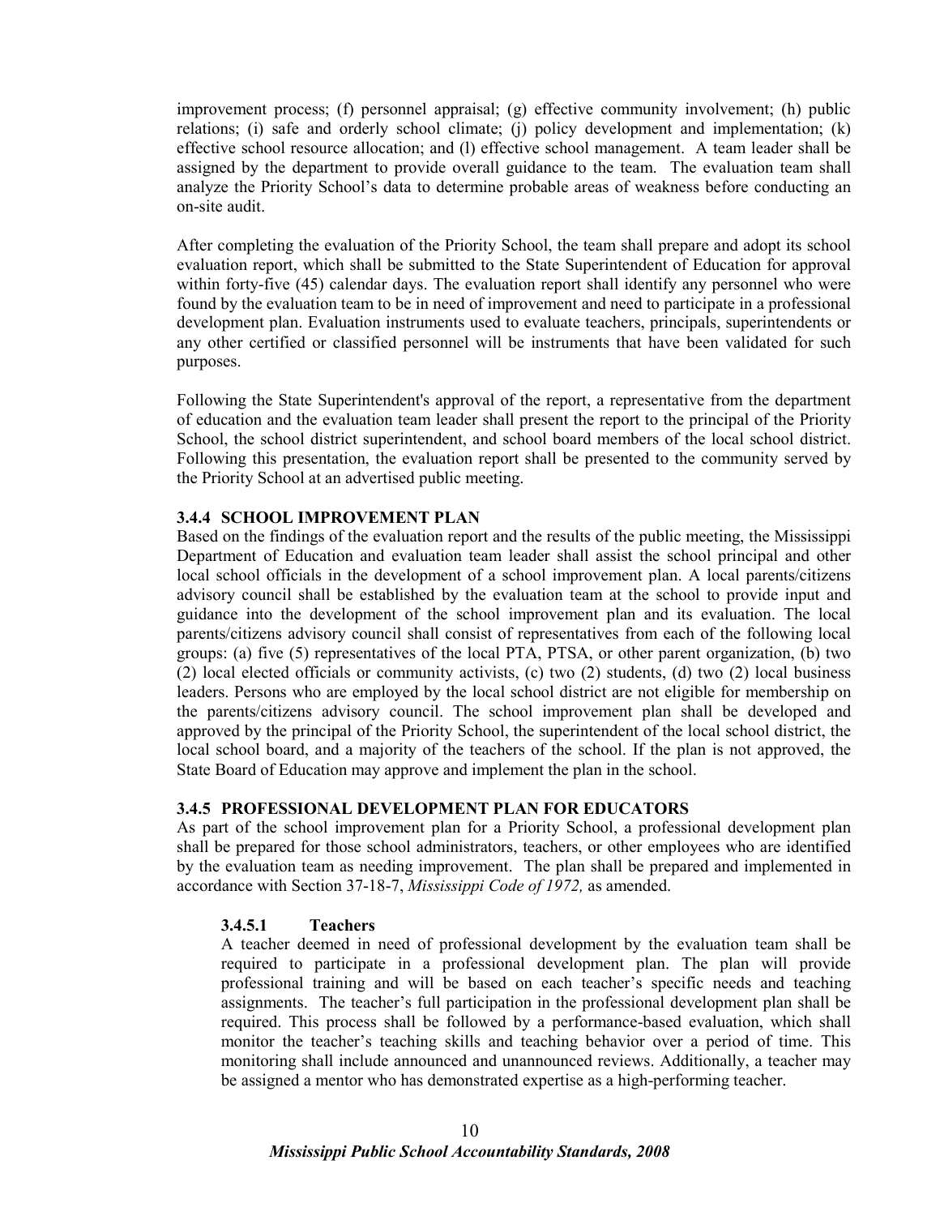improvement process; (f) personnel appraisal; (g) effective community involvement; (h) public relations; (i) safe and orderly school climate; (j) policy development and implementation; (k) effective school resource allocation; and (l) effective school management. A team leader shall be assigned by the department to provide overall guidance to the team. The evaluation team shall analyze the Priority School's data to determine probable areas of weakness before conducting an on-site audit.

After completing the evaluation of the Priority School, the team shall prepare and adopt its school evaluation report, which shall be submitted to the State Superintendent of Education for approval within forty-five (45) calendar days. The evaluation report shall identify any personnel who were found by the evaluation team to be in need of improvement and need to participate in a professional development plan. Evaluation instruments used to evaluate teachers, principals, superintendents or any other certified or classified personnel will be instruments that have been validated for such purposes.

Following the State Superintendent's approval of the report, a representative from the department of education and the evaluation team leader shall present the report to the principal of the Priority School, the school district superintendent, and school board members of the local school district. Following this presentation, the evaluation report shall be presented to the community served by the Priority School at an advertised public meeting.

### 3.4.4 SCHOOL IMPROVEMENT PLAN

Based on the findings of the evaluation report and the results of the public meeting, the Mississippi Department of Education and evaluation team leader shall assist the school principal and other local school officials in the development of a school improvement plan. A local parents/citizens advisory council shall be established by the evaluation team at the school to provide input and guidance into the development of the school improvement plan and its evaluation. The local parents/citizens advisory council shall consist of representatives from each of the following local groups: (a) five (5) representatives of the local PTA, PTSA, or other parent organization, (b) two (2) local elected officials or community activists, (c) two (2) students, (d) two (2) local business leaders. Persons who are employed by the local school district are not eligible for membership on the parents/citizens advisory council. The school improvement plan shall be developed and approved by the principal of the Priority School, the superintendent of the local school district, the local school board, and a majority of the teachers of the school. If the plan is not approved, the State Board of Education may approve and implement the plan in the school.

### 3.4.5 PROFESSIONAL DEVELOPMENT PLAN FOR EDUCATORS

As part of the school improvement plan for a Priority School, a professional development plan shall be prepared for those school administrators, teachers, or other employees who are identified by the evaluation team as needing improvement. The plan shall be prepared and implemented in accordance with Section 37-18-7, *Mississippi Code of 1972,* as amended.

#### 3.4.5.1 Teachers

A teacher deemed in need of professional development by the evaluation team shall be required to participate in a professional development plan. The plan will provide professional training and will be based on each teacher's specific needs and teaching assignments. The teacher's full participation in the professional development plan shall be required. This process shall be followed by a performance-based evaluation, which shall monitor the teacher's teaching skills and teaching behavior over a period of time. This monitoring shall include announced and unannounced reviews. Additionally, a teacher may be assigned a mentor who has demonstrated expertise as a high-performing teacher.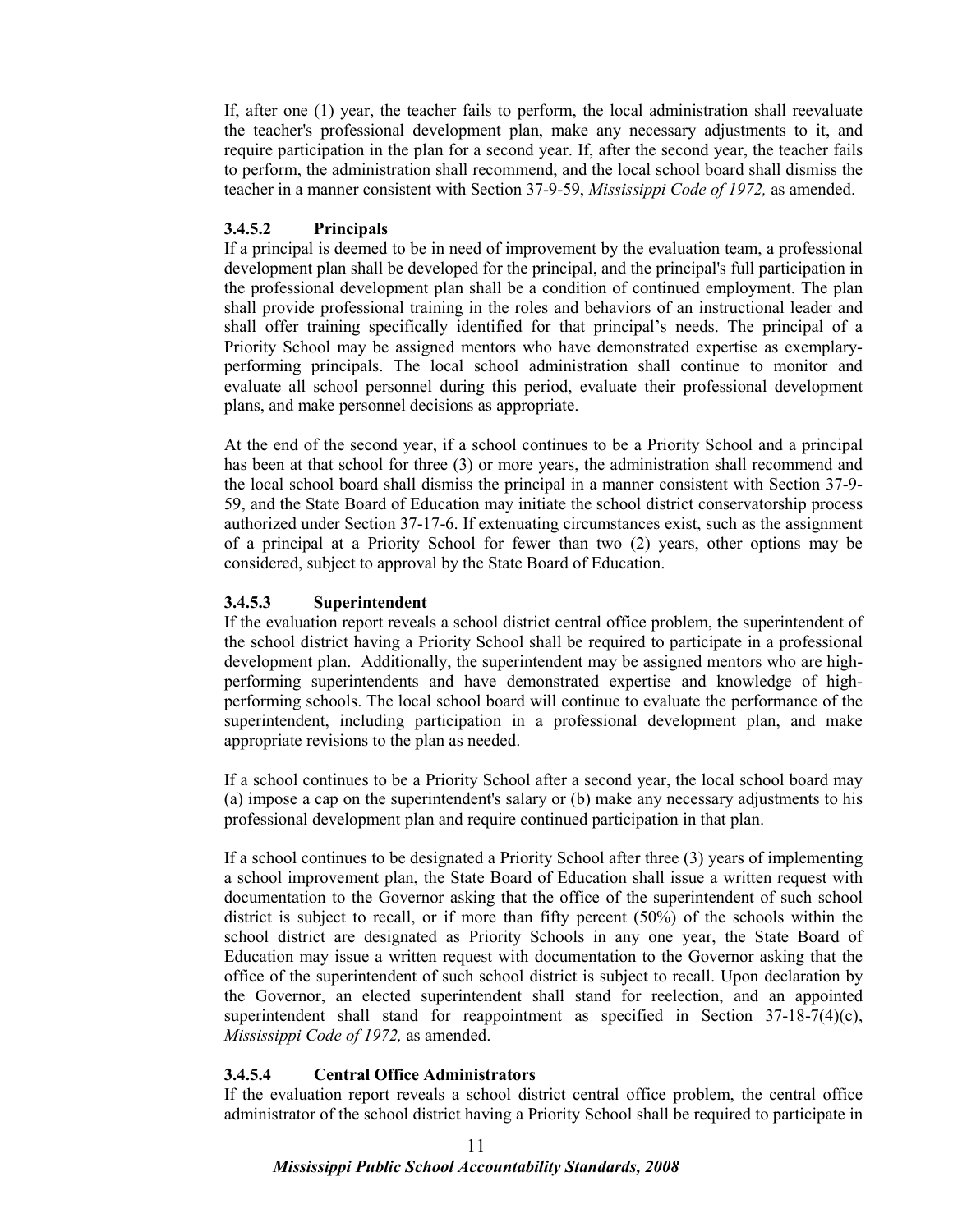If, after one (1) year, the teacher fails to perform, the local administration shall reevaluate the teacher's professional development plan, make any necessary adjustments to it, and require participation in the plan for a second year. If, after the second year, the teacher fails to perform, the administration shall recommend, and the local school board shall dismiss the teacher in a manner consistent with Section 37-9-59, *Mississippi Code of 1972,* as amended.

#### 3.4.5.2 Principals

If a principal is deemed to be in need of improvement by the evaluation team, a professional development plan shall be developed for the principal, and the principal's full participation in the professional development plan shall be a condition of continued employment. The plan shall provide professional training in the roles and behaviors of an instructional leader and shall offer training specifically identified for that principal's needs. The principal of a Priority School may be assigned mentors who have demonstrated expertise as exemplary-performing principals. The local school administration shall continue to monitor and evaluate all school personnel during this period, evaluate their professional development plans, and make personnel decisions as appropriate.

At the end of the second year, if a school continues to be a Priority School and a principal has been at that school for three (3) or more years, the administration shall recommend and the local school board shall dismiss the principal in a manner consistent with Section 37-9-59, and the State Board of Education may initiate the school district conservatorship process authorized under Section 37-17-6. If extenuating circumstances exist, such as the assignment of a principal at a Priority School for fewer than two (2) years, other options may be considered, subject to approval by the State Board of Education.

#### 3.4.5.3 Superintendent

If the evaluation report reveals a school district central office problem, the superintendent of the school district having a Priority School shall be required to participate in a professional development plan. Additionally, the superintendent may be assigned mentors who are high-performing superintendents and have demonstrated expertise and knowledge of high-performing schools. The local school board will continue to evaluate the performance of the superintendent, including participation in a professional development plan, and make appropriate revisions to the plan as needed.

If a school continues to be a Priority School after a second year, the local school board may (a) impose a cap on the superintendent's salary or (b) make any necessary adjustments to his professional development plan and require continued participation in that plan.

If a school continues to be designated a Priority School after three (3) years of implementing a school improvement plan, the State Board of Education shall issue a written request with documentation to the Governor asking that the office of the superintendent of such school district is subject to recall, or if more than fifty percent (50%) of the schools within the school district are designated as Priority Schools in any one year, the State Board of Education may issue a written request with documentation to the Governor asking that the office of the superintendent of such school district is subject to recall. Upon declaration by the Governor, an elected superintendent shall stand for reelection, and an appointed superintendent shall stand for reappointment as specified in Section 37-18-7(4)(c), *Mississippi Code of 1972,* as amended.

#### 3.4.5.4 Central Office Administrators

If the evaluation report reveals a school district central office problem, the central office administrator of the school district having a Priority School shall be required to participate in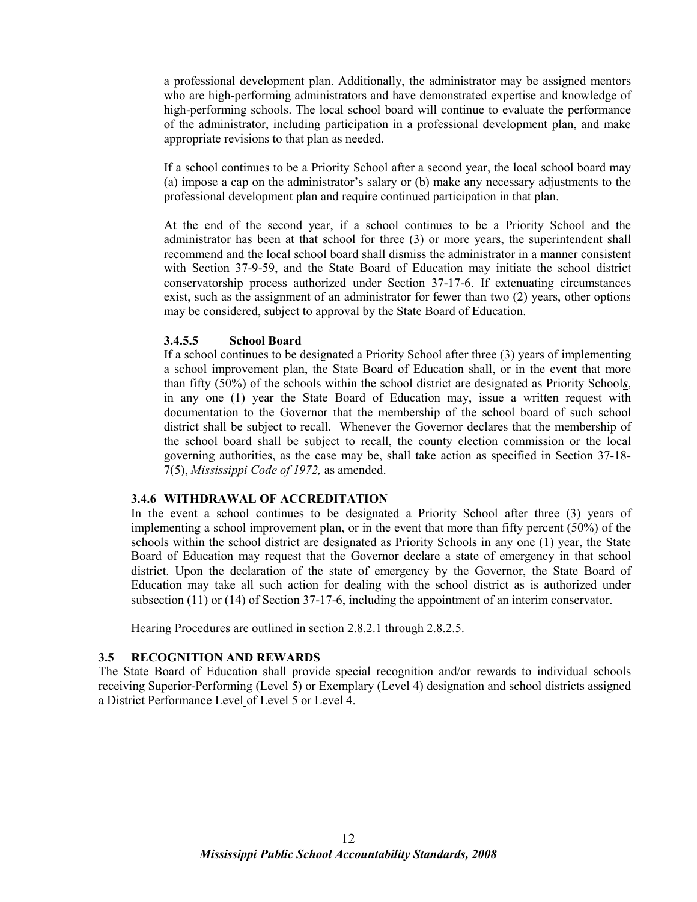a professional development plan. Additionally, the administrator may be assigned mentors who are high-performing administrators and have demonstrated expertise and knowledge of high-performing schools. The local school board will continue to evaluate the performance of the administrator, including participation in a professional development plan, and make appropriate revisions to that plan as needed.

If a school continues to be a Priority School after a second year, the local school board may (a) impose a cap on the administrator's salary or (b) make any necessary adjustments to the professional development plan and require continued participation in that plan.

At the end of the second year, if a school continues to be a Priority School and the administrator has been at that school for three (3) or more years, the superintendent shall recommend and the local school board shall dismiss the administrator in a manner consistent with Section 37-9-59, and the State Board of Education may initiate the school district conservatorship process authorized under Section 37-17-6. If extenuating circumstances exist, such as the assignment of an administrator for fewer than two (2) years, other options may be considered, subject to approval by the State Board of Education.

#### 3.4.5.5 School Board

If a school continues to be designated a Priority School after three (3) years of implementing a school improvement plan, the State Board of Education shall, or in the event that more than fifty (50%) of the schools within the school district are designated as Priority School***s***, in any one (1) year the State Board of Education may, issue a written request with documentation to the Governor that the membership of the school board of such school district shall be subject to recall. Whenever the Governor declares that the membership of the school board shall be subject to recall, the county election commission or the local governing authorities, as the case may be, shall take action as specified in Section 37-18-7(5), *Mississippi Code of 1972,* as amended.

### 3.4.6 WITHDRAWAL OF ACCREDITATION

In the event a school continues to be designated a Priority School after three (3) years of implementing a school improvement plan, or in the event that more than fifty percent (50%) of the schools within the school district are designated as Priority Schools in any one (1) year, the State Board of Education may request that the Governor declare a state of emergency in that school district. Upon the declaration of the state of emergency by the Governor, the State Board of Education may take all such action for dealing with the school district as is authorized under subsection (11) or (14) of Section 37-17-6, including the appointment of an interim conservator.

Hearing Procedures are outlined in section 2.8.2.1 through 2.8.2.5.

## 3.5 RECOGNITION AND REWARDS

The State Board of Education shall provide special recognition and/or rewards to individual schools receiving Superior-Performing (Level 5) or Exemplary (Level 4) designation and school districts assigned a District Performance Level of Level 5 or Level 4.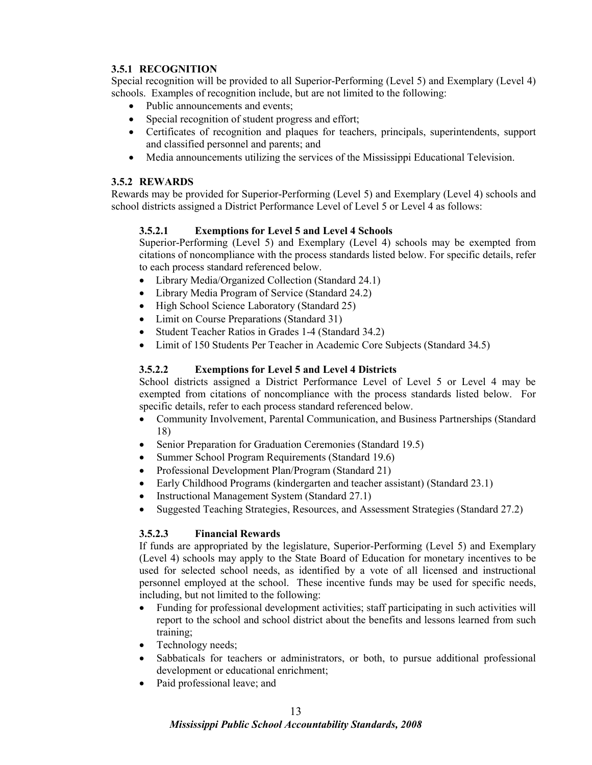### 3.5.1 RECOGNITION

Special recognition will be provided to all Superior-Performing (Level 5) and Exemplary (Level 4) schools. Examples of recognition include, but are not limited to the following:

- Public announcements and events;
- Special recognition of student progress and effort;
- Certificates of recognition and plaques for teachers, principals, superintendents, support and classified personnel and parents; and
- Media announcements utilizing the services of the Mississippi Educational Television.

### 3.5.2 REWARDS

Rewards may be provided for Superior-Performing (Level 5) and Exemplary (Level 4) schools and school districts assigned a District Performance Level of Level 5 or Level 4 as follows:

#### 3.5.2.1 Exemptions for Level 5 and Level 4 Schools

Superior-Performing (Level 5) and Exemplary (Level 4) schools may be exempted from citations of noncompliance with the process standards listed below. For specific details, refer to each process standard referenced below.

- Library Media/Organized Collection (Standard 24.1)
- Library Media Program of Service (Standard 24.2)
- High School Science Laboratory (Standard 25)
- Limit on Course Preparations (Standard 31)
- Student Teacher Ratios in Grades 1-4 (Standard 34.2)
- Limit of 150 Students Per Teacher in Academic Core Subjects (Standard 34.5)

#### 3.5.2.2 Exemptions for Level 5 and Level 4 Districts

School districts assigned a District Performance Level of Level 5 or Level 4 may be exempted from citations of noncompliance with the process standards listed below. For specific details, refer to each process standard referenced below.

- Community Involvement, Parental Communication, and Business Partnerships (Standard 18)
- Senior Preparation for Graduation Ceremonies (Standard 19.5)
- Summer School Program Requirements (Standard 19.6)
- Professional Development Plan/Program (Standard 21)
- Early Childhood Programs (kindergarten and teacher assistant) (Standard 23.1)
- Instructional Management System (Standard 27.1)
- Suggested Teaching Strategies, Resources, and Assessment Strategies (Standard 27.2)

#### 3.5.2.3 Financial Rewards

If funds are appropriated by the legislature, Superior-Performing (Level 5) and Exemplary (Level 4) schools may apply to the State Board of Education for monetary incentives to be used for selected school needs, as identified by a vote of all licensed and instructional personnel employed at the school. These incentive funds may be used for specific needs, including, but not limited to the following:

- Funding for professional development activities; staff participating in such activities will report to the school and school district about the benefits and lessons learned from such training;
- Technology needs;
- Sabbaticals for teachers or administrators, or both, to pursue additional professional development or educational enrichment;
- Paid professional leave; and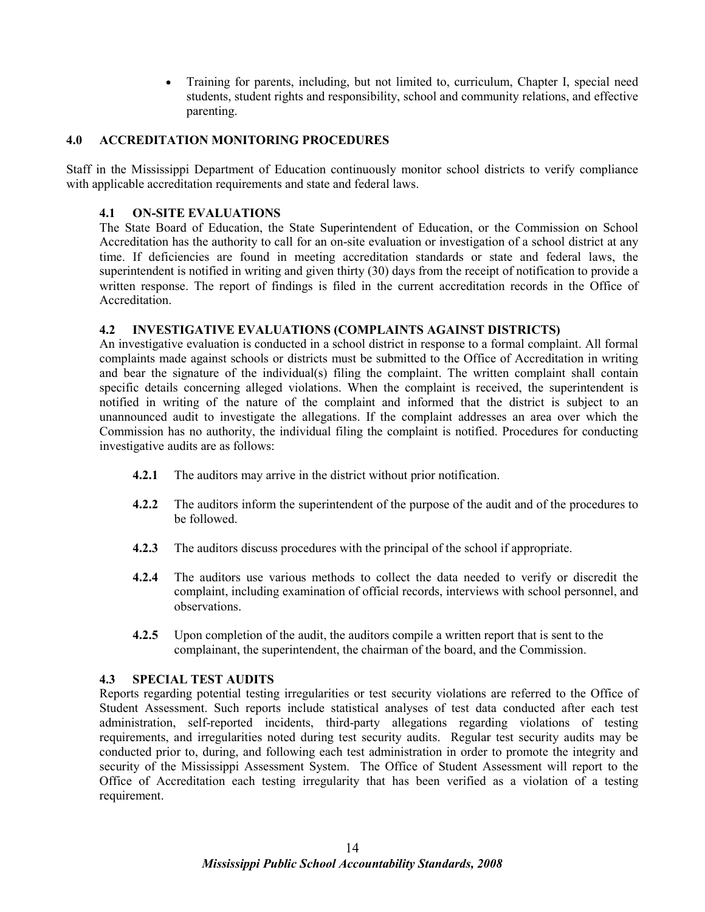- Training for parents, including, but not limited to, curriculum, Chapter I, special need students, student rights and responsibility, school and community relations, and effective parenting.

## 4.0 ACCREDITATION MONITORING PROCEDURES

Staff in the Mississippi Department of Education continuously monitor school districts to verify compliance with applicable accreditation requirements and state and federal laws.

### 4.1 ON-SITE EVALUATIONS

The State Board of Education, the State Superintendent of Education, or the Commission on School Accreditation has the authority to call for an on-site evaluation or investigation of a school district at any time. If deficiencies are found in meeting accreditation standards or state and federal laws, the superintendent is notified in writing and given thirty (30) days from the receipt of notification to provide a written response. The report of findings is filed in the current accreditation records in the Office of Accreditation.

### 4.2 INVESTIGATIVE EVALUATIONS (COMPLAINTS AGAINST DISTRICTS)

An investigative evaluation is conducted in a school district in response to a formal complaint. All formal complaints made against schools or districts must be submitted to the Office of Accreditation in writing and bear the signature of the individual(s) filing the complaint. The written complaint shall contain specific details concerning alleged violations. When the complaint is received, the superintendent is notified in writing of the nature of the complaint and informed that the district is subject to an unannounced audit to investigate the allegations. If the complaint addresses an area over which the Commission has no authority, the individual filing the complaint is notified. Procedures for conducting investigative audits are as follows:

**4.2.1** The auditors may arrive in the district without prior notification.

**4.2.2** The auditors inform the superintendent of the purpose of the audit and of the procedures to be followed.

**4.2.3** The auditors discuss procedures with the principal of the school if appropriate.

**4.2.4** The auditors use various methods to collect the data needed to verify or discredit the complaint, including examination of official records, interviews with school personnel, and observations.

**4.2.5** Upon completion of the audit, the auditors compile a written report that is sent to the complainant, the superintendent, the chairman of the board, and the Commission.

### 4.3 SPECIAL TEST AUDITS

Reports regarding potential testing irregularities or test security violations are referred to the Office of Student Assessment. Such reports include statistical analyses of test data conducted after each test administration, self-reported incidents, third-party allegations regarding violations of testing requirements, and irregularities noted during test security audits. Regular test security audits may be conducted prior to, during, and following each test administration in order to promote the integrity and security of the Mississippi Assessment System. The Office of Student Assessment will report to the Office of Accreditation each testing irregularity that has been verified as a violation of a testing requirement.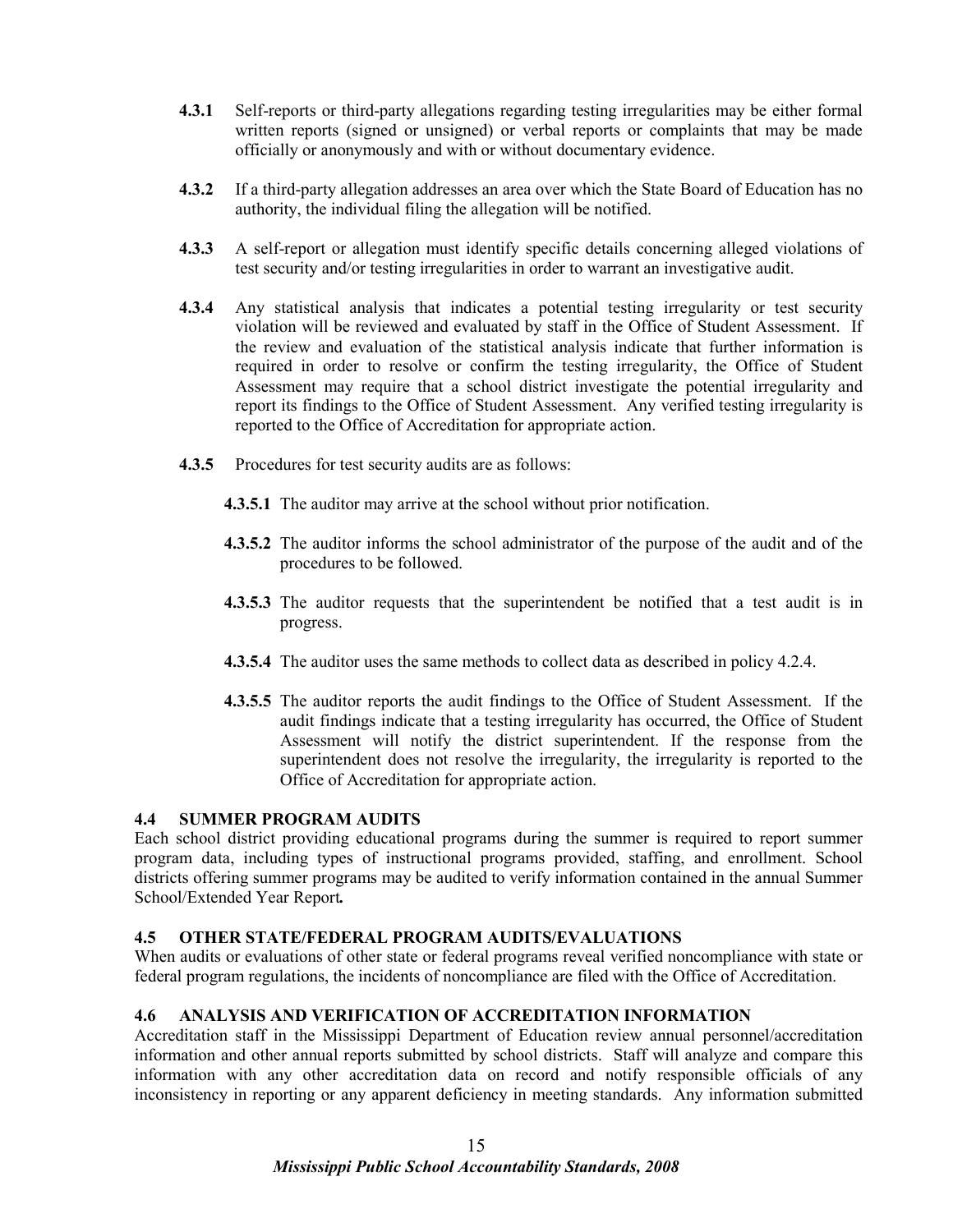**4.3.1** Self-reports or third-party allegations regarding testing irregularities may be either formal written reports (signed or unsigned) or verbal reports or complaints that may be made officially or anonymously and with or without documentary evidence.

**4.3.2** If a third-party allegation addresses an area over which the State Board of Education has no authority, the individual filing the allegation will be notified.

**4.3.3** A self-report or allegation must identify specific details concerning alleged violations of test security and/or testing irregularities in order to warrant an investigative audit.

**4.3.4** Any statistical analysis that indicates a potential testing irregularity or test security violation will be reviewed and evaluated by staff in the Office of Student Assessment. If the review and evaluation of the statistical analysis indicate that further information is required in order to resolve or confirm the testing irregularity, the Office of Student Assessment may require that a school district investigate the potential irregularity and report its findings to the Office of Student Assessment. Any verified testing irregularity is reported to the Office of Accreditation for appropriate action.

**4.3.5** Procedures for test security audits are as follows:

**4.3.5.1** The auditor may arrive at the school without prior notification.

**4.3.5.2** The auditor informs the school administrator of the purpose of the audit and of the procedures to be followed.

**4.3.5.3** The auditor requests that the superintendent be notified that a test audit is in progress.

**4.3.5.4** The auditor uses the same methods to collect data as described in policy 4.2.4.

**4.3.5.5** The auditor reports the audit findings to the Office of Student Assessment. If the audit findings indicate that a testing irregularity has occurred, the Office of Student Assessment will notify the district superintendent. If the response from the superintendent does not resolve the irregularity, the irregularity is reported to the Office of Accreditation for appropriate action.

### 4.4 SUMMER PROGRAM AUDITS

Each school district providing educational programs during the summer is required to report summer program data, including types of instructional programs provided, staffing, and enrollment. School districts offering summer programs may be audited to verify information contained in the annual Summer School/Extended Year Report***.***

### 4.5 OTHER STATE/FEDERAL PROGRAM AUDITS/EVALUATIONS

When audits or evaluations of other state or federal programs reveal verified noncompliance with state or federal program regulations, the incidents of noncompliance are filed with the Office of Accreditation.

### 4.6 ANALYSIS AND VERIFICATION OF ACCREDITATION INFORMATION

Accreditation staff in the Mississippi Department of Education review annual personnel/accreditation information and other annual reports submitted by school districts. Staff will analyze and compare this information with any other accreditation data on record and notify responsible officials of any inconsistency in reporting or any apparent deficiency in meeting standards. Any information submitted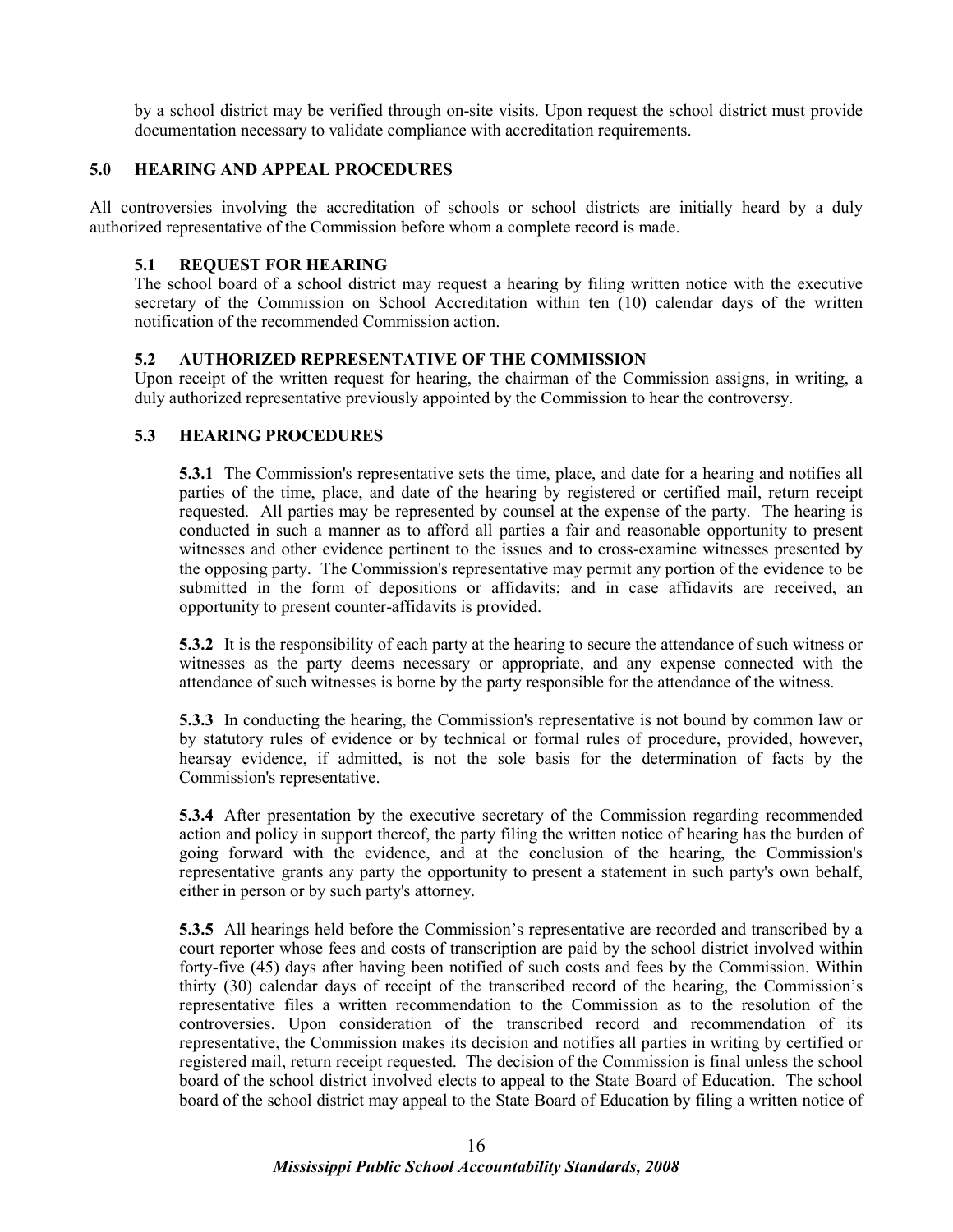by a school district may be verified through on-site visits. Upon request the school district must provide documentation necessary to validate compliance with accreditation requirements.

## 5.0 HEARING AND APPEAL PROCEDURES

All controversies involving the accreditation of schools or school districts are initially heard by a duly authorized representative of the Commission before whom a complete record is made.

### 5.1 REQUEST FOR HEARING

The school board of a school district may request a hearing by filing written notice with the executive secretary of the Commission on School Accreditation within ten (10) calendar days of the written notification of the recommended Commission action.

### 5.2 AUTHORIZED REPRESENTATIVE OF THE COMMISSION

Upon receipt of the written request for hearing, the chairman of the Commission assigns, in writing, a duly authorized representative previously appointed by the Commission to hear the controversy.

### 5.3 HEARING PROCEDURES

**5.3.1** The Commission's representative sets the time, place, and date for a hearing and notifies all parties of the time, place, and date of the hearing by registered or certified mail, return receipt requested. All parties may be represented by counsel at the expense of the party. The hearing is conducted in such a manner as to afford all parties a fair and reasonable opportunity to present witnesses and other evidence pertinent to the issues and to cross-examine witnesses presented by the opposing party. The Commission's representative may permit any portion of the evidence to be submitted in the form of depositions or affidavits; and in case affidavits are received, an opportunity to present counter-affidavits is provided.

**5.3.2** It is the responsibility of each party at the hearing to secure the attendance of such witness or witnesses as the party deems necessary or appropriate, and any expense connected with the attendance of such witnesses is borne by the party responsible for the attendance of the witness.

**5.3.3** In conducting the hearing, the Commission's representative is not bound by common law or by statutory rules of evidence or by technical or formal rules of procedure, provided, however, hearsay evidence, if admitted, is not the sole basis for the determination of facts by the Commission's representative.

**5.3.4** After presentation by the executive secretary of the Commission regarding recommended action and policy in support thereof, the party filing the written notice of hearing has the burden of going forward with the evidence, and at the conclusion of the hearing, the Commission's representative grants any party the opportunity to present a statement in such party's own behalf, either in person or by such party's attorney.

**5.3.5** All hearings held before the Commission's representative are recorded and transcribed by a court reporter whose fees and costs of transcription are paid by the school district involved within forty-five (45) days after having been notified of such costs and fees by the Commission. Within thirty (30) calendar days of receipt of the transcribed record of the hearing, the Commission's representative files a written recommendation to the Commission as to the resolution of the controversies. Upon consideration of the transcribed record and recommendation of its representative, the Commission makes its decision and notifies all parties in writing by certified or registered mail, return receipt requested. The decision of the Commission is final unless the school board of the school district involved elects to appeal to the State Board of Education. The school board of the school district may appeal to the State Board of Education by filing a written notice of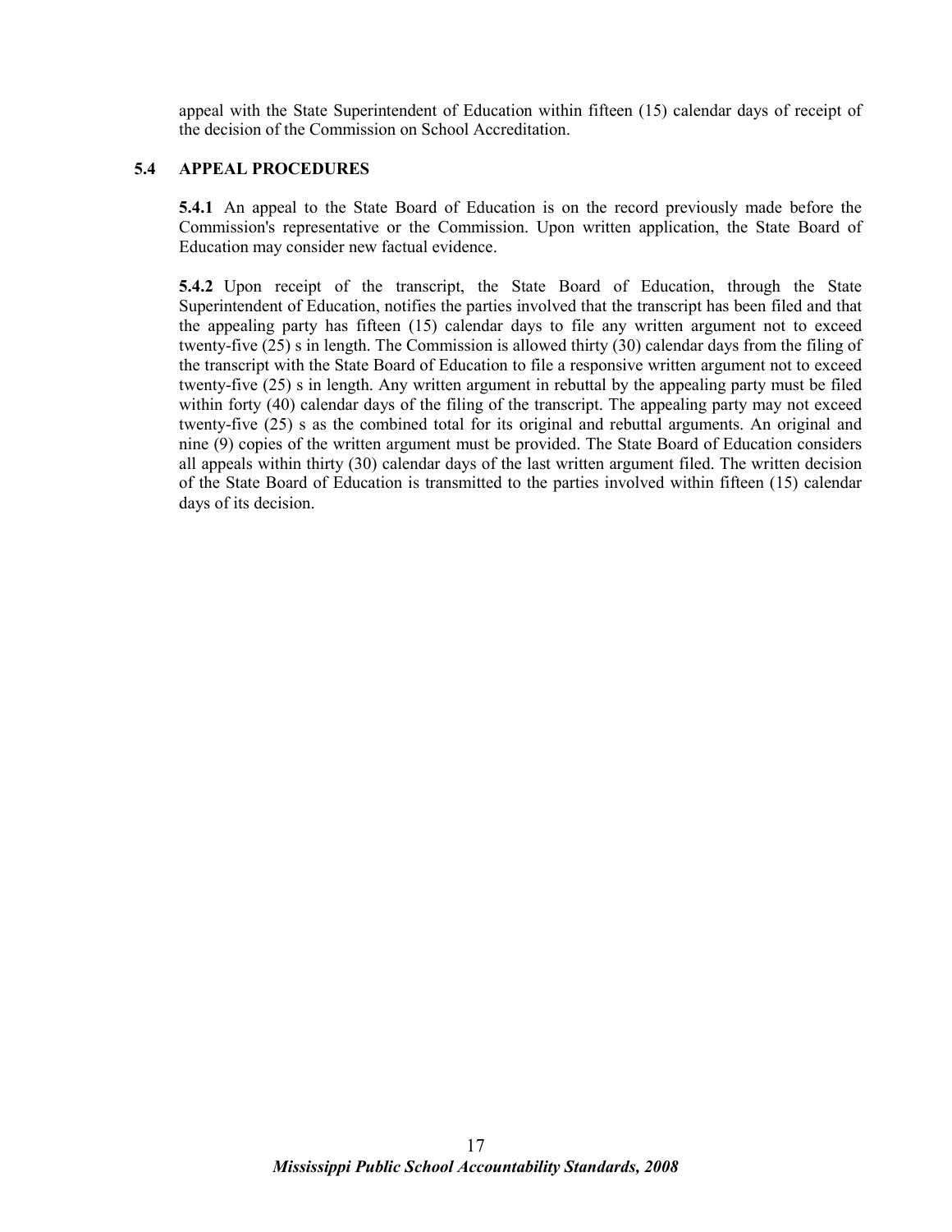appeal with the State Superintendent of Education within fifteen (15) calendar days of receipt of the decision of the Commission on School Accreditation.

## 5.4 APPEAL PROCEDURES

**5.4.1** An appeal to the State Board of Education is on the record previously made before the Commission's representative or the Commission. Upon written application, the State Board of Education may consider new factual evidence.

**5.4.2** Upon receipt of the transcript, the State Board of Education, through the State Superintendent of Education, notifies the parties involved that the transcript has been filed and that the appealing party has fifteen (15) calendar days to file any written argument not to exceed twenty-five (25) s in length. The Commission is allowed thirty (30) calendar days from the filing of the transcript with the State Board of Education to file a responsive written argument not to exceed twenty-five (25) s in length. Any written argument in rebuttal by the appealing party must be filed within forty (40) calendar days of the filing of the transcript. The appealing party may not exceed twenty-five (25) s as the combined total for its original and rebuttal arguments. An original and nine (9) copies of the written argument must be provided. The State Board of Education considers all appeals within thirty (30) calendar days of the last written argument filed. The written decision of the State Board of Education is transmitted to the parties involved within fifteen (15) calendar days of its decision.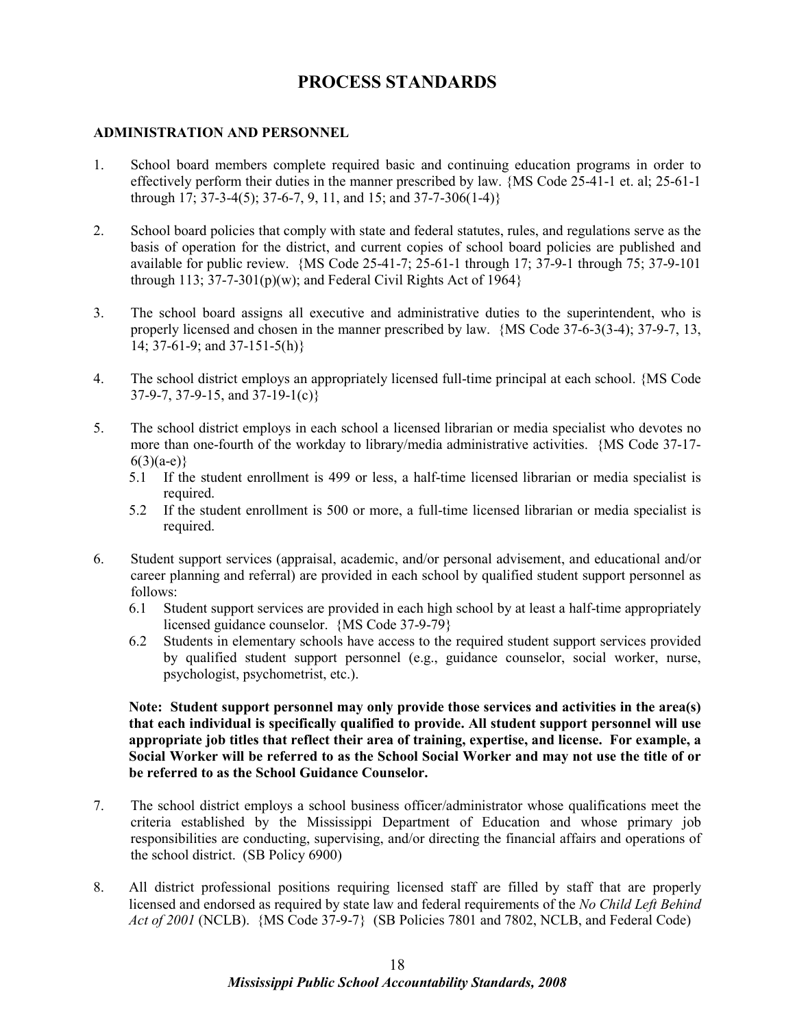# PROCESS STANDARDS

## ADMINISTRATION AND PERSONNEL

1. School board members complete required basic and continuing education programs in order to effectively perform their duties in the manner prescribed by law. {MS Code 25-41-1 et. al; 25-61-1 through 17; 37-3-4(5); 37-6-7, 9, 11, and 15; and 37-7-306(1-4)}

2. School board policies that comply with state and federal statutes, rules, and regulations serve as the basis of operation for the district, and current copies of school board policies are published and available for public review. {MS Code 25-41-7; 25-61-1 through 17; 37-9-1 through 75; 37-9-101 through 113; 37-7-301(p)(w); and Federal Civil Rights Act of 1964}

3. The school board assigns all executive and administrative duties to the superintendent, who is properly licensed and chosen in the manner prescribed by law. {MS Code 37-6-3(3-4); 37-9-7, 13, 14; 37-61-9; and 37-151-5(h)}

4. The school district employs an appropriately licensed full-time principal at each school. {MS Code 37-9-7, 37-9-15, and 37-19-1(c)}

5. The school district employs in each school a licensed librarian or media specialist who devotes no more than one-fourth of the workday to library/media administrative activities. {MS Code 37-17-6(3)(a-e)}
   - 5.1 If the student enrollment is 499 or less, a half-time licensed librarian or media specialist is required.
   - 5.2 If the student enrollment is 500 or more, a full-time licensed librarian or media specialist is required.

6. Student support services (appraisal, academic, and/or personal advisement, and educational and/or career planning and referral) are provided in each school by qualified student support personnel as follows:
   - 6.1 Student support services are provided in each high school by at least a half-time appropriately licensed guidance counselor. {MS Code 37-9-79}
   - 6.2 Students in elementary schools have access to the required student support services provided by qualified student support personnel (e.g., guidance counselor, social worker, nurse, psychologist, psychometrist, etc.).

   **Note: Student support personnel may only provide those services and activities in the area(s) that each individual is specifically qualified to provide. All student support personnel will use appropriate job titles that reflect their area of training, expertise, and license. For example, a Social Worker will be referred to as the School Social Worker and may not use the title of or be referred to as the School Guidance Counselor.**

7. The school district employs a school business officer/administrator whose qualifications meet the criteria established by the Mississippi Department of Education and whose primary job responsibilities are conducting, supervising, and/or directing the financial affairs and operations of the school district. (SB Policy 6900)

8. All district professional positions requiring licensed staff are filled by staff that are properly licensed and endorsed as required by state law and federal requirements of the *No Child Left Behind Act of 2001* (NCLB). {MS Code 37-9-7} (SB Policies 7801 and 7802, NCLB, and Federal Code)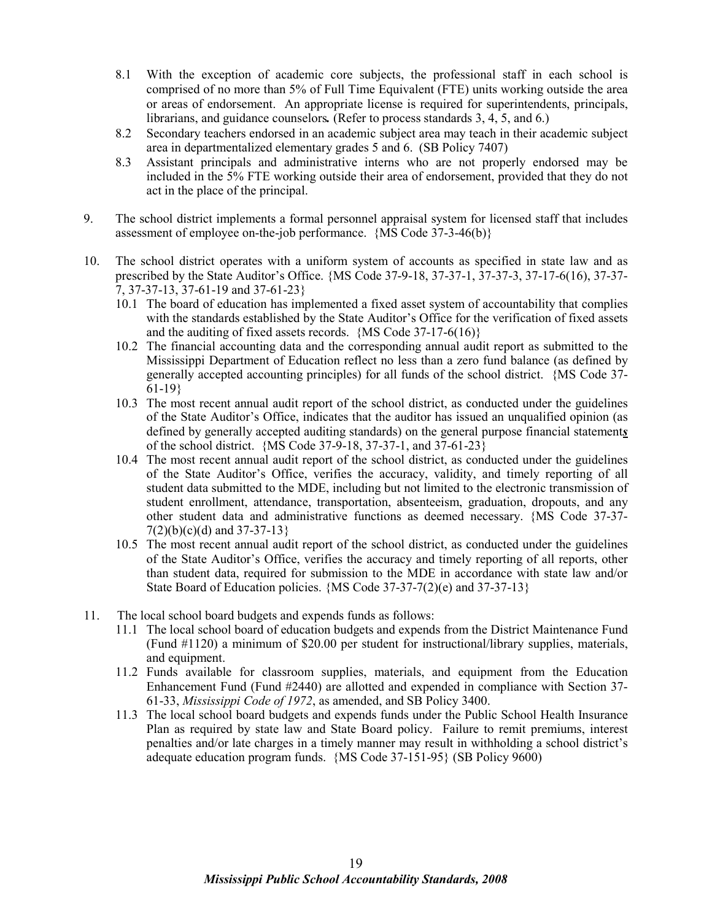8.1 With the exception of academic core subjects, the professional staff in each school is comprised of no more than 5% of Full Time Equivalent (FTE) units working outside the area or areas of endorsement. An appropriate license is required for superintendents, principals, librarians, and guidance counselors**.** (Refer to process standards 3, 4, 5, and 6.)

8.2 Secondary teachers endorsed in an academic subject area may teach in their academic subject area in departmentalized elementary grades 5 and 6. (SB Policy 7407)

8.3 Assistant principals and administrative interns who are not properly endorsed may be included in the 5% FTE working outside their area of endorsement, provided that they do not act in the place of the principal.

9. The school district implements a formal personnel appraisal system for licensed staff that includes assessment of employee on-the-job performance. {MS Code 37-3-46(b)}

10. The school district operates with a uniform system of accounts as specified in state law and as prescribed by the State Auditor's Office. {MS Code 37-9-18, 37-37-1, 37-37-3, 37-17-6(16), 37-37-7, 37-37-13, 37-61-19 and 37-61-23}

10.1 The board of education has implemented a fixed asset system of accountability that complies with the standards established by the State Auditor's Office for the verification of fixed assets and the auditing of fixed assets records. {MS Code 37-17-6(16)}

10.2 The financial accounting data and the corresponding annual audit report as submitted to the Mississippi Department of Education reflect no less than a zero fund balance (as defined by generally accepted accounting principles) for all funds of the school district. {MS Code 37-61-19}

10.3 The most recent annual audit report of the school district, as conducted under the guidelines of the State Auditor's Office, indicates that the auditor has issued an unqualified opinion (as defined by generally accepted auditing standards) on the general purpose financial statement***s*** of the school district. {MS Code 37-9-18, 37-37-1, and 37-61-23}

10.4 The most recent annual audit report of the school district, as conducted under the guidelines of the State Auditor's Office, verifies the accuracy, validity, and timely reporting of all student data submitted to the MDE, including but not limited to the electronic transmission of student enrollment, attendance, transportation, absenteeism, graduation, dropouts, and any other student data and administrative functions as deemed necessary. {MS Code 37-37-7(2)(b)(c)(d) and 37-37-13}

10.5 The most recent annual audit report of the school district, as conducted under the guidelines of the State Auditor's Office, verifies the accuracy and timely reporting of all reports, other than student data, required for submission to the MDE in accordance with state law and/or State Board of Education policies. {MS Code 37-37-7(2)(e) and 37-37-13}

11. The local school board budgets and expends funds as follows:

11.1 The local school board of education budgets and expends from the District Maintenance Fund (Fund #1120) a minimum of $20.00 per student for instructional/library supplies, materials, and equipment.

11.2 Funds available for classroom supplies, materials, and equipment from the Education Enhancement Fund (Fund #2440) are allotted and expended in compliance with Section 37-61-33, *Mississippi Code of 1972*, as amended, and SB Policy 3400.

11.3 The local school board budgets and expends funds under the Public School Health Insurance Plan as required by state law and State Board policy. Failure to remit premiums, interest penalties and/or late charges in a timely manner may result in withholding a school district's adequate education program funds. {MS Code 37-151-95} (SB Policy 9600)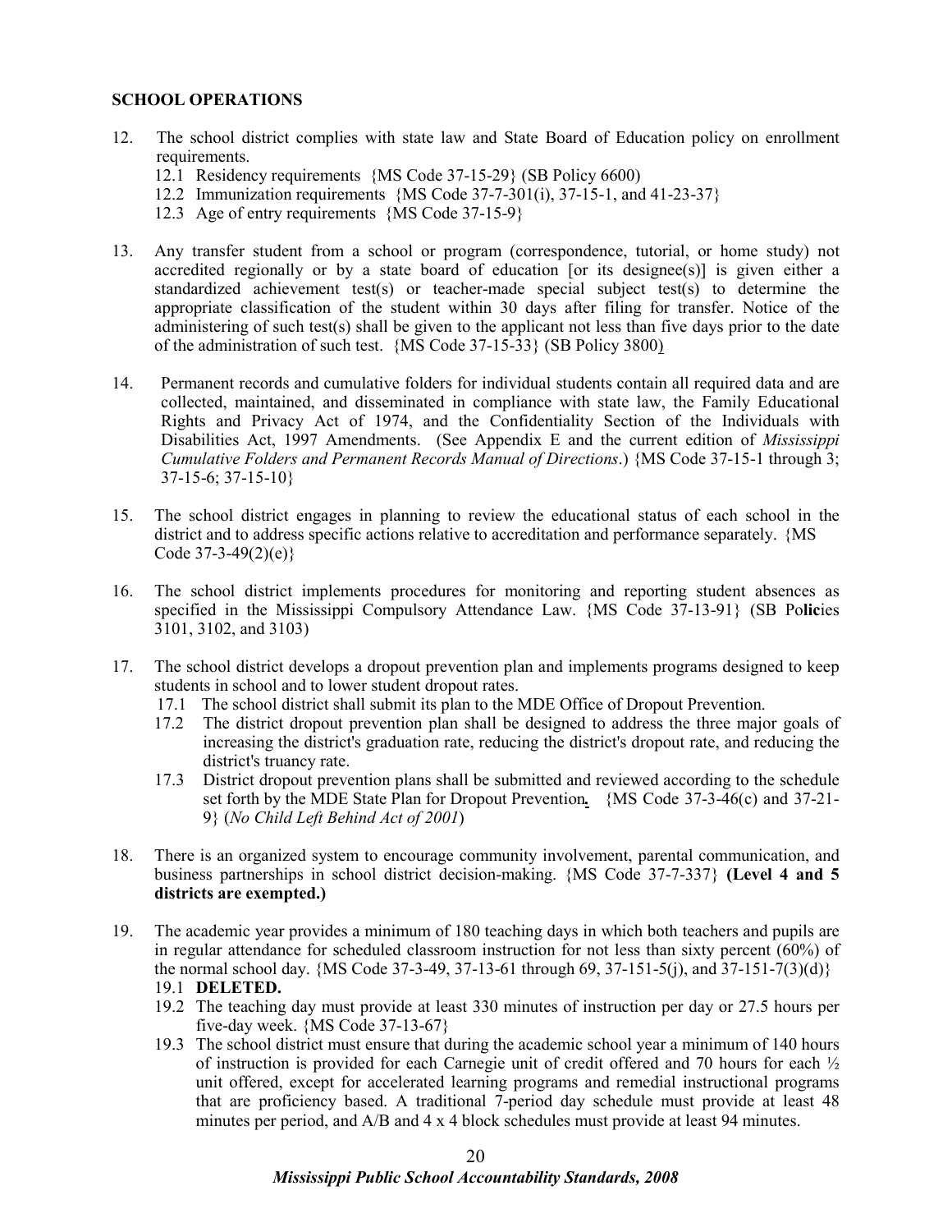**SCHOOL OPERATIONS**

12. The school district complies with state law and State Board of Education policy on enrollment requirements.
    - 12.1 Residency requirements {MS Code 37-15-29} (SB Policy 6600)
    - 12.2 Immunization requirements {MS Code 37-7-301(i), 37-15-1, and 41-23-37}
    - 12.3 Age of entry requirements {MS Code 37-15-9}

13. Any transfer student from a school or program (correspondence, tutorial, or home study) not accredited regionally or by a state board of education [or its designee(s)] is given either a standardized achievement test(s) or teacher-made special subject test(s) to determine the appropriate classification of the student within 30 days after filing for transfer. Notice of the administering of such test(s) shall be given to the applicant not less than five days prior to the date of the administration of such test. {MS Code 37-15-33} (SB Policy 3800)

14. Permanent records and cumulative folders for individual students contain all required data and are collected, maintained, and disseminated in compliance with state law, the Family Educational Rights and Privacy Act of 1974, and the Confidentiality Section of the Individuals with Disabilities Act, 1997 Amendments. (See Appendix E and the current edition of *Mississippi Cumulative Folders and Permanent Records Manual of Directions*.) {MS Code 37-15-1 through 3; 37-15-6; 37-15-10}

15. The school district engages in planning to review the educational status of each school in the district and to address specific actions relative to accreditation and performance separately. {MS Code 37-3-49(2)(e)}

16. The school district implements procedures for monitoring and reporting student absences as specified in the Mississippi Compulsory Attendance Law. {MS Code 37-13-91} (SB Policies 3101, 3102, and 3103)

17. The school district develops a dropout prevention plan and implements programs designed to keep students in school and to lower student dropout rates.
    - 17.1 The school district shall submit its plan to the MDE Office of Dropout Prevention.
    - 17.2 The district dropout prevention plan shall be designed to address the three major goals of increasing the district's graduation rate, reducing the district's dropout rate, and reducing the district's truancy rate.
    - 17.3 District dropout prevention plans shall be submitted and reviewed according to the schedule set forth by the MDE State Plan for Dropout Prevention. {MS Code 37-3-46(c) and 37-21-9} (*No Child Left Behind Act of 2001*)

18. There is an organized system to encourage community involvement, parental communication, and business partnerships in school district decision-making. {MS Code 37-7-337} **(Level 4 and 5 districts are exempted.)**

19. The academic year provides a minimum of 180 teaching days in which both teachers and pupils are in regular attendance for scheduled classroom instruction for not less than sixty percent (60%) of the normal school day. {MS Code 37-3-49, 37-13-61 through 69, 37-151-5(j), and 37-151-7(3)(d)}
    - 19.1 **DELETED.**
    - 19.2 The teaching day must provide at least 330 minutes of instruction per day or 27.5 hours per five-day week. {MS Code 37-13-67}
    - 19.3 The school district must ensure that during the academic school year a minimum of 140 hours of instruction is provided for each Carnegie unit of credit offered and 70 hours for each ½ unit offered, except for accelerated learning programs and remedial instructional programs that are proficiency based. A traditional 7-period day schedule must provide at least 48 minutes per period, and A/B and 4 x 4 block schedules must provide at least 94 minutes.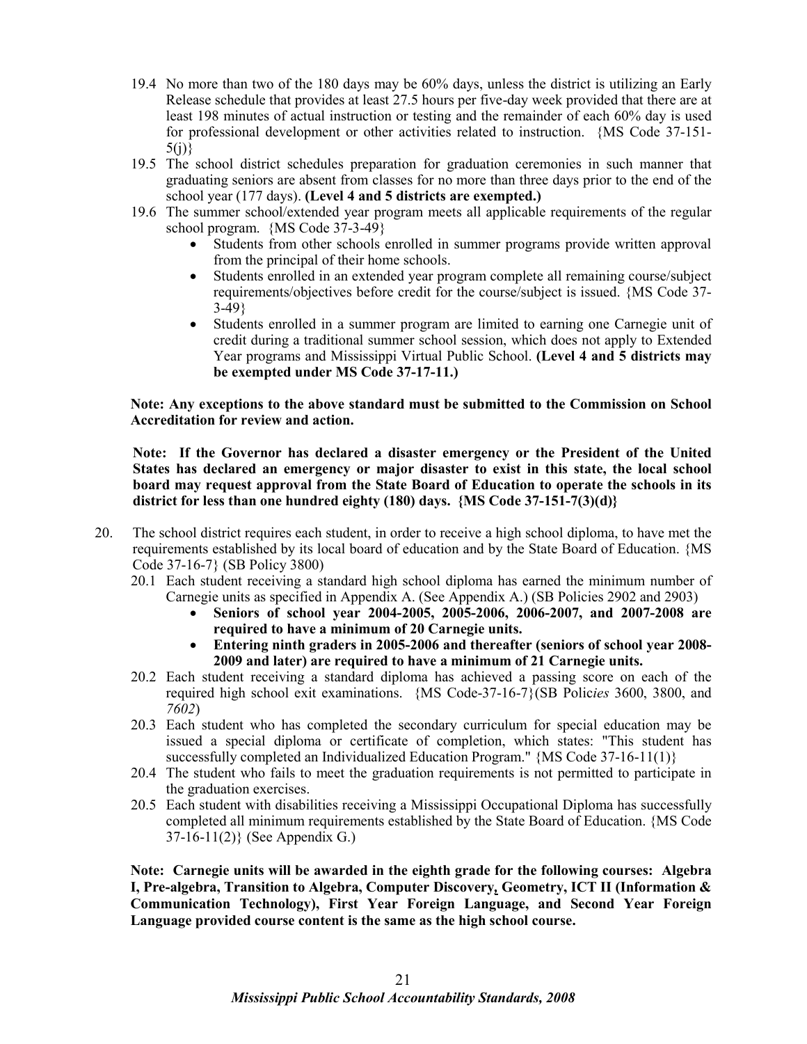19.4 No more than two of the 180 days may be 60% days, unless the district is utilizing an Early Release schedule that provides at least 27.5 hours per five-day week provided that there are at least 198 minutes of actual instruction or testing and the remainder of each 60% day is used for professional development or other activities related to instruction. {MS Code 37-151-5(j)}

19.5 The school district schedules preparation for graduation ceremonies in such manner that graduating seniors are absent from classes for no more than three days prior to the end of the school year (177 days). **(Level 4 and 5 districts are exempted.)**

19.6 The summer school/extended year program meets all applicable requirements of the regular school program. {MS Code 37-3-49}

- Students from other schools enrolled in summer programs provide written approval from the principal of their home schools.
- Students enrolled in an extended year program complete all remaining course/subject requirements/objectives before credit for the course/subject is issued. {MS Code 37-3-49}
- Students enrolled in a summer program are limited to earning one Carnegie unit of credit during a traditional summer school session, which does not apply to Extended Year programs and Mississippi Virtual Public School. **(Level 4 and 5 districts may be exempted under MS Code 37-17-11.)**

**Note: Any exceptions to the above standard must be submitted to the Commission on School Accreditation for review and action.**

**Note: If the Governor has declared a disaster emergency or the President of the United States has declared an emergency or major disaster to exist in this state, the local school board may request approval from the State Board of Education to operate the schools in its district for less than one hundred eighty (180) days. {MS Code 37-151-7(3)(d)}**

20. The school district requires each student, in order to receive a high school diploma, to have met the requirements established by its local board of education and by the State Board of Education. {MS Code 37-16-7} (SB Policy 3800)

20.1 Each student receiving a standard high school diploma has earned the minimum number of Carnegie units as specified in Appendix A. (See Appendix A.) (SB Policies 2902 and 2903)

- **Seniors of school year 2004-2005, 2005-2006, 2006-2007, and 2007-2008 are required to have a minimum of 20 Carnegie units.**
- **Entering ninth graders in 2005-2006 and thereafter (seniors of school year 2008-2009 and later) are required to have a minimum of 21 Carnegie units.**

20.2 Each student receiving a standard diploma has achieved a passing score on each of the required high school exit examinations. {MS Code-37-16-7}(SB Polic*ies* 3600, 3800, and *7602*)

20.3 Each student who has completed the secondary curriculum for special education may be issued a special diploma or certificate of completion, which states: "This student has successfully completed an Individualized Education Program." {MS Code 37-16-11(1)}

20.4 The student who fails to meet the graduation requirements is not permitted to participate in the graduation exercises.

20.5 Each student with disabilities receiving a Mississippi Occupational Diploma has successfully completed all minimum requirements established by the State Board of Education. {MS Code 37-16-11(2)} (See Appendix G.)

**Note: Carnegie units will be awarded in the eighth grade for the following courses: Algebra I, Pre-algebra, Transition to Algebra, Computer Discovery, Geometry, ICT II (Information & Communication Technology), First Year Foreign Language, and Second Year Foreign Language provided course content is the same as the high school course.**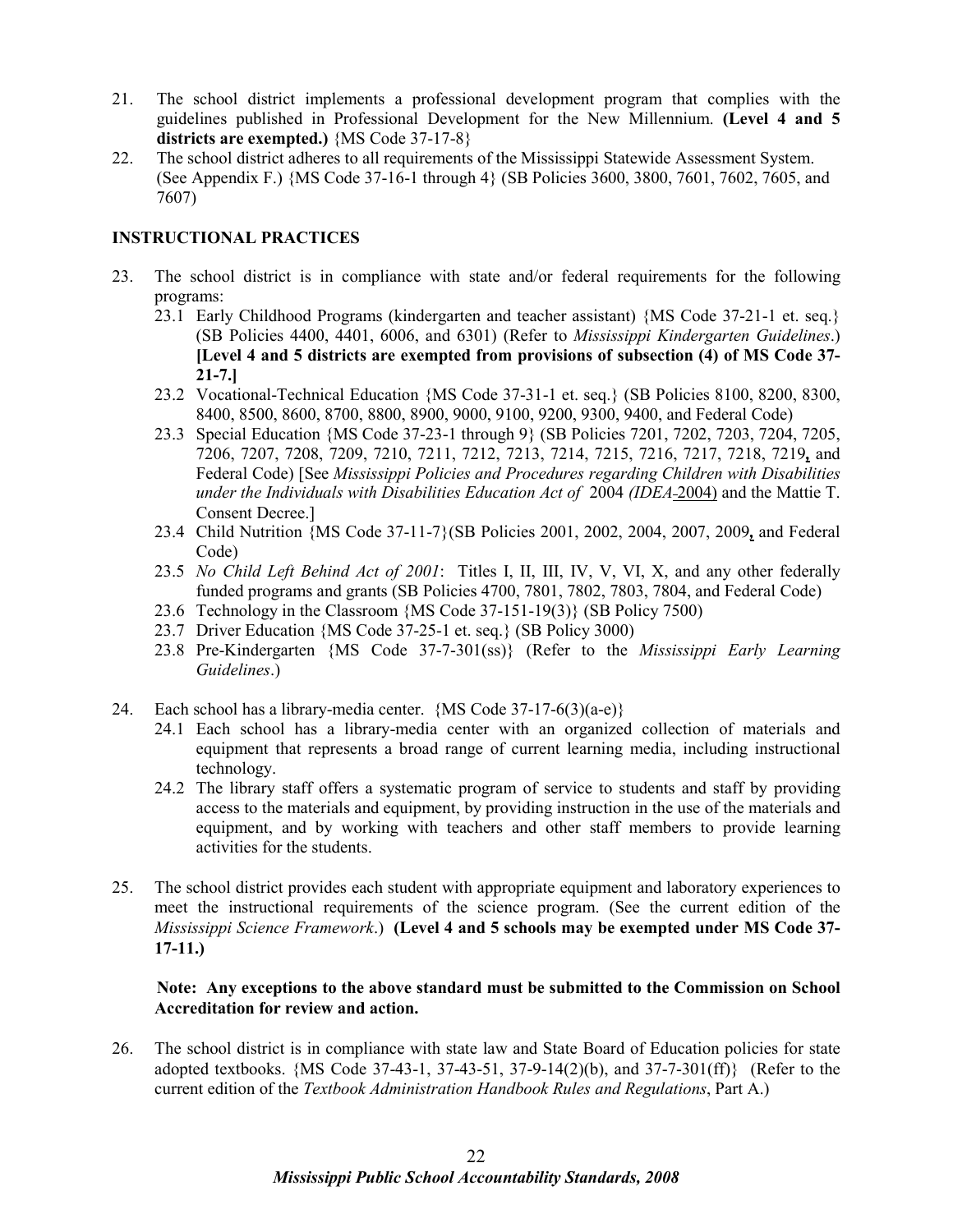21. The school district implements a professional development program that complies with the guidelines published in Professional Development for the New Millennium. **(Level 4 and 5 districts are exempted.)** {MS Code 37-17-8}
22. The school district adheres to all requirements of the Mississippi Statewide Assessment System. (See Appendix F.) {MS Code 37-16-1 through 4} (SB Policies 3600, 3800, 7601, 7602, 7605, and 7607)

**INSTRUCTIONAL PRACTICES**

23. The school district is in compliance with state and/or federal requirements for the following programs:
    - 23.1 Early Childhood Programs (kindergarten and teacher assistant) {MS Code 37-21-1 et. seq.} (SB Policies 4400, 4401, 6006, and 6301) (Refer to *Mississippi Kindergarten Guidelines*.) **[Level 4 and 5 districts are exempted from provisions of subsection (4) of MS Code 37-21-7.]**
    - 23.2 Vocational-Technical Education {MS Code 37-31-1 et. seq.} (SB Policies 8100, 8200, 8300, 8400, 8500, 8600, 8700, 8800, 8900, 9000, 9100, 9200, 9300, 9400, and Federal Code)
    - 23.3 Special Education {MS Code 37-23-1 through 9} (SB Policies 7201, 7202, 7203, 7204, 7205, 7206, 7207, 7208, 7209, 7210, 7211, 7212, 7213, 7214, 7215, 7216, 7217, 7218, 7219**,** and Federal Code) [See *Mississippi Policies and Procedures regarding Children with Disabilities under the Individuals with Disabilities Education Act of* 2004 *(IDEA*-2004) and the Mattie T. Consent Decree.]
    - 23.4 Child Nutrition {MS Code 37-11-7}(SB Policies 2001, 2002, 2004, 2007, 2009**,** and Federal Code)
    - 23.5 *No Child Left Behind Act of 2001*: Titles I, II, III, IV, V, VI, X, and any other federally funded programs and grants (SB Policies 4700, 7801, 7802, 7803, 7804, and Federal Code)
    - 23.6 Technology in the Classroom {MS Code 37-151-19(3)} (SB Policy 7500)
    - 23.7 Driver Education {MS Code 37-25-1 et. seq.} (SB Policy 3000)
    - 23.8 Pre-Kindergarten {MS Code 37-7-301(ss)} (Refer to the *Mississippi Early Learning Guidelines*.)

24. Each school has a library-media center. {MS Code 37-17-6(3)(a-e)}
    - 24.1 Each school has a library-media center with an organized collection of materials and equipment that represents a broad range of current learning media, including instructional technology.
    - 24.2 The library staff offers a systematic program of service to students and staff by providing access to the materials and equipment, by providing instruction in the use of the materials and equipment, and by working with teachers and other staff members to provide learning activities for the students.

25. The school district provides each student with appropriate equipment and laboratory experiences to meet the instructional requirements of the science program. (See the current edition of the *Mississippi Science Framework*.) **(Level 4 and 5 schools may be exempted under MS Code 37-17-11.)**

    **Note: Any exceptions to the above standard must be submitted to the Commission on School Accreditation for review and action.**

26. The school district is in compliance with state law and State Board of Education policies for state adopted textbooks. {MS Code 37-43-1, 37-43-51, 37-9-14(2)(b), and 37-7-301(ff)} (Refer to the current edition of the *Textbook Administration Handbook Rules and Regulations*, Part A.)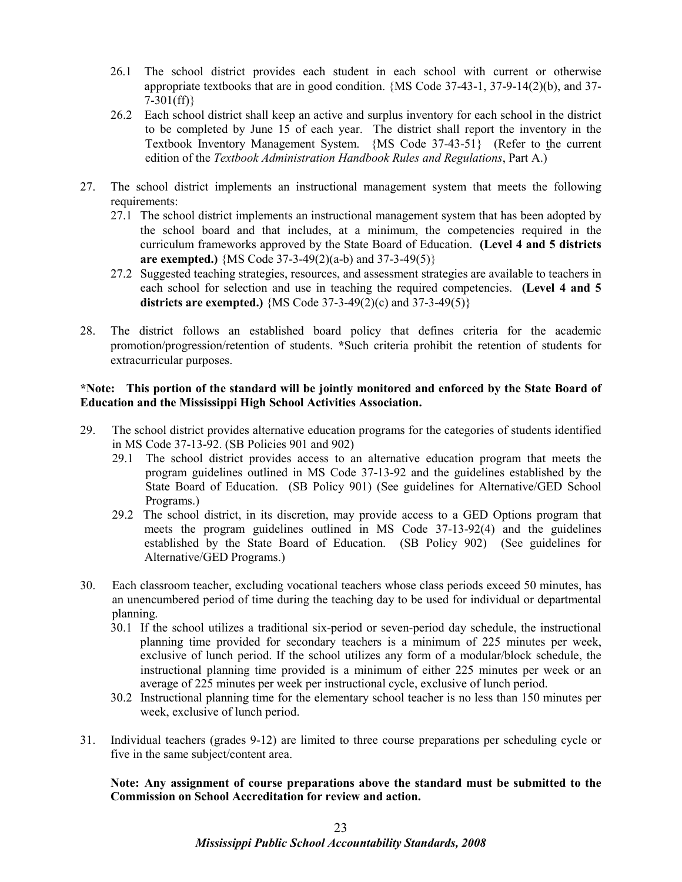26.1 The school district provides each student in each school with current or otherwise appropriate textbooks that are in good condition. {MS Code 37-43-1, 37-9-14(2)(b), and 37-7-301(ff)}

26.2 Each school district shall keep an active and surplus inventory for each school in the district to be completed by June 15 of each year. The district shall report the inventory in the Textbook Inventory Management System. {MS Code 37-43-51} (Refer to the current edition of the *Textbook Administration Handbook Rules and Regulations*, Part A.)

27. The school district implements an instructional management system that meets the following requirements:

27.1 The school district implements an instructional management system that has been adopted by the school board and that includes, at a minimum, the competencies required in the curriculum frameworks approved by the State Board of Education. **(Level 4 and 5 districts are exempted.)** {MS Code 37-3-49(2)(a-b) and 37-3-49(5)}

27.2 Suggested teaching strategies, resources, and assessment strategies are available to teachers in each school for selection and use in teaching the required competencies. **(Level 4 and 5 districts are exempted.)** {MS Code 37-3-49(2)(c) and 37-3-49(5)}

28. The district follows an established board policy that defines criteria for the academic promotion/progression/retention of students. *Such criteria prohibit the retention of students for extracurricular purposes.

**\*Note: This portion of the standard will be jointly monitored and enforced by the State Board of Education and the Mississippi High School Activities Association.**

29. The school district provides alternative education programs for the categories of students identified in MS Code 37-13-92. (SB Policies 901 and 902)

29.1 The school district provides access to an alternative education program that meets the program guidelines outlined in MS Code 37-13-92 and the guidelines established by the State Board of Education. (SB Policy 901) (See guidelines for Alternative/GED School Programs.)

29.2 The school district, in its discretion, may provide access to a GED Options program that meets the program guidelines outlined in MS Code 37-13-92(4) and the guidelines established by the State Board of Education. (SB Policy 902) (See guidelines for Alternative/GED Programs.)

30. Each classroom teacher, excluding vocational teachers whose class periods exceed 50 minutes, has an unencumbered period of time during the teaching day to be used for individual or departmental planning.

30.1 If the school utilizes a traditional six-period or seven-period day schedule, the instructional planning time provided for secondary teachers is a minimum of 225 minutes per week, exclusive of lunch period. If the school utilizes any form of a modular/block schedule, the instructional planning time provided is a minimum of either 225 minutes per week or an average of 225 minutes per week per instructional cycle, exclusive of lunch period.

30.2 Instructional planning time for the elementary school teacher is no less than 150 minutes per week, exclusive of lunch period.

31. Individual teachers (grades 9-12) are limited to three course preparations per scheduling cycle or five in the same subject/content area.

**Note: Any assignment of course preparations above the standard must be submitted to the Commission on School Accreditation for review and action.**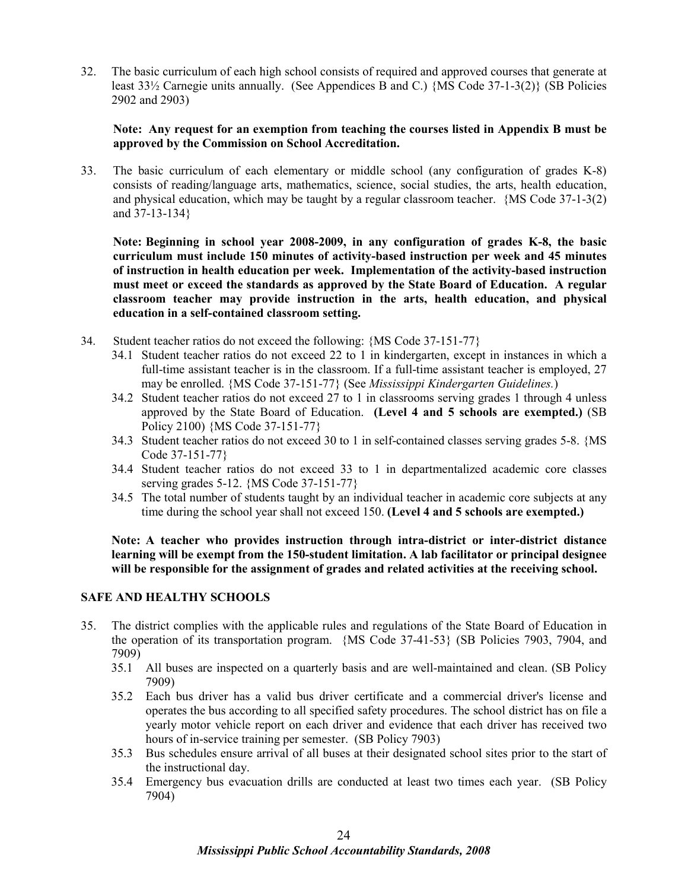32. The basic curriculum of each high school consists of required and approved courses that generate at least 33½ Carnegie units annually. (See Appendices B and C.) {MS Code 37-1-3(2)} (SB Policies 2902 and 2903)

    **Note: Any request for an exemption from teaching the courses listed in Appendix B must be approved by the Commission on School Accreditation.**

33. The basic curriculum of each elementary or middle school (any configuration of grades K-8) consists of reading/language arts, mathematics, science, social studies, the arts, health education, and physical education, which may be taught by a regular classroom teacher. {MS Code 37-1-3(2) and 37-13-134}

    **Note: Beginning in school year 2008-2009, in any configuration of grades K-8, the basic curriculum must include 150 minutes of activity-based instruction per week and 45 minutes of instruction in health education per week. Implementation of the activity-based instruction must meet or exceed the standards as approved by the State Board of Education. A regular classroom teacher may provide instruction in the arts, health education, and physical education in a self-contained classroom setting.**

34. Student teacher ratios do not exceed the following: {MS Code 37-151-77}
    - 34.1 Student teacher ratios do not exceed 22 to 1 in kindergarten, except in instances in which a full-time assistant teacher is in the classroom. If a full-time assistant teacher is employed, 27 may be enrolled. {MS Code 37-151-77} (See *Mississippi Kindergarten Guidelines.*)
    - 34.2 Student teacher ratios do not exceed 27 to 1 in classrooms serving grades 1 through 4 unless approved by the State Board of Education. **(Level 4 and 5 schools are exempted.)** (SB Policy 2100) {MS Code 37-151-77}
    - 34.3 Student teacher ratios do not exceed 30 to 1 in self-contained classes serving grades 5-8. {MS Code 37-151-77}
    - 34.4 Student teacher ratios do not exceed 33 to 1 in departmentalized academic core classes serving grades 5-12. {MS Code 37-151-77}
    - 34.5 The total number of students taught by an individual teacher in academic core subjects at any time during the school year shall not exceed 150. **(Level 4 and 5 schools are exempted.)**

    **Note: A teacher who provides instruction through intra-district or inter-district distance learning will be exempt from the 150-student limitation. A lab facilitator or principal designee will be responsible for the assignment of grades and related activities at the receiving school.**

## SAFE AND HEALTHY SCHOOLS

35. The district complies with the applicable rules and regulations of the State Board of Education in the operation of its transportation program. {MS Code 37-41-53} (SB Policies 7903, 7904, and 7909)
    - 35.1 All buses are inspected on a quarterly basis and are well-maintained and clean. (SB Policy 7909)
    - 35.2 Each bus driver has a valid bus driver certificate and a commercial driver's license and operates the bus according to all specified safety procedures. The school district has on file a yearly motor vehicle report on each driver and evidence that each driver has received two hours of in-service training per semester. (SB Policy 7903)
    - 35.3 Bus schedules ensure arrival of all buses at their designated school sites prior to the start of the instructional day.
    - 35.4 Emergency bus evacuation drills are conducted at least two times each year. (SB Policy 7904)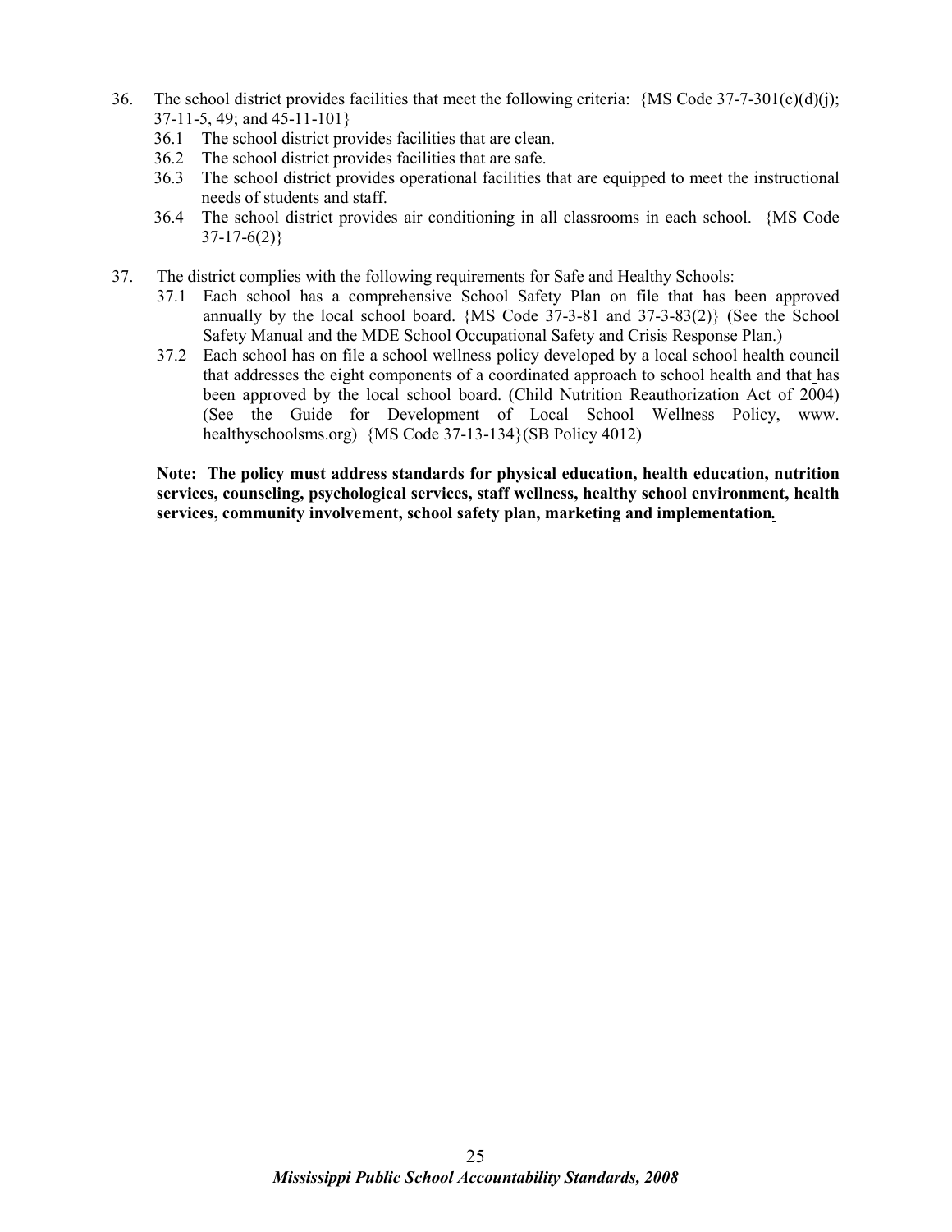36. The school district provides facilities that meet the following criteria: {MS Code 37-7-301(c)(d)(j); 37-11-5, 49; and 45-11-101}
    - 36.1 The school district provides facilities that are clean.
    - 36.2 The school district provides facilities that are safe.
    - 36.3 The school district provides operational facilities that are equipped to meet the instructional needs of students and staff.
    - 36.4 The school district provides air conditioning in all classrooms in each school. {MS Code 37-17-6(2)}

37. The district complies with the following requirements for Safe and Healthy Schools:
    - 37.1 Each school has a comprehensive School Safety Plan on file that has been approved annually by the local school board. {MS Code 37-3-81 and 37-3-83(2)} (See the School Safety Manual and the MDE School Occupational Safety and Crisis Response Plan.)
    - 37.2 Each school has on file a school wellness policy developed by a local school health council that addresses the eight components of a coordinated approach to school health and that has been approved by the local school board. (Child Nutrition Reauthorization Act of 2004) (See the Guide for Development of Local School Wellness Policy, www. healthyschoolsms.org) {MS Code 37-13-134}(SB Policy 4012)

    **Note: The policy must address standards for physical education, health education, nutrition services, counseling, psychological services, staff wellness, healthy school environment, health services, community involvement, school safety plan, marketing and implementation.**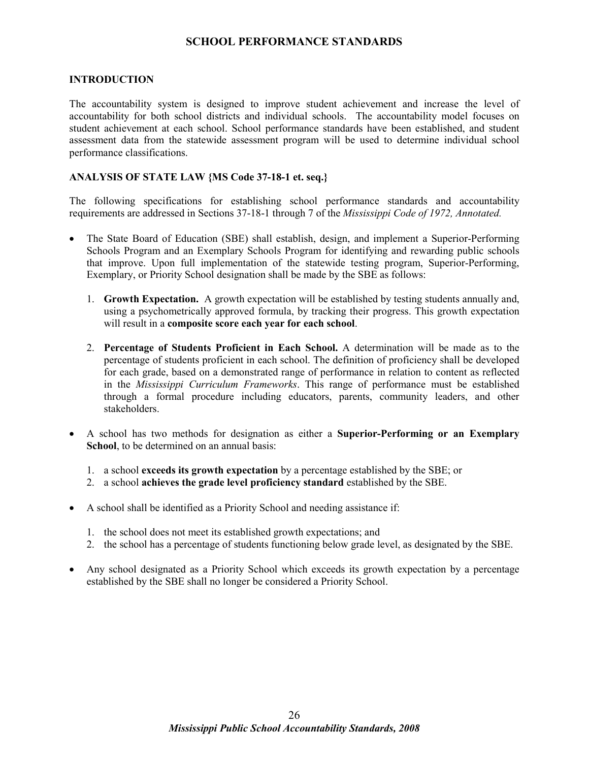# SCHOOL PERFORMANCE STANDARDS

## INTRODUCTION

The accountability system is designed to improve student achievement and increase the level of accountability for both school districts and individual schools. The accountability model focuses on student achievement at each school. School performance standards have been established, and student assessment data from the statewide assessment program will be used to determine individual school performance classifications.

## ANALYSIS OF STATE LAW {MS Code 37-18-1 et. seq.}

The following specifications for establishing school performance standards and accountability requirements are addressed in Sections 37-18-1 through 7 of the *Mississippi Code of 1972, Annotated.*

- The State Board of Education (SBE) shall establish, design, and implement a Superior-Performing Schools Program and an Exemplary Schools Program for identifying and rewarding public schools that improve. Upon full implementation of the statewide testing program, Superior-Performing, Exemplary, or Priority School designation shall be made by the SBE as follows:

  1. **Growth Expectation.** A growth expectation will be established by testing students annually and, using a psychometrically approved formula, by tracking their progress. This growth expectation will result in a **composite score each year for each school**.

  2. **Percentage of Students Proficient in Each School.** A determination will be made as to the percentage of students proficient in each school. The definition of proficiency shall be developed for each grade, based on a demonstrated range of performance in relation to content as reflected in the *Mississippi Curriculum Frameworks*. This range of performance must be established through a formal procedure including educators, parents, community leaders, and other stakeholders.

- A school has two methods for designation as either a **Superior-Performing or an Exemplary School**, to be determined on an annual basis:

  1. a school **exceeds its growth expectation** by a percentage established by the SBE; or
  2. a school **achieves the grade level proficiency standard** established by the SBE.

- A school shall be identified as a Priority School and needing assistance if:

  1. the school does not meet its established growth expectations; and
  2. the school has a percentage of students functioning below grade level, as designated by the SBE.

- Any school designated as a Priority School which exceeds its growth expectation by a percentage established by the SBE shall no longer be considered a Priority School.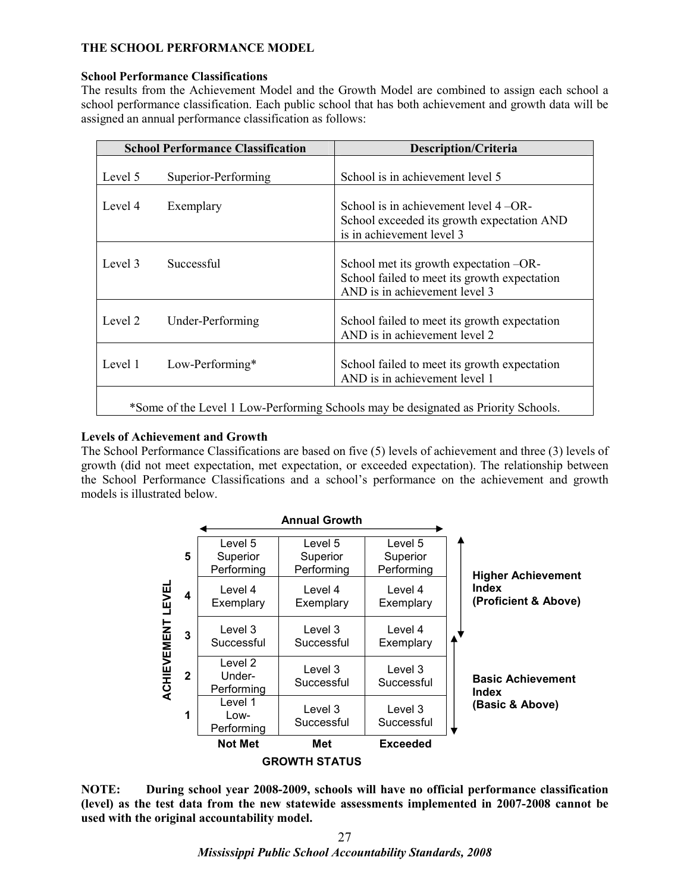## THE SCHOOL PERFORMANCE MODEL

### School Performance Classifications

The results from the Achievement Model and the Growth Model are combined to assign each school a school performance classification. Each public school that has both achievement and growth data will be assigned an annual performance classification as follows:

| School Performance Classification | | Description/Criteria |
|---|---|---|
| Level 5 | Superior-Performing | School is in achievement level 5 |
| Level 4 | Exemplary | School is in achievement level 4 –OR- School exceeded its growth expectation AND is in achievement level 3 |
| Level 3 | Successful | School met its growth expectation –OR- School failed to meet its growth expectation AND is in achievement level 3 |
| Level 2 | Under-Performing | School failed to meet its growth expectation AND is in achievement level 2 |
| Level 1 | Low-Performing* | School failed to meet its growth expectation AND is in achievement level 1 |

*Some of the Level 1 Low-Performing Schools may be designated as Priority Schools.

### Levels of Achievement and Growth

The School Performance Classifications are based on five (5) levels of achievement and three (3) levels of growth (did not meet expectation, met expectation, or exceeded expectation). The relationship between the School Performance Classifications and a school's performance on the achievement and growth models is illustrated below.

**Annual Growth**

| ACHIEVEMENT LEVEL | Not Met | Met | Exceeded | |
|---|---|---|---|---|
| 5 | Level 5 Superior Performing | Level 5 Superior Performing | Level 5 Superior Performing | Higher Achievement Index (Proficient & Above) |
| 4 | Level 4 Exemplary | Level 4 Exemplary | Level 4 Exemplary | Higher Achievement Index (Proficient & Above) |
| 3 | Level 3 Successful | Level 3 Successful | Level 4 Exemplary | Higher Achievement Index (Proficient & Above) / Basic Achievement Index (Basic & Above) |
| 2 | Level 2 Under-Performing | Level 3 Successful | Level 3 Successful | Basic Achievement Index (Basic & Above) |
| 1 | Level 1 Low-Performing | Level 3 Successful | Level 3 Successful | Basic Achievement Index (Basic & Above) |

**GROWTH STATUS**

**NOTE: During school year 2008-2009, schools will have no official performance classification (level) as the test data from the new statewide assessments implemented in 2007-2008 cannot be used with the original accountability model.**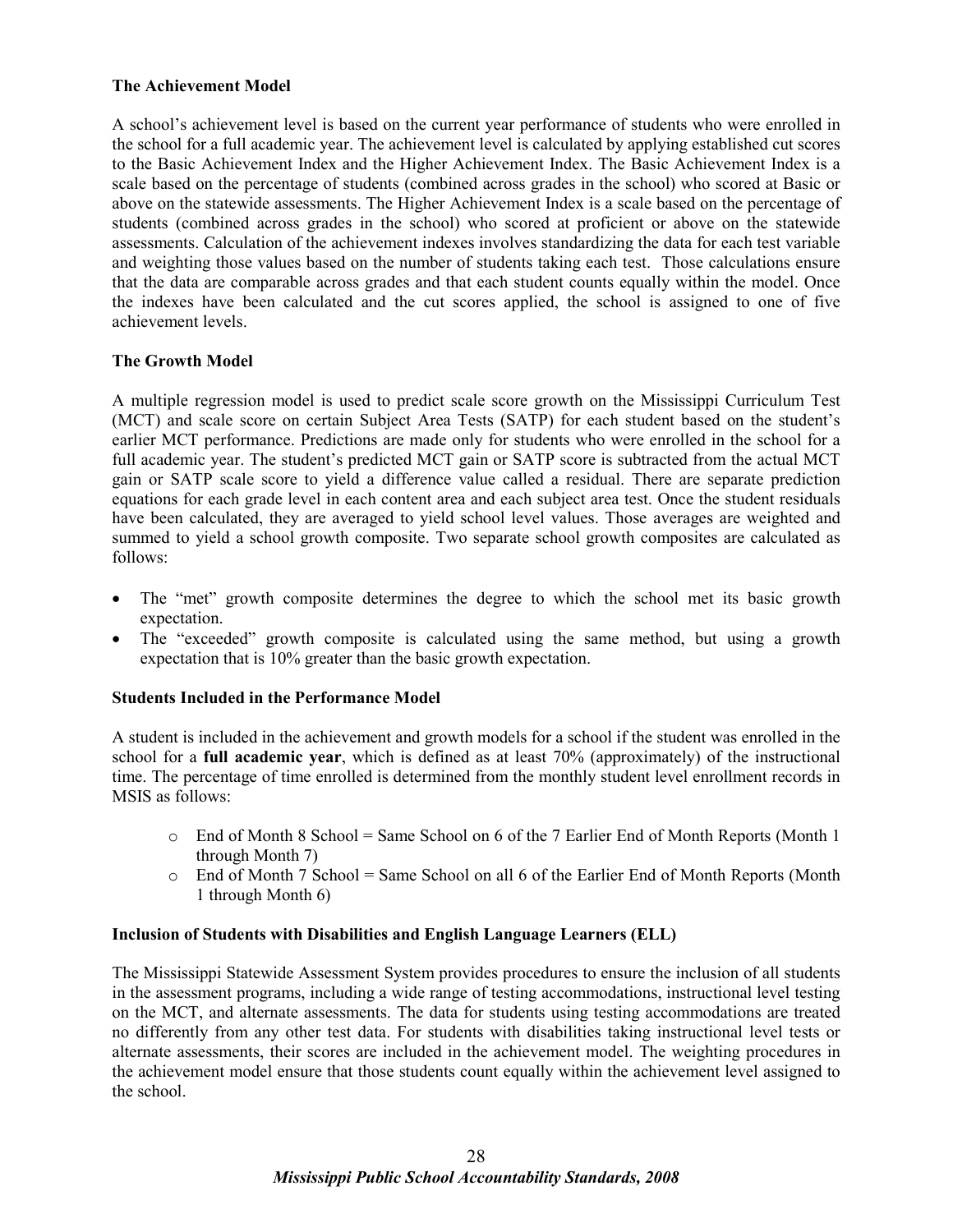### The Achievement Model

A school's achievement level is based on the current year performance of students who were enrolled in the school for a full academic year. The achievement level is calculated by applying established cut scores to the Basic Achievement Index and the Higher Achievement Index. The Basic Achievement Index is a scale based on the percentage of students (combined across grades in the school) who scored at Basic or above on the statewide assessments. The Higher Achievement Index is a scale based on the percentage of students (combined across grades in the school) who scored at proficient or above on the statewide assessments. Calculation of the achievement indexes involves standardizing the data for each test variable and weighting those values based on the number of students taking each test. Those calculations ensure that the data are comparable across grades and that each student counts equally within the model. Once the indexes have been calculated and the cut scores applied, the school is assigned to one of five achievement levels.

### The Growth Model

A multiple regression model is used to predict scale score growth on the Mississippi Curriculum Test (MCT) and scale score on certain Subject Area Tests (SATP) for each student based on the student's earlier MCT performance. Predictions are made only for students who were enrolled in the school for a full academic year. The student's predicted MCT gain or SATP score is subtracted from the actual MCT gain or SATP scale score to yield a difference value called a residual. There are separate prediction equations for each grade level in each content area and each subject area test. Once the student residuals have been calculated, they are averaged to yield school level values. Those averages are weighted and summed to yield a school growth composite. Two separate school growth composites are calculated as follows:

- The "met" growth composite determines the degree to which the school met its basic growth expectation.
- The "exceeded" growth composite is calculated using the same method, but using a growth expectation that is 10% greater than the basic growth expectation.

### Students Included in the Performance Model

A student is included in the achievement and growth models for a school if the student was enrolled in the school for a **full academic year**, which is defined as at least 70% (approximately) of the instructional time. The percentage of time enrolled is determined from the monthly student level enrollment records in MSIS as follows:

- End of Month 8 School = Same School on 6 of the 7 Earlier End of Month Reports (Month 1 through Month 7)
- End of Month 7 School = Same School on all 6 of the Earlier End of Month Reports (Month 1 through Month 6)

### Inclusion of Students with Disabilities and English Language Learners (ELL)

The Mississippi Statewide Assessment System provides procedures to ensure the inclusion of all students in the assessment programs, including a wide range of testing accommodations, instructional level testing on the MCT, and alternate assessments. The data for students using testing accommodations are treated no differently from any other test data. For students with disabilities taking instructional level tests or alternate assessments, their scores are included in the achievement model. The weighting procedures in the achievement model ensure that those students count equally within the achievement level assigned to the school.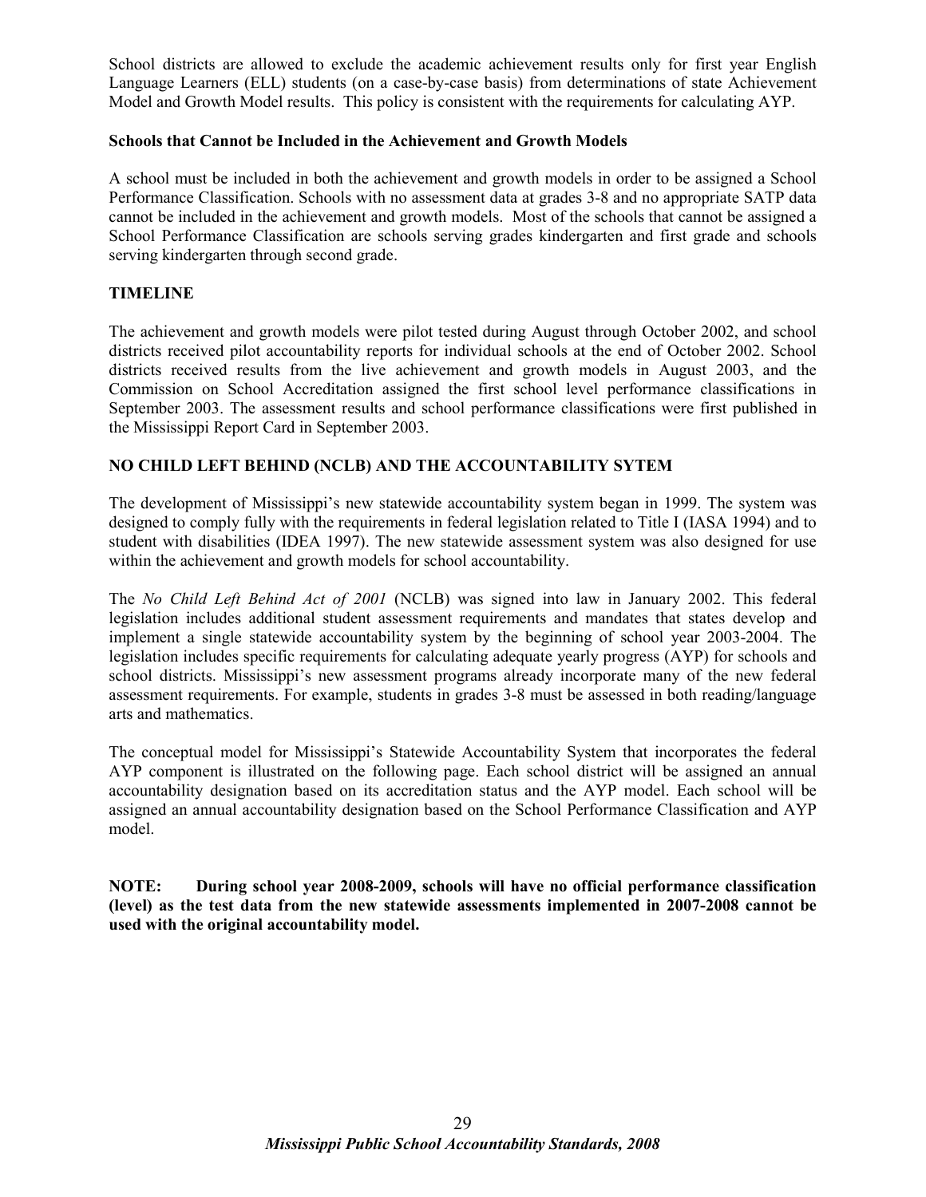School districts are allowed to exclude the academic achievement results only for first year English Language Learners (ELL) students (on a case-by-case basis) from determinations of state Achievement Model and Growth Model results. This policy is consistent with the requirements for calculating AYP.

### Schools that Cannot be Included in the Achievement and Growth Models

A school must be included in both the achievement and growth models in order to be assigned a School Performance Classification. Schools with no assessment data at grades 3-8 and no appropriate SATP data cannot be included in the achievement and growth models. Most of the schools that cannot be assigned a School Performance Classification are schools serving grades kindergarten and first grade and schools serving kindergarten through second grade.

## TIMELINE

The achievement and growth models were pilot tested during August through October 2002, and school districts received pilot accountability reports for individual schools at the end of October 2002. School districts received results from the live achievement and growth models in August 2003, and the Commission on School Accreditation assigned the first school level performance classifications in September 2003. The assessment results and school performance classifications were first published in the Mississippi Report Card in September 2003.

## NO CHILD LEFT BEHIND (NCLB) AND THE ACCOUNTABILITY SYTEM

The development of Mississippi's new statewide accountability system began in 1999. The system was designed to comply fully with the requirements in federal legislation related to Title I (IASA 1994) and to student with disabilities (IDEA 1997). The new statewide assessment system was also designed for use within the achievement and growth models for school accountability.

The *No Child Left Behind Act of 2001* (NCLB) was signed into law in January 2002. This federal legislation includes additional student assessment requirements and mandates that states develop and implement a single statewide accountability system by the beginning of school year 2003-2004. The legislation includes specific requirements for calculating adequate yearly progress (AYP) for schools and school districts. Mississippi's new assessment programs already incorporate many of the new federal assessment requirements. For example, students in grades 3-8 must be assessed in both reading/language arts and mathematics.

The conceptual model for Mississippi's Statewide Accountability System that incorporates the federal AYP component is illustrated on the following page. Each school district will be assigned an annual accountability designation based on its accreditation status and the AYP model. Each school will be assigned an annual accountability designation based on the School Performance Classification and AYP model.

**NOTE: During school year 2008-2009, schools will have no official performance classification (level) as the test data from the new statewide assessments implemented in 2007-2008 cannot be used with the original accountability model.**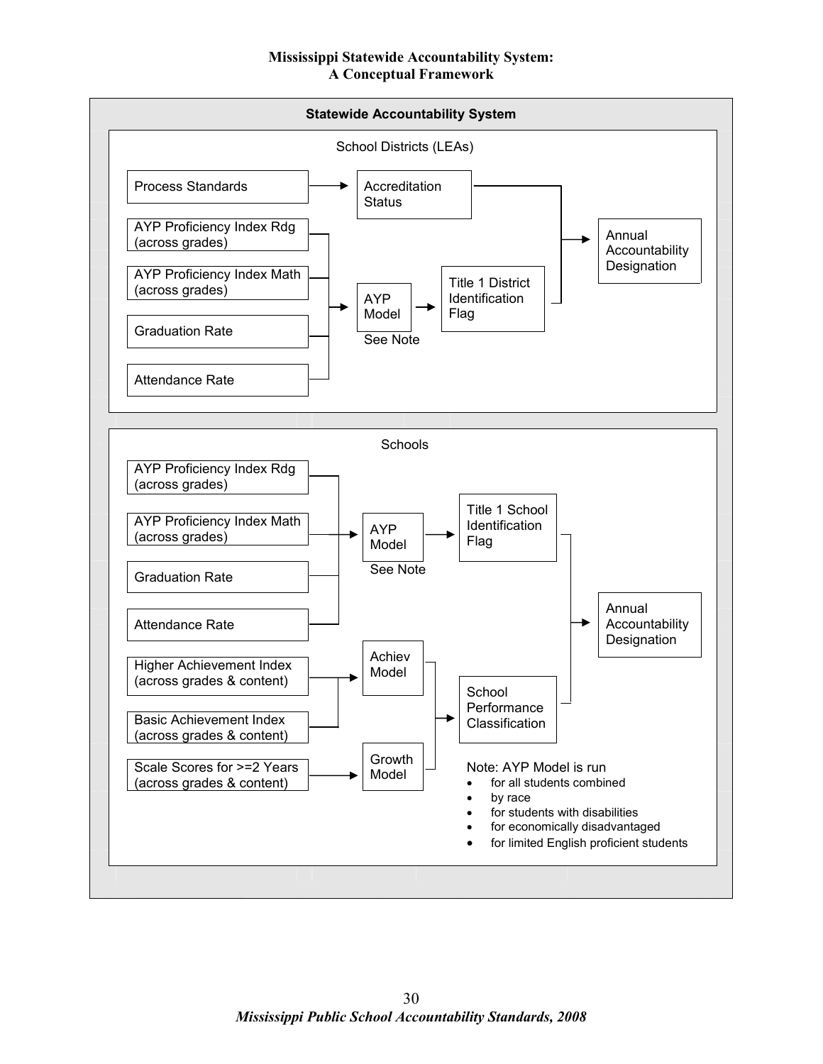# Mississippi Statewide Accountability System: A Conceptual Framework

**Statewide Accountability System**

School Districts (LEAs)

Process Standards → Accreditation Status

AYP Proficiency Index Rdg (across grades)

AYP Proficiency Index Math (across grades)

Graduation Rate

Attendance Rate

→ AYP Model (See Note) → Title 1 District Identification Flag

Accreditation Status + Title 1 District Identification Flag → Annual Accountability Designation

Schools

AYP Proficiency Index Rdg (across grades)

AYP Proficiency Index Math (across grades)

Graduation Rate

Attendance Rate

→ AYP Model (See Note) → Title 1 School Identification Flag

Higher Achievement Index (across grades & content)

Basic Achievement Index (across grades & content)

→ Achiev Model

Scale Scores for >=2 Years (across grades & content) → Growth Model

Achiev Model + Growth Model → School Performance Classification

Title 1 School Identification Flag + School Performance Classification → Annual Accountability Designation

Note: AYP Model is run

- for all students combined
- by race
- for students with disabilities
- for economically disadvantaged
- for limited English proficient students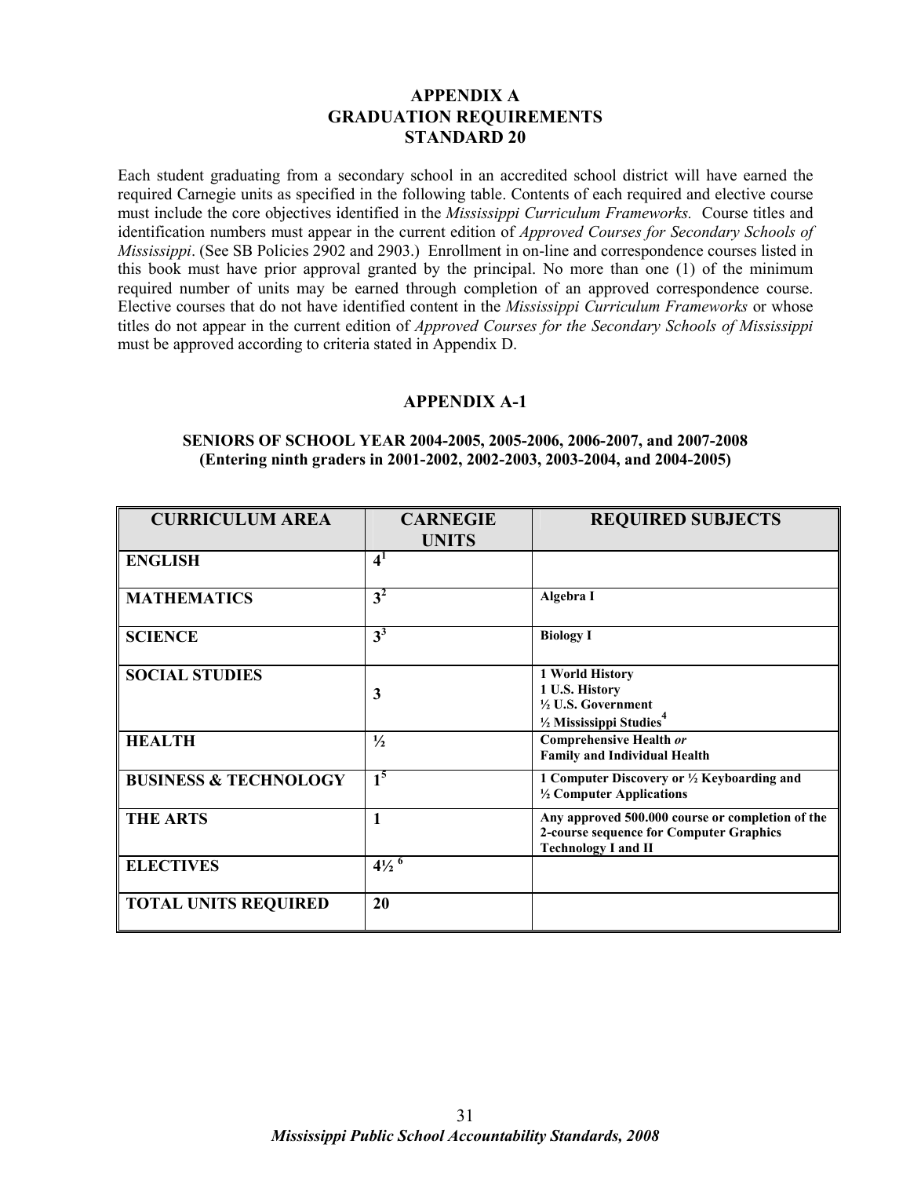# APPENDIX A
# GRADUATION REQUIREMENTS
# STANDARD 20

Each student graduating from a secondary school in an accredited school district will have earned the required Carnegie units as specified in the following table. Contents of each required and elective course must include the core objectives identified in the *Mississippi Curriculum Frameworks.* Course titles and identification numbers must appear in the current edition of *Approved Courses for Secondary Schools of Mississippi*. (See SB Policies 2902 and 2903.) Enrollment in on-line and correspondence courses listed in this book must have prior approval granted by the principal. No more than one (1) of the minimum required number of units may be earned through completion of an approved correspondence course. Elective courses that do not have identified content in the *Mississippi Curriculum Frameworks* or whose titles do not appear in the current edition of *Approved Courses for the Secondary Schools of Mississippi* must be approved according to criteria stated in Appendix D.

## APPENDIX A-1

### SENIORS OF SCHOOL YEAR 2004-2005, 2005-2006, 2006-2007, and 2007-2008 (Entering ninth graders in 2001-2002, 2002-2003, 2003-2004, and 2004-2005)

| CURRICULUM AREA | CARNEGIE UNITS | REQUIRED SUBJECTS |
|---|---|---|
| **ENGLISH** | **4**[1] | |
| **MATHEMATICS** | **3**[2] | **Algebra I** |
| **SCIENCE** | **3**[3] | **Biology I** |
| **SOCIAL STUDIES** | **3** | **1 World History**<br>**1 U.S. History**<br>**½ U.S. Government**<br>**½ Mississippi Studies**[4] |
| **HEALTH** | **½** | **Comprehensive Health** *or*<br>**Family and Individual Health** |
| **BUSINESS & TECHNOLOGY** | **1**[5] | **1 Computer Discovery or ½ Keyboarding and ½ Computer Applications** |
| **THE ARTS** | **1** | **Any approved 500.000 course or completion of the 2-course sequence for Computer Graphics Technology I and II** |
| **ELECTIVES** | **4½** [6] | |
| **TOTAL UNITS REQUIRED** | **20** | |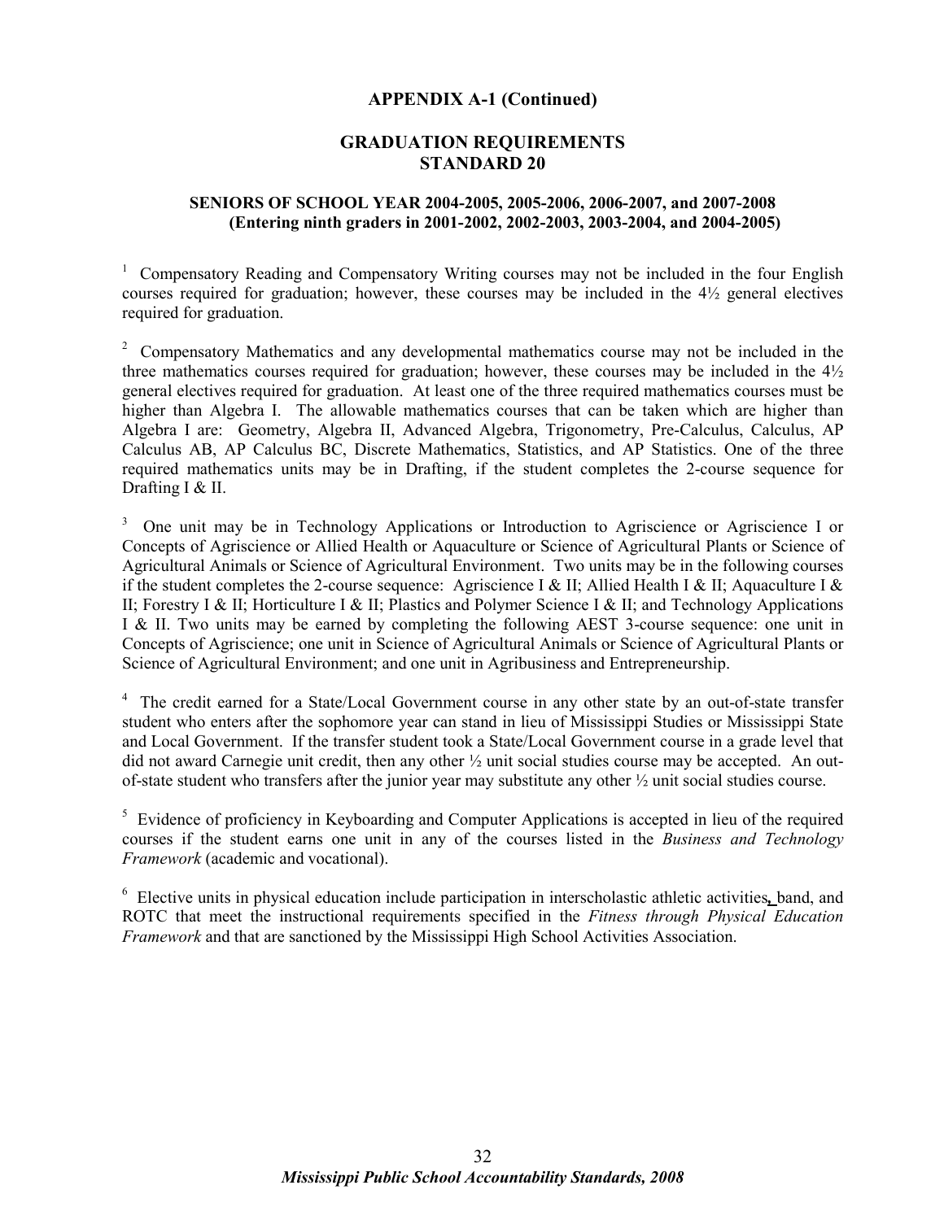## APPENDIX A-1 (Continued)

## GRADUATION REQUIREMENTS
## STANDARD 20

### SENIORS OF SCHOOL YEAR 2004-2005, 2005-2006, 2006-2007, and 2007-2008
### (Entering ninth graders in 2001-2002, 2002-2003, 2003-2004, and 2004-2005)

[1] Compensatory Reading and Compensatory Writing courses may not be included in the four English courses required for graduation; however, these courses may be included in the 4½ general electives required for graduation.

[2] Compensatory Mathematics and any developmental mathematics course may not be included in the three mathematics courses required for graduation; however, these courses may be included in the 4½ general electives required for graduation. At least one of the three required mathematics courses must be higher than Algebra I. The allowable mathematics courses that can be taken which are higher than Algebra I are: Geometry, Algebra II, Advanced Algebra, Trigonometry, Pre-Calculus, Calculus, AP Calculus AB, AP Calculus BC, Discrete Mathematics, Statistics, and AP Statistics. One of the three required mathematics units may be in Drafting, if the student completes the 2-course sequence for Drafting I & II.

[3] One unit may be in Technology Applications or Introduction to Agriscience or Agriscience I or Concepts of Agriscience or Allied Health or Aquaculture or Science of Agricultural Plants or Science of Agricultural Animals or Science of Agricultural Environment. Two units may be in the following courses if the student completes the 2-course sequence: Agriscience I & II; Allied Health I & II; Aquaculture I & II; Forestry I & II; Horticulture I & II; Plastics and Polymer Science I & II; and Technology Applications I & II. Two units may be earned by completing the following AEST 3-course sequence: one unit in Concepts of Agriscience; one unit in Science of Agricultural Animals or Science of Agricultural Plants or Science of Agricultural Environment; and one unit in Agribusiness and Entrepreneurship.

[4] The credit earned for a State/Local Government course in any other state by an out-of-state transfer student who enters after the sophomore year can stand in lieu of Mississippi Studies or Mississippi State and Local Government. If the transfer student took a State/Local Government course in a grade level that did not award Carnegie unit credit, then any other ½ unit social studies course may be accepted. An out-of-state student who transfers after the junior year may substitute any other ½ unit social studies course.

[5] Evidence of proficiency in Keyboarding and Computer Applications is accepted in lieu of the required courses if the student earns one unit in any of the courses listed in the *Business and Technology Framework* (academic and vocational).

[6] Elective units in physical education include participation in interscholastic athletic activities, band, and ROTC that meet the instructional requirements specified in the *Fitness through Physical Education Framework* and that are sanctioned by the Mississippi High School Activities Association.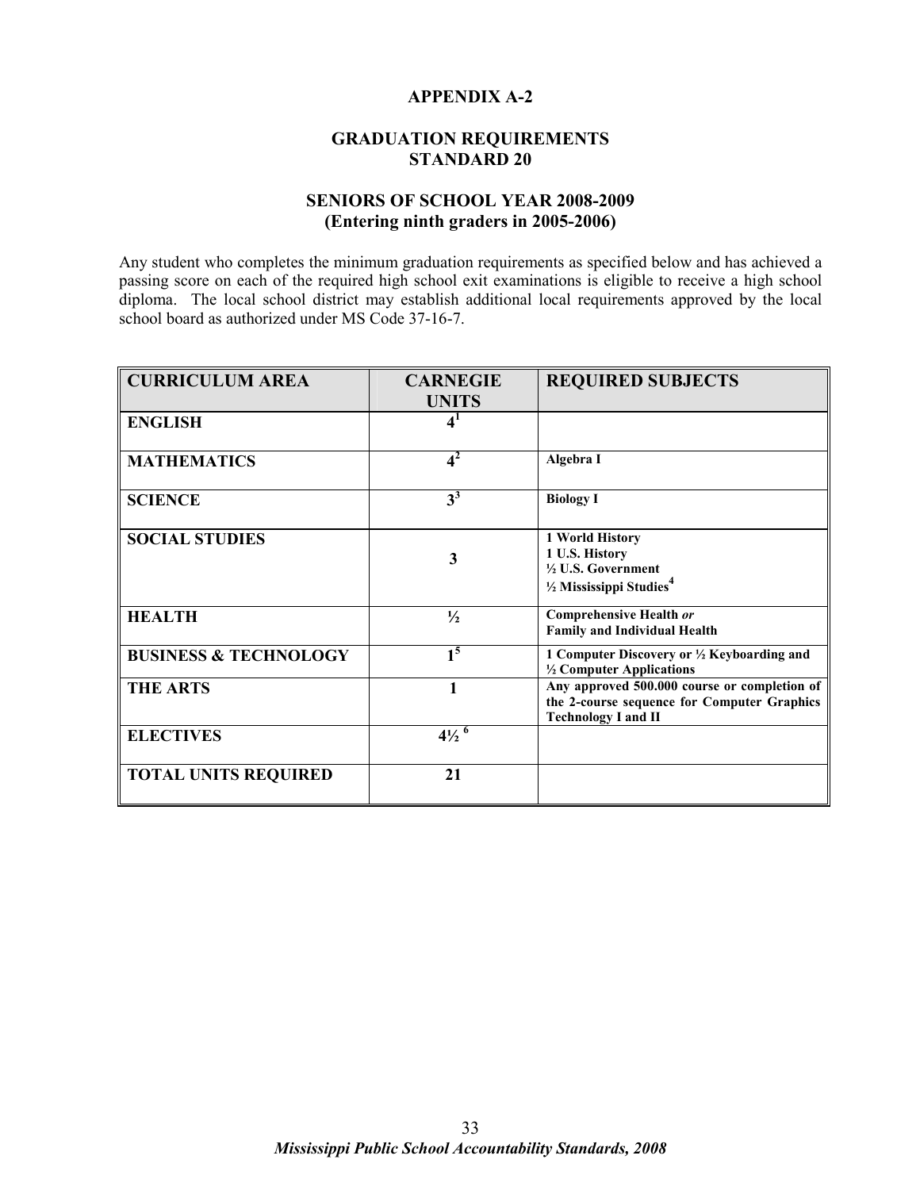## APPENDIX A-2

## GRADUATION REQUIREMENTS
## STANDARD 20

### SENIORS OF SCHOOL YEAR 2008-2009
### (Entering ninth graders in 2005-2006)

Any student who completes the minimum graduation requirements as specified below and has achieved a passing score on each of the required high school exit examinations is eligible to receive a high school diploma. The local school district may establish additional local requirements approved by the local school board as authorized under MS Code 37-16-7.

| CURRICULUM AREA | CARNEGIE UNITS | REQUIRED SUBJECTS |
|---|---|---|
| ENGLISH | 4[1] | |
| MATHEMATICS | 4[2] | Algebra I |
| SCIENCE | 3[3] | Biology I |
| SOCIAL STUDIES | 3 | 1 World History<br>1 U.S. History<br>½ U.S. Government<br>½ Mississippi Studies[4] |
| HEALTH | ½ | Comprehensive Health *or*<br>Family and Individual Health |
| BUSINESS & TECHNOLOGY | 1[5] | 1 Computer Discovery or ½ Keyboarding and ½ Computer Applications |
| THE ARTS | 1 | Any approved 500.000 course or completion of the 2-course sequence for Computer Graphics Technology I and II |
| ELECTIVES | 4½ [6] | |
| TOTAL UNITS REQUIRED | 21 | |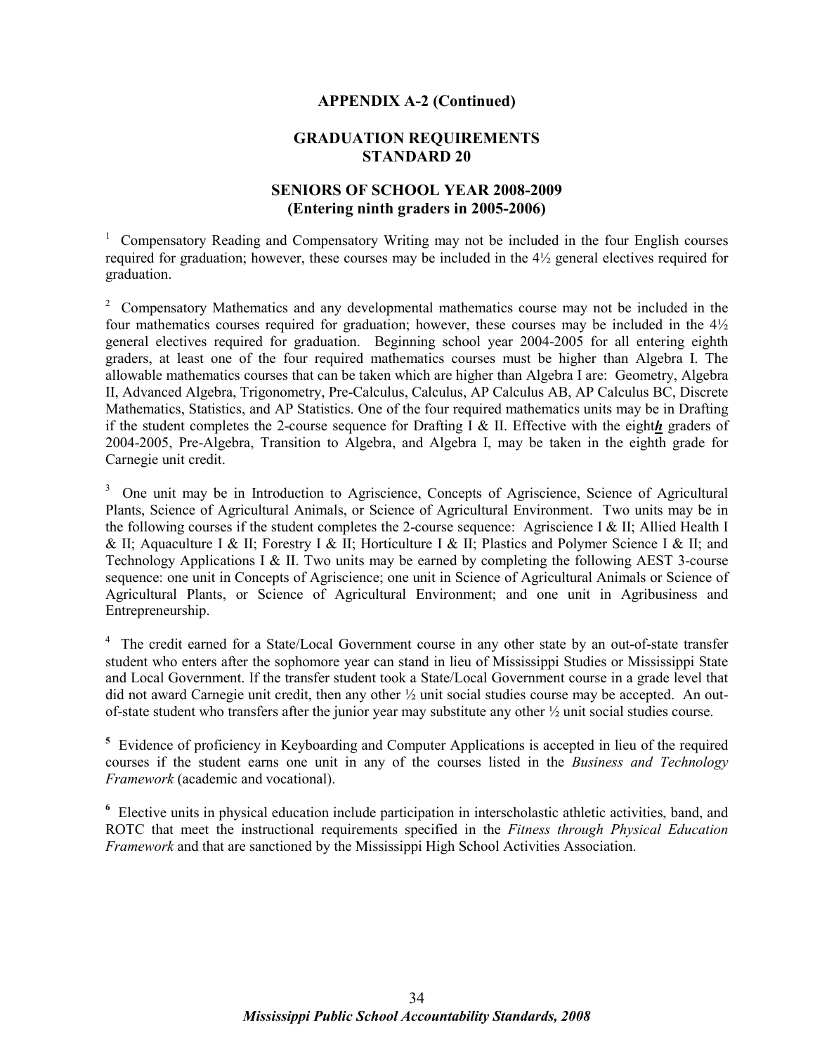## APPENDIX A-2 (Continued)

## GRADUATION REQUIREMENTS STANDARD 20

### SENIORS OF SCHOOL YEAR 2008-2009 (Entering ninth graders in 2005-2006)

[1] Compensatory Reading and Compensatory Writing may not be included in the four English courses required for graduation; however, these courses may be included in the 4½ general electives required for graduation.

[2] Compensatory Mathematics and any developmental mathematics course may not be included in the four mathematics courses required for graduation; however, these courses may be included in the 4½ general electives required for graduation. Beginning school year 2004-2005 for all entering eighth graders, at least one of the four required mathematics courses must be higher than Algebra I. The allowable mathematics courses that can be taken which are higher than Algebra I are: Geometry, Algebra II, Advanced Algebra, Trigonometry, Pre-Calculus, Calculus, AP Calculus AB, AP Calculus BC, Discrete Mathematics, Statistics, and AP Statistics. One of the four required mathematics units may be in Drafting if the student completes the 2-course sequence for Drafting I & II. Effective with the eight***h*** graders of 2004-2005, Pre-Algebra, Transition to Algebra, and Algebra I, may be taken in the eighth grade for Carnegie unit credit.

[3] One unit may be in Introduction to Agriscience, Concepts of Agriscience, Science of Agricultural Plants, Science of Agricultural Animals, or Science of Agricultural Environment. Two units may be in the following courses if the student completes the 2-course sequence: Agriscience I & II; Allied Health I & II; Aquaculture I & II; Forestry I & II; Horticulture I & II; Plastics and Polymer Science I & II; and Technology Applications I & II. Two units may be earned by completing the following AEST 3-course sequence: one unit in Concepts of Agriscience; one unit in Science of Agricultural Animals or Science of Agricultural Plants, or Science of Agricultural Environment; and one unit in Agribusiness and Entrepreneurship.

[4] The credit earned for a State/Local Government course in any other state by an out-of-state transfer student who enters after the sophomore year can stand in lieu of Mississippi Studies or Mississippi State and Local Government. If the transfer student took a State/Local Government course in a grade level that did not award Carnegie unit credit, then any other ½ unit social studies course may be accepted. An out-of-state student who transfers after the junior year may substitute any other ½ unit social studies course.

[5] Evidence of proficiency in Keyboarding and Computer Applications is accepted in lieu of the required courses if the student earns one unit in any of the courses listed in the *Business and Technology Framework* (academic and vocational).

[6] Elective units in physical education include participation in interscholastic athletic activities, band, and ROTC that meet the instructional requirements specified in the *Fitness through Physical Education Framework* and that are sanctioned by the Mississippi High School Activities Association.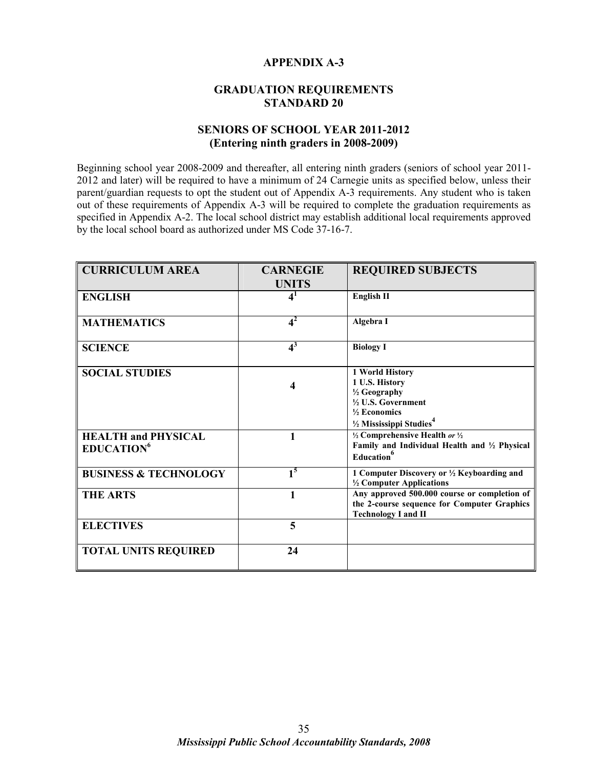# APPENDIX A-3

## GRADUATION REQUIREMENTS
## STANDARD 20

### SENIORS OF SCHOOL YEAR 2011-2012
### (Entering ninth graders in 2008-2009)

Beginning school year 2008-2009 and thereafter, all entering ninth graders (seniors of school year 2011-2012 and later) will be required to have a minimum of 24 Carnegie units as specified below, unless their parent/guardian requests to opt the student out of Appendix A-3 requirements. Any student who is taken out of these requirements of Appendix A-3 will be required to complete the graduation requirements as specified in Appendix A-2. The local school district may establish additional local requirements approved by the local school board as authorized under MS Code 37-16-7.

| CURRICULUM AREA | CARNEGIE UNITS | REQUIRED SUBJECTS |
|---|---|---|
| **ENGLISH** | **4**[1] | **English II** |
| **MATHEMATICS** | **4**[2] | **Algebra I** |
| **SCIENCE** | **4**[3] | **Biology I** |
| **SOCIAL STUDIES** | **4** | **1 World History**<br>**1 U.S. History**<br>**½ Geography**<br>**½ U.S. Government**<br>**½ Economics**<br>**½ Mississippi Studies**[4] |
| **HEALTH and PHYSICAL EDUCATION**[6] | **1** | **½ Comprehensive Health** *or* **½ Family and Individual Health and ½ Physical Education**[6] |
| **BUSINESS & TECHNOLOGY** | **1**[5] | **1 Computer Discovery or ½ Keyboarding and ½ Computer Applications** |
| **THE ARTS** | **1** | **Any approved 500.000 course or completion of the 2-course sequence for Computer Graphics Technology I and II** |
| **ELECTIVES** | **5** | |
| **TOTAL UNITS REQUIRED** | **24** | |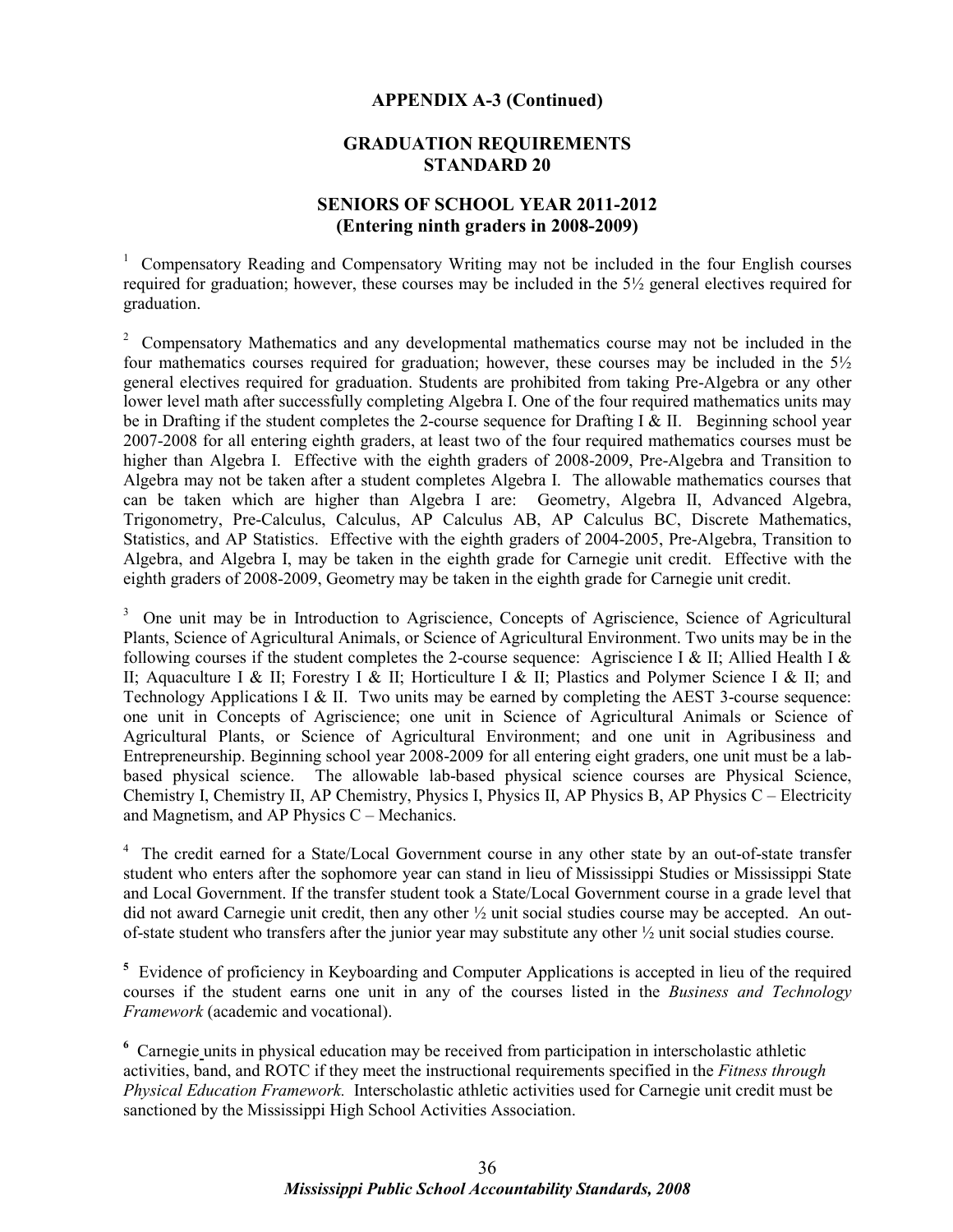## APPENDIX A-3 (Continued)

## GRADUATION REQUIREMENTS
## STANDARD 20

### SENIORS OF SCHOOL YEAR 2011-2012
### (Entering ninth graders in 2008-2009)

[1] Compensatory Reading and Compensatory Writing may not be included in the four English courses required for graduation; however, these courses may be included in the 5½ general electives required for graduation.

[2] Compensatory Mathematics and any developmental mathematics course may not be included in the four mathematics courses required for graduation; however, these courses may be included in the 5½ general electives required for graduation. Students are prohibited from taking Pre-Algebra or any other lower level math after successfully completing Algebra I. One of the four required mathematics units may be in Drafting if the student completes the 2-course sequence for Drafting I & II. Beginning school year 2007-2008 for all entering eighth graders, at least two of the four required mathematics courses must be higher than Algebra I. Effective with the eighth graders of 2008-2009, Pre-Algebra and Transition to Algebra may not be taken after a student completes Algebra I. The allowable mathematics courses that can be taken which are higher than Algebra I are: Geometry, Algebra II, Advanced Algebra, Trigonometry, Pre-Calculus, Calculus, AP Calculus AB, AP Calculus BC, Discrete Mathematics, Statistics, and AP Statistics. Effective with the eighth graders of 2004-2005, Pre-Algebra, Transition to Algebra, and Algebra I, may be taken in the eighth grade for Carnegie unit credit. Effective with the eighth graders of 2008-2009, Geometry may be taken in the eighth grade for Carnegie unit credit.

[3] One unit may be in Introduction to Agriscience, Concepts of Agriscience, Science of Agricultural Plants, Science of Agricultural Animals, or Science of Agricultural Environment. Two units may be in the following courses if the student completes the 2-course sequence: Agriscience I & II; Allied Health I & II; Aquaculture I & II; Forestry I & II; Horticulture I & II; Plastics and Polymer Science I & II; and Technology Applications I & II. Two units may be earned by completing the AEST 3-course sequence: one unit in Concepts of Agriscience; one unit in Science of Agricultural Animals or Science of Agricultural Plants, or Science of Agricultural Environment; and one unit in Agribusiness and Entrepreneurship. Beginning school year 2008-2009 for all entering eight graders, one unit must be a lab-based physical science. The allowable lab-based physical science courses are Physical Science, Chemistry I, Chemistry II, AP Chemistry, Physics I, Physics II, AP Physics B, AP Physics C – Electricity and Magnetism, and AP Physics C – Mechanics.

[4] The credit earned for a State/Local Government course in any other state by an out-of-state transfer student who enters after the sophomore year can stand in lieu of Mississippi Studies or Mississippi State and Local Government. If the transfer student took a State/Local Government course in a grade level that did not award Carnegie unit credit, then any other ½ unit social studies course may be accepted. An out-of-state student who transfers after the junior year may substitute any other ½ unit social studies course.

[5] Evidence of proficiency in Keyboarding and Computer Applications is accepted in lieu of the required courses if the student earns one unit in any of the courses listed in the *Business and Technology Framework* (academic and vocational).

[6] Carnegie units in physical education may be received from participation in interscholastic athletic activities, band, and ROTC if they meet the instructional requirements specified in the *Fitness through Physical Education Framework.* Interscholastic athletic activities used for Carnegie unit credit must be sanctioned by the Mississippi High School Activities Association.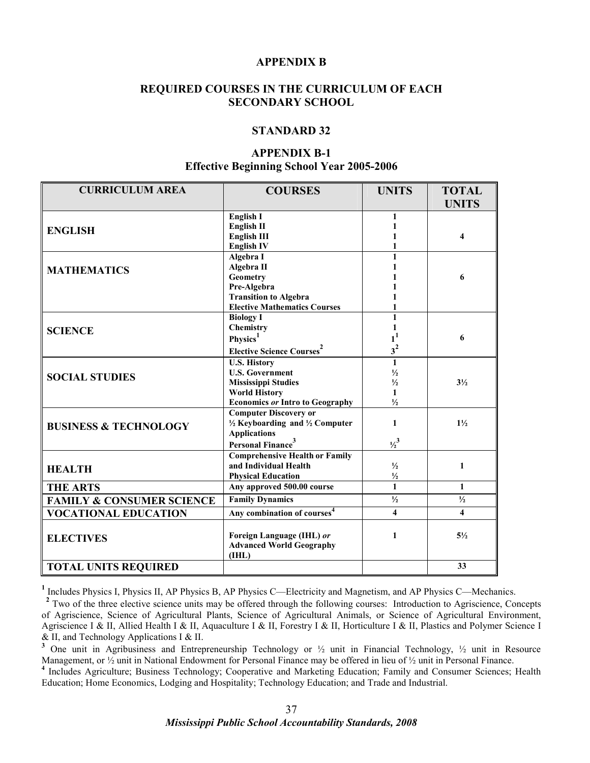# APPENDIX B

## REQUIRED COURSES IN THE CURRICULUM OF EACH SECONDARY SCHOOL

## STANDARD 32

### APPENDIX B-1
### Effective Beginning School Year 2005-2006

| CURRICULUM AREA | COURSES | UNITS | TOTAL UNITS |
|---|---|---|---|
| **ENGLISH** | **English I**<br>**English II**<br>**English III**<br>**English IV** | 1<br>1<br>1<br>1 | 4 |
| **MATHEMATICS** | **Algebra I**<br>**Algebra II**<br>**Geometry**<br>**Pre-Algebra**<br>**Transition to Algebra**<br>**Elective Mathematics Courses** | 1<br>1<br>1<br>1<br>1<br>1 | 6 |
| **SCIENCE** | **Biology I**<br>**Chemistry**<br>**Physics**[1]<br>**Elective Science Courses**[2] | 1<br>1<br>1[1]<br>3[2] | 6 |
| **SOCIAL STUDIES** | **U.S. History**<br>**U.S. Government**<br>**Mississippi Studies**<br>**World History**<br>**Economics *or* Intro to Geography** | 1<br>½<br>½<br>1<br>½ | 3½ |
| **BUSINESS & TECHNOLOGY** | **Computer Discovery or ½ Keyboarding and ½ Computer Applications**<br>**Personal Finance**[3] | 1<br>½[3] | 1½ |
| **HEALTH** | **Comprehensive Health or Family and Individual Health**<br>**Physical Education** | ½<br>½ | 1 |
| **THE ARTS** | **Any approved 500.00 course** | 1 | 1 |
| **FAMILY & CONSUMER SCIENCE** | **Family Dynamics** | ½ | ½ |
| **VOCATIONAL EDUCATION** | **Any combination of courses**[4] | 4 | 4 |
| **ELECTIVES** | **Foreign Language (IHL) *or* Advanced World Geography (IHL)** | 1 | 5½ |
| **TOTAL UNITS REQUIRED** | | | 33 |

[1] Includes Physics I, Physics II, AP Physics B, AP Physics C—Electricity and Magnetism, and AP Physics C—Mechanics.

[2] Two of the three elective science units may be offered through the following courses: Introduction to Agriscience, Concepts of Agriscience, Science of Agricultural Plants, Science of Agricultural Animals, or Science of Agricultural Environment, Agriscience I & II, Allied Health I & II, Aquaculture I & II, Forestry I & II, Horticulture I & II, Plastics and Polymer Science I & II, and Technology Applications I & II.

[3] One unit in Agribusiness and Entrepreneurship Technology or ½ unit in Financial Technology, ½ unit in Resource Management, or ½ unit in National Endowment for Personal Finance may be offered in lieu of ½ unit in Personal Finance.

[4] Includes Agriculture; Business Technology; Cooperative and Marketing Education; Family and Consumer Sciences; Health Education; Home Economics, Lodging and Hospitality; Technology Education; and Trade and Industrial.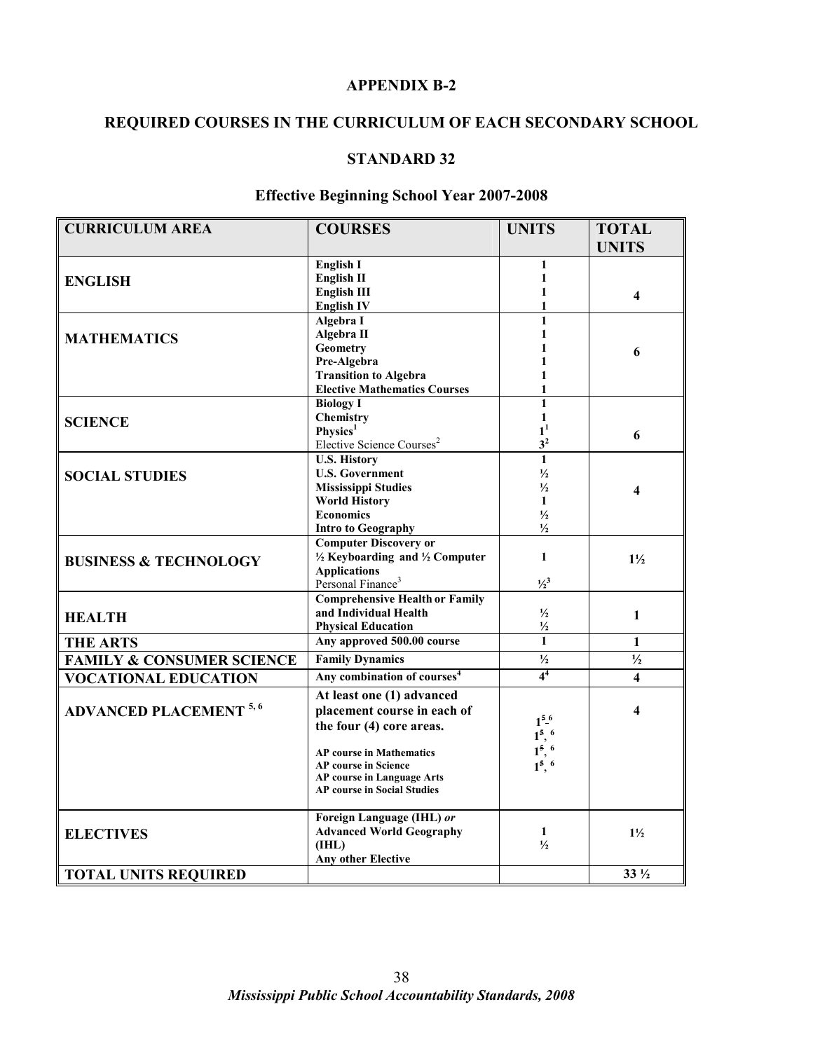## APPENDIX B-2

## REQUIRED COURSES IN THE CURRICULUM OF EACH SECONDARY SCHOOL

## STANDARD 32

### Effective Beginning School Year 2007-2008

| CURRICULUM AREA | COURSES | UNITS | TOTAL UNITS |
|---|---|---|---|
| ENGLISH | English I<br>English II<br>English III<br>English IV | 1<br>1<br>1<br>1 | 4 |
| MATHEMATICS | Algebra I<br>Algebra II<br>Geometry<br>Pre-Algebra<br>Transition to Algebra<br>Elective Mathematics Courses | 1<br>1<br>1<br>1<br>1<br>1 | 6 |
| SCIENCE | Biology I<br>Chemistry<br>Physics[1]<br>Elective Science Courses[2] | 1<br>1<br>1[1]<br>3[2] | 6 |
| SOCIAL STUDIES | U.S. History<br>U.S. Government<br>Mississippi Studies<br>World History<br>Economics<br>Intro to Geography | 1<br>½<br>½<br>1<br>½<br>½ | 4 |
| BUSINESS & TECHNOLOGY | Computer Discovery or ½ Keyboarding and ½ Computer Applications<br>Personal Finance[3] | 1<br>½[3] | 1½ |
| HEALTH | Comprehensive Health or Family and Individual Health<br>Physical Education | ½<br>½ | 1 |
| THE ARTS | Any approved 500.00 course | 1 | 1 |
| FAMILY & CONSUMER SCIENCE | Family Dynamics | ½ | ½ |
| VOCATIONAL EDUCATION | Any combination of courses[4] | 4[4] | 4 |
| ADVANCED PLACEMENT [5, 6] | At least one (1) advanced placement course in each of the four (4) core areas.<br>AP course in Mathematics<br>AP course in Science<br>AP course in Language Arts<br>AP course in Social Studies | 1[5, 6]<br>1[5, 6]<br>1[5, 6]<br>1[5, 6] | 4 |
| ELECTIVES | Foreign Language (IHL) *or* Advanced World Geography (IHL)<br>Any other Elective | 1<br>½ | 1½ |
| TOTAL UNITS REQUIRED | | | 33 ½ |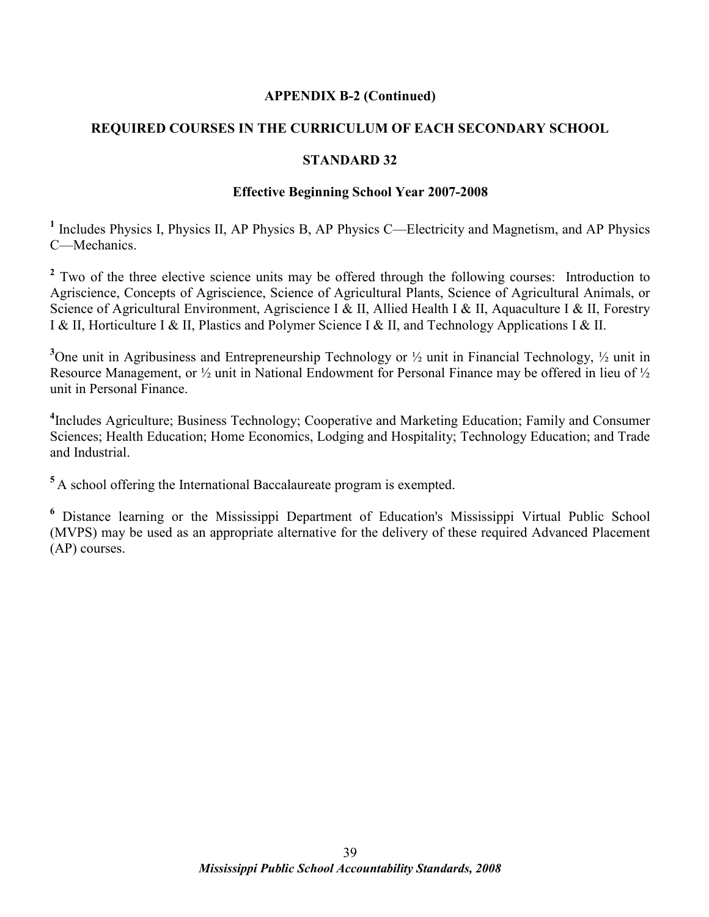**APPENDIX B-2 (Continued)**

**REQUIRED COURSES IN THE CURRICULUM OF EACH SECONDARY SCHOOL**

**STANDARD 32**

**Effective Beginning School Year 2007-2008**

[1] Includes Physics I, Physics II, AP Physics B, AP Physics C—Electricity and Magnetism, and AP Physics C—Mechanics.

[2] Two of the three elective science units may be offered through the following courses: Introduction to Agriscience, Concepts of Agriscience, Science of Agricultural Plants, Science of Agricultural Animals, or Science of Agricultural Environment, Agriscience I & II, Allied Health I & II, Aquaculture I & II, Forestry I & II, Horticulture I & II, Plastics and Polymer Science I & II, and Technology Applications I & II.

[3] One unit in Agribusiness and Entrepreneurship Technology or ½ unit in Financial Technology, ½ unit in Resource Management, or ½ unit in National Endowment for Personal Finance may be offered in lieu of ½ unit in Personal Finance.

[4] Includes Agriculture; Business Technology; Cooperative and Marketing Education; Family and Consumer Sciences; Health Education; Home Economics, Lodging and Hospitality; Technology Education; and Trade and Industrial.

[5] A school offering the International Baccalaureate program is exempted.

[6] Distance learning or the Mississippi Department of Education's Mississippi Virtual Public School (MVPS) may be used as an appropriate alternative for the delivery of these required Advanced Placement (AP) courses.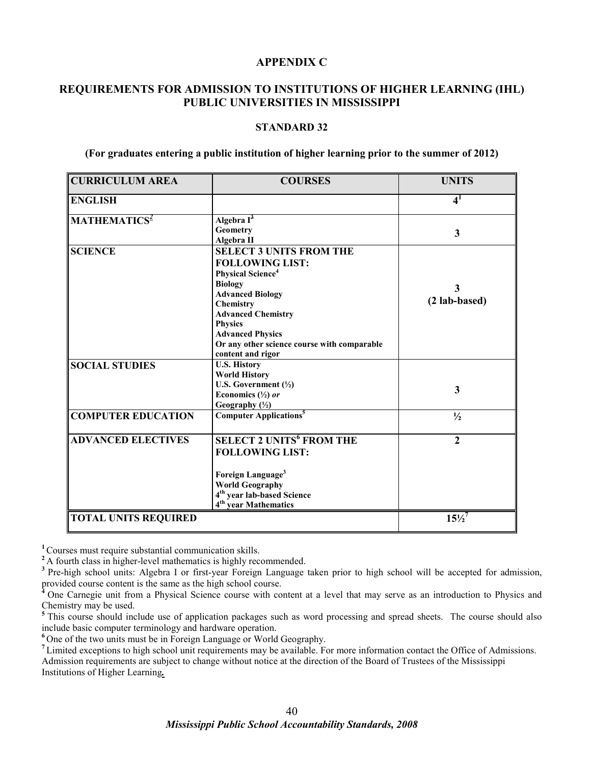# APPENDIX C

## REQUIREMENTS FOR ADMISSION TO INSTITUTIONS OF HIGHER LEARNING (IHL) PUBLIC UNIVERSITIES IN MISSISSIPPI

### STANDARD 32

**(For graduates entering a public institution of higher learning prior to the summer of 2012)**

| CURRICULUM AREA | COURSES | UNITS |
|---|---|---|
| **ENGLISH** | | **4**[1] |
| **MATHEMATICS**[2] | **Algebra I**[3]<br>**Geometry**<br>**Algebra II** | **3** |
| **SCIENCE** | **SELECT 3 UNITS FROM THE FOLLOWING LIST:**<br>**Physical Science**[4]<br>**Biology**<br>**Advanced Biology**<br>**Chemistry**<br>**Advanced Chemistry**<br>**Physics**<br>**Advanced Physics**<br>**Or any other science course with comparable content and rigor** | **3**<br>**(2 lab-based)** |
| **SOCIAL STUDIES** | **U.S. History**<br>**World History**<br>**U.S. Government (½)**<br>**Economics (½)** ***or***<br>**Geography (½)** | **3** |
| **COMPUTER EDUCATION** | **Computer Applications**[5] | **½** |
| **ADVANCED ELECTIVES** | **SELECT 2 UNITS**[6] **FROM THE FOLLOWING LIST:**<br><br>**Foreign Language**[3]<br>**World Geography**<br>**4th year lab-based Science**<br>**4th year Mathematics** | **2** |
| **TOTAL UNITS REQUIRED** | | **15½**[7] |

[1] Courses must require substantial communication skills.

[2] A fourth class in higher-level mathematics is highly recommended.

[3] Pre-high school units: Algebra I or first-year Foreign Language taken prior to high school will be accepted for admission, provided course content is the same as the high school course.

[4] One Carnegie unit from a Physical Science course with content at a level that may serve as an introduction to Physics and Chemistry may be used.

[5] This course should include use of application packages such as word processing and spread sheets. The course should also include basic computer terminology and hardware operation.

[6] One of the two units must be in Foreign Language or World Geography.

[7] Limited exceptions to high school unit requirements may be available. For more information contact the Office of Admissions. Admission requirements are subject to change without notice at the direction of the Board of Trustees of the Mississippi Institutions of Higher Learning.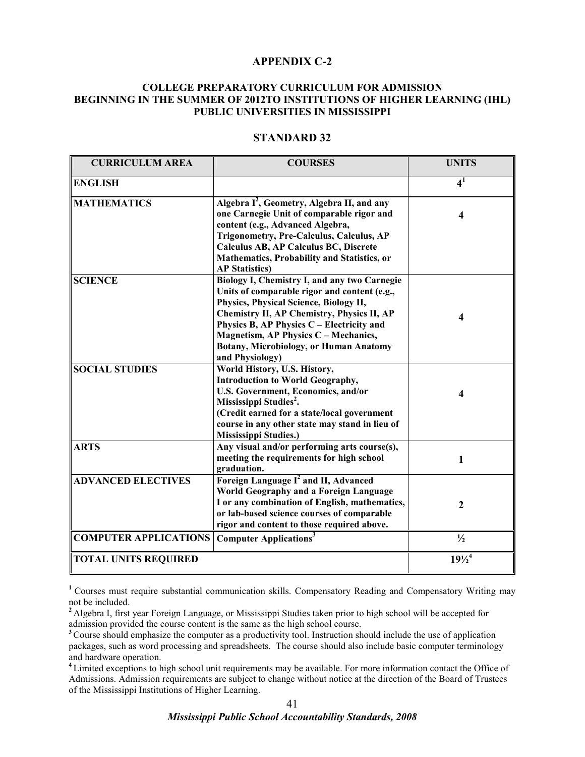## APPENDIX C-2

### COLLEGE PREPARATORY CURRICULUM FOR ADMISSION BEGINNING IN THE SUMMER OF 2012TO INSTITUTIONS OF HIGHER LEARNING (IHL) PUBLIC UNIVERSITIES IN MISSISSIPPI

### STANDARD 32

| CURRICULUM AREA | COURSES | UNITS |
|---|---|---|
| **ENGLISH** | | **4**[1] |
| **MATHEMATICS** | **Algebra I[2], Geometry, Algebra II, and any one Carnegie Unit of comparable rigor and content (e.g., Advanced Algebra, Trigonometry, Pre-Calculus, Calculus, AP Calculus AB, AP Calculus BC, Discrete Mathematics, Probability and Statistics, or AP Statistics)** | **4** |
| **SCIENCE** | **Biology I, Chemistry I, and any two Carnegie Units of comparable rigor and content (e.g., Physics, Physical Science, Biology II, Chemistry II, AP Chemistry, Physics II, AP Physics B, AP Physics C – Electricity and Magnetism, AP Physics C – Mechanics, Botany, Microbiology, or Human Anatomy and Physiology)** | **4** |
| **SOCIAL STUDIES** | **World History, U.S. History, Introduction to World Geography, U.S. Government, Economics, and/or Mississippi Studies[2]. (Credit earned for a state/local government course in any other state may stand in lieu of Mississippi Studies.)** | **4** |
| **ARTS** | **Any visual and/or performing arts course(s), meeting the requirements for high school graduation.** | **1** |
| **ADVANCED ELECTIVES** | **Foreign Language I[2] and II, Advanced World Geography and a Foreign Language I or any combination of English, mathematics, or lab-based science courses of comparable rigor and content to those required above.** | **2** |
| **COMPUTER APPLICATIONS** | **Computer Applications[3]** | **½** |
| **TOTAL UNITS REQUIRED** | | **19½**[4] |

[1] Courses must require substantial communication skills. Compensatory Reading and Compensatory Writing may not be included.

[2] Algebra I, first year Foreign Language, or Mississippi Studies taken prior to high school will be accepted for admission provided the course content is the same as the high school course.

[3] Course should emphasize the computer as a productivity tool. Instruction should include the use of application packages, such as word processing and spreadsheets. The course should also include basic computer terminology and hardware operation.

[4] Limited exceptions to high school unit requirements may be available. For more information contact the Office of Admissions. Admission requirements are subject to change without notice at the direction of the Board of Trustees of the Mississippi Institutions of Higher Learning.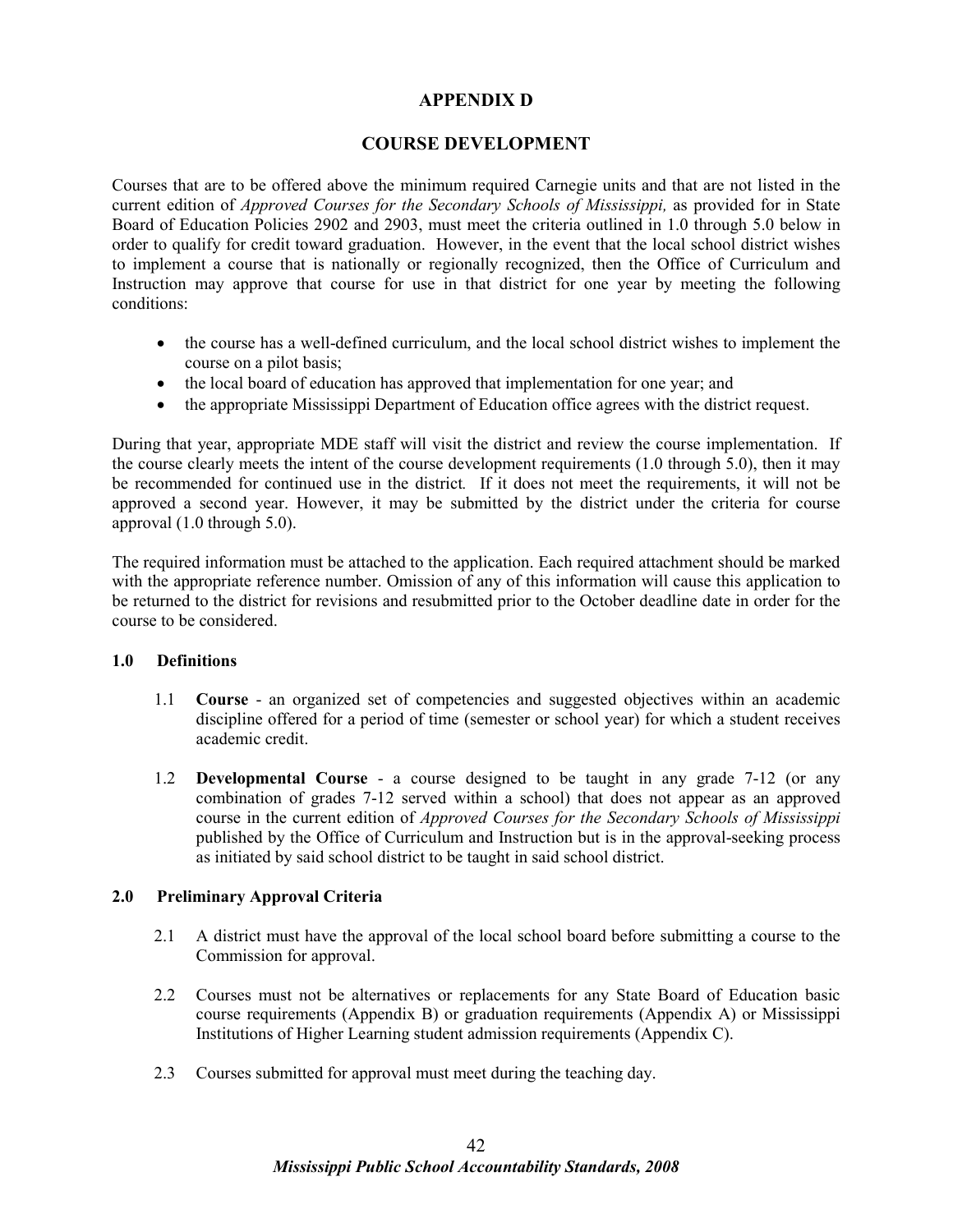# APPENDIX D

## COURSE DEVELOPMENT

Courses that are to be offered above the minimum required Carnegie units and that are not listed in the current edition of *Approved Courses for the Secondary Schools of Mississippi,* as provided for in State Board of Education Policies 2902 and 2903, must meet the criteria outlined in 1.0 through 5.0 below in order to qualify for credit toward graduation. However, in the event that the local school district wishes to implement a course that is nationally or regionally recognized, then the Office of Curriculum and Instruction may approve that course for use in that district for one year by meeting the following conditions:

- the course has a well-defined curriculum, and the local school district wishes to implement the course on a pilot basis;
- the local board of education has approved that implementation for one year; and
- the appropriate Mississippi Department of Education office agrees with the district request.

During that year, appropriate MDE staff will visit the district and review the course implementation. If the course clearly meets the intent of the course development requirements (1.0 through 5.0), then it may be recommended for continued use in the district. If it does not meet the requirements, it will not be approved a second year. However, it may be submitted by the district under the criteria for course approval (1.0 through 5.0).

The required information must be attached to the application. Each required attachment should be marked with the appropriate reference number. Omission of any of this information will cause this application to be returned to the district for revisions and resubmitted prior to the October deadline date in order for the course to be considered.

### 1.0 Definitions

1.1 **Course** - an organized set of competencies and suggested objectives within an academic discipline offered for a period of time (semester or school year) for which a student receives academic credit.

1.2 **Developmental Course** - a course designed to be taught in any grade 7-12 (or any combination of grades 7-12 served within a school) that does not appear as an approved course in the current edition of *Approved Courses for the Secondary Schools of Mississippi* published by the Office of Curriculum and Instruction but is in the approval-seeking process as initiated by said school district to be taught in said school district.

### 2.0 Preliminary Approval Criteria

2.1 A district must have the approval of the local school board before submitting a course to the Commission for approval.

2.2 Courses must not be alternatives or replacements for any State Board of Education basic course requirements (Appendix B) or graduation requirements (Appendix A) or Mississippi Institutions of Higher Learning student admission requirements (Appendix C).

2.3 Courses submitted for approval must meet during the teaching day.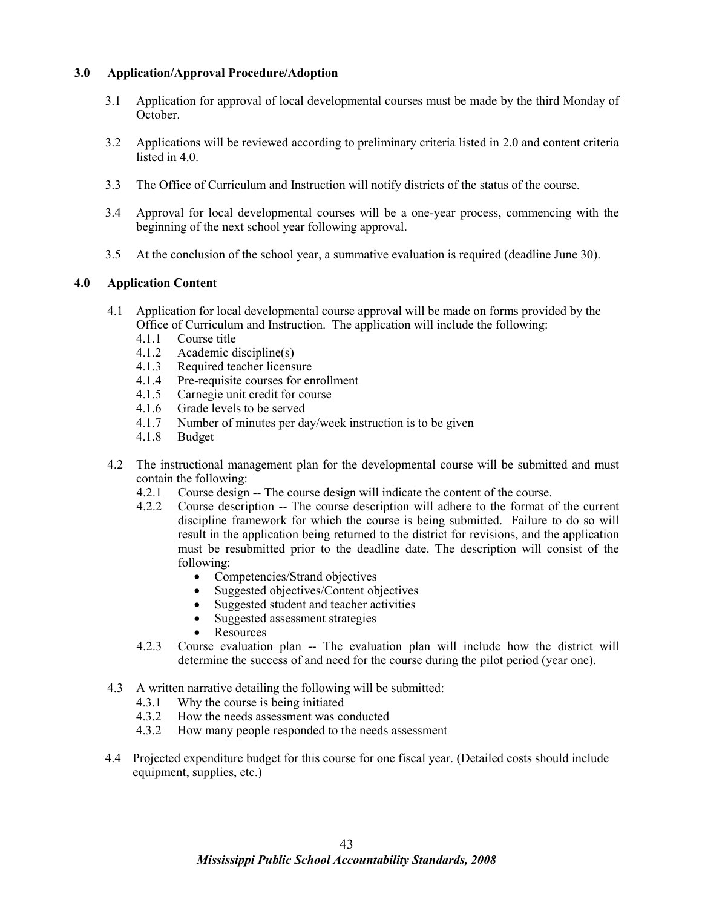### 3.0 Application/Approval Procedure/Adoption

3.1 Application for approval of local developmental courses must be made by the third Monday of October.

3.2 Applications will be reviewed according to preliminary criteria listed in 2.0 and content criteria listed in 4.0.

3.3 The Office of Curriculum and Instruction will notify districts of the status of the course.

3.4 Approval for local developmental courses will be a one-year process, commencing with the beginning of the next school year following approval.

3.5 At the conclusion of the school year, a summative evaluation is required (deadline June 30).

### 4.0 Application Content

4.1 Application for local developmental course approval will be made on forms provided by the Office of Curriculum and Instruction. The application will include the following:

- 4.1.1 Course title
- 4.1.2 Academic discipline(s)
- 4.1.3 Required teacher licensure
- 4.1.4 Pre-requisite courses for enrollment
- 4.1.5 Carnegie unit credit for course
- 4.1.6 Grade levels to be served
- 4.1.7 Number of minutes per day/week instruction is to be given
- 4.1.8 Budget

4.2 The instructional management plan for the developmental course will be submitted and must contain the following:

- 4.2.1 Course design -- The course design will indicate the content of the course.
- 4.2.2 Course description -- The course description will adhere to the format of the current discipline framework for which the course is being submitted. Failure to do so will result in the application being returned to the district for revisions, and the application must be resubmitted prior to the deadline date. The description will consist of the following:
  - Competencies/Strand objectives
  - Suggested objectives/Content objectives
  - Suggested student and teacher activities
  - Suggested assessment strategies
  - Resources
- 4.2.3 Course evaluation plan -- The evaluation plan will include how the district will determine the success of and need for the course during the pilot period (year one).

4.3 A written narrative detailing the following will be submitted:

- 4.3.1 Why the course is being initiated
- 4.3.2 How the needs assessment was conducted
- 4.3.2 How many people responded to the needs assessment

4.4 Projected expenditure budget for this course for one fiscal year. (Detailed costs should include equipment, supplies, etc.)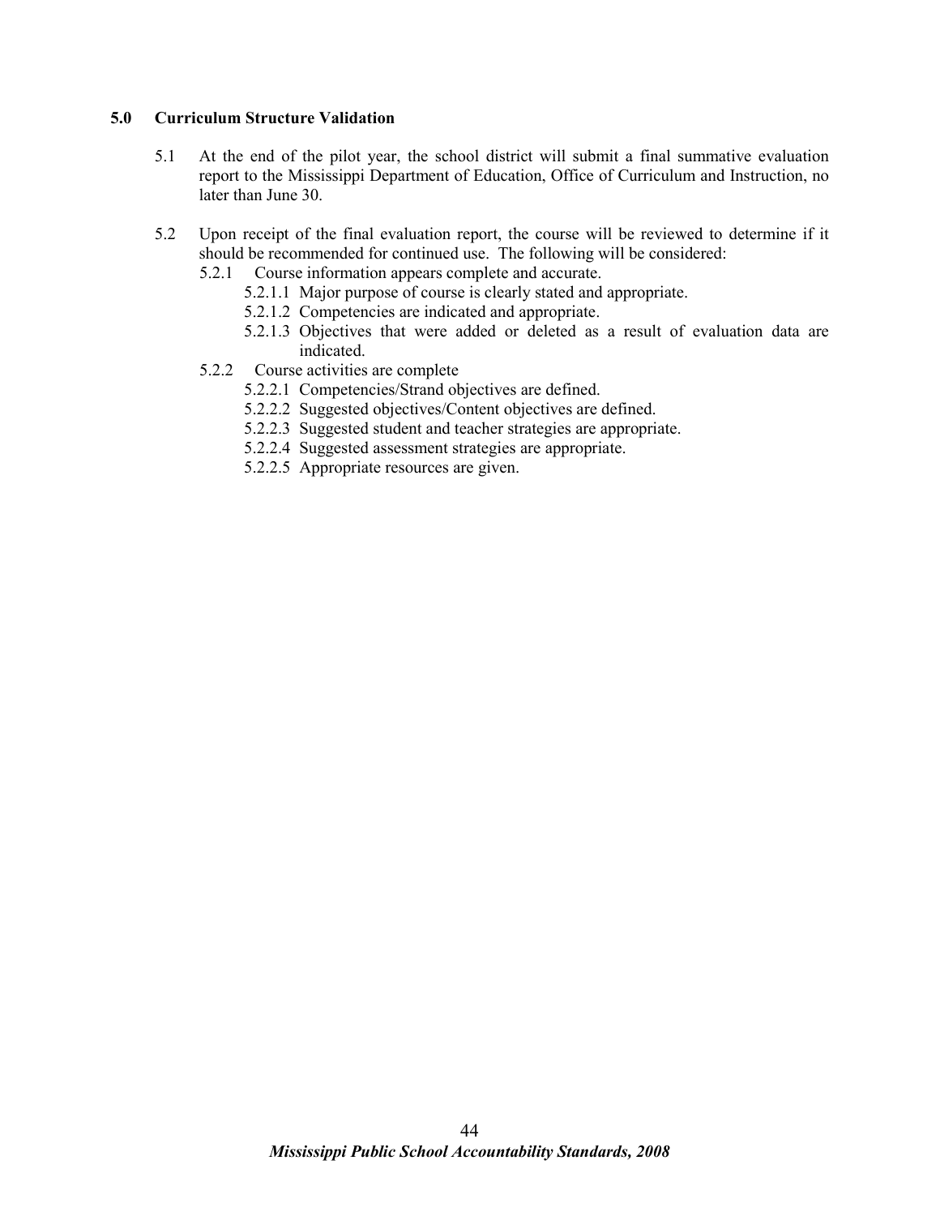**5.0 Curriculum Structure Validation**

5.1 At the end of the pilot year, the school district will submit a final summative evaluation report to the Mississippi Department of Education, Office of Curriculum and Instruction, no later than June 30.

5.2 Upon receipt of the final evaluation report, the course will be reviewed to determine if it should be recommended for continued use. The following will be considered:

- 5.2.1 Course information appears complete and accurate.
  - 5.2.1.1 Major purpose of course is clearly stated and appropriate.
  - 5.2.1.2 Competencies are indicated and appropriate.
  - 5.2.1.3 Objectives that were added or deleted as a result of evaluation data are indicated.
- 5.2.2 Course activities are complete
  - 5.2.2.1 Competencies/Strand objectives are defined.
  - 5.2.2.2 Suggested objectives/Content objectives are defined.
  - 5.2.2.3 Suggested student and teacher strategies are appropriate.
  - 5.2.2.4 Suggested assessment strategies are appropriate.
  - 5.2.2.5 Appropriate resources are given.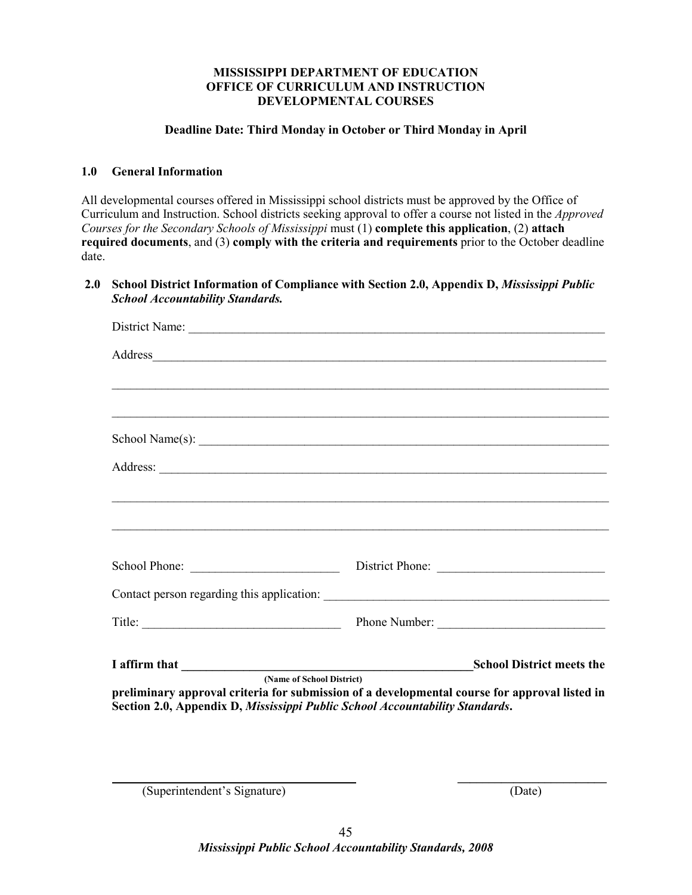**MISSISSIPPI DEPARTMENT OF EDUCATION**
**OFFICE OF CURRICULUM AND INSTRUCTION**
**DEVELOPMENTAL COURSES**

**Deadline Date: Third Monday in October or Third Monday in April**

## 1.0 General Information

All developmental courses offered in Mississippi school districts must be approved by the Office of Curriculum and Instruction. School districts seeking approval to offer a course not listed in the *Approved Courses for the Secondary Schools of Mississippi* must (1) **complete this application**, (2) **attach required documents**, and (3) **comply with the criteria and requirements** prior to the October deadline date.

## 2.0 School District Information of Compliance with Section 2.0, Appendix D, *Mississippi Public School Accountability Standards.*

District Name: ______________________________________________________________________

Address______________________________________________________________________

______________________________________________________________________________

______________________________________________________________________________

School Name(s): ______________________________________________________________________

Address: ______________________________________________________________________

______________________________________________________________________________

______________________________________________________________________________

School Phone: ________________________ District Phone: ___________________________

Contact person regarding this application: _______________________________________________

Title: _______________________________ Phone Number: __________________________

**I affirm that ________________________________________________School District meets the**
**(Name of School District)**
**preliminary approval criteria for submission of a developmental course for approval listed in Section 2.0, Appendix D, *Mississippi Public School Accountability Standards*.**

______________________________ ________________________
(Superintendent's Signature) (Date)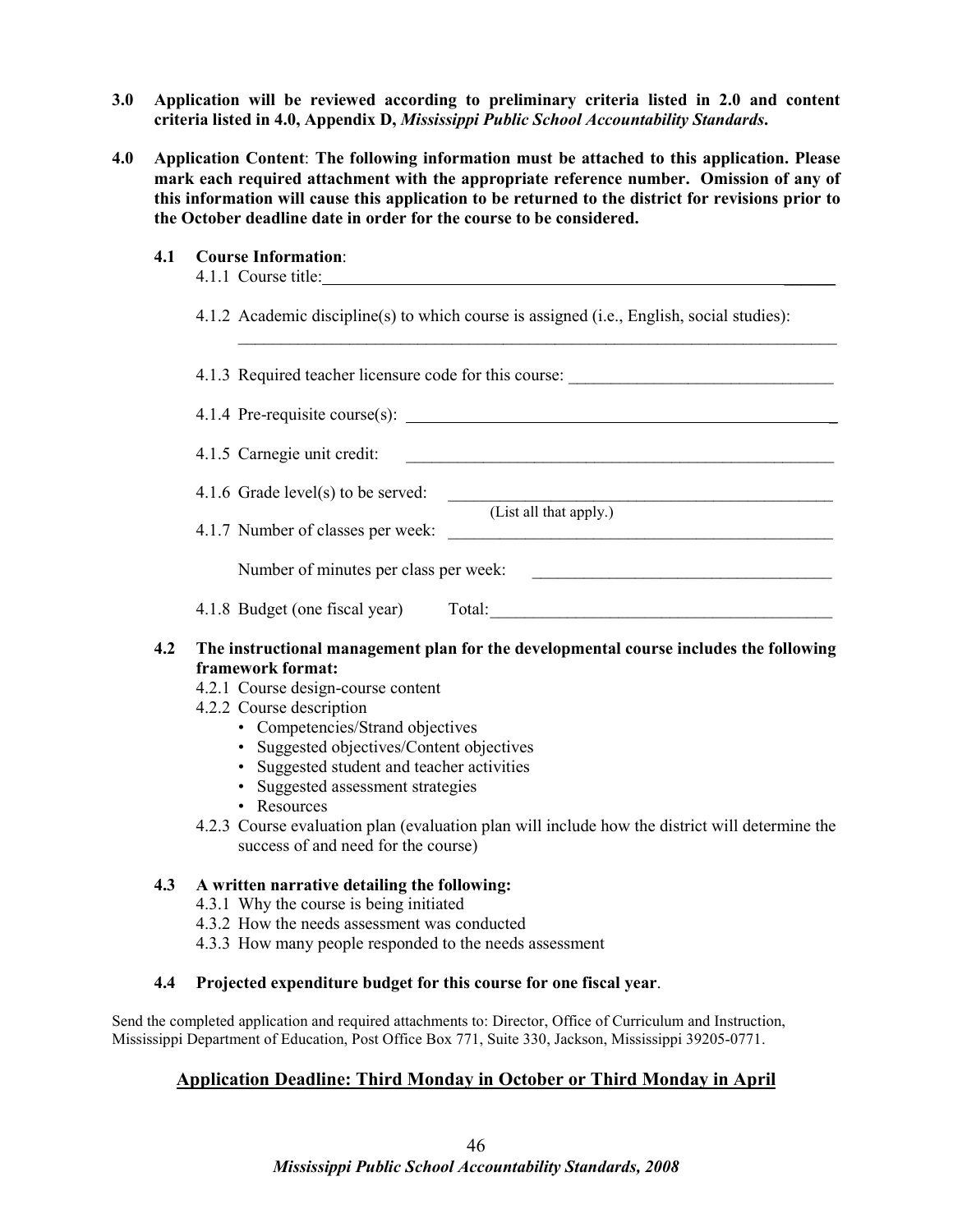**3.0 Application will be reviewed according to preliminary criteria listed in 2.0 and content criteria listed in 4.0, Appendix D, *Mississippi Public School Accountability Standards*.**

**4.0 Application Content: The following information must be attached to this application. Please mark each required attachment with the appropriate reference number. Omission of any of this information will cause this application to be returned to the district for revisions prior to the October deadline date in order for the course to be considered.**

**4.1 Course Information:**

4.1.1 Course title: ______________________________

4.1.2 Academic discipline(s) to which course is assigned (i.e., English, social studies): ______________________________

4.1.3 Required teacher licensure code for this course: ______________________________

4.1.4 Pre-requisite course(s): ______________________________

4.1.5 Carnegie unit credit: ______________________________

4.1.6 Grade level(s) to be served: ______________________________ (List all that apply.)

4.1.7 Number of classes per week: ______________________________

Number of minutes per class per week: ______________________________

4.1.8 Budget (one fiscal year) Total: ______________________________

**4.2 The instructional management plan for the developmental course includes the following framework format:**

4.2.1 Course design-course content

4.2.2 Course description

- Competencies/Strand objectives
- Suggested objectives/Content objectives
- Suggested student and teacher activities
- Suggested assessment strategies
- Resources

4.2.3 Course evaluation plan (evaluation plan will include how the district will determine the success of and need for the course)

**4.3 A written narrative detailing the following:**

4.3.1 Why the course is being initiated

4.3.2 How the needs assessment was conducted

4.3.3 How many people responded to the needs assessment

**4.4 Projected expenditure budget for this course for one fiscal year.**

Send the completed application and required attachments to: Director, Office of Curriculum and Instruction, Mississippi Department of Education, Post Office Box 771, Suite 330, Jackson, Mississippi 39205-0771.

**Application Deadline: Third Monday in October or Third Monday in April**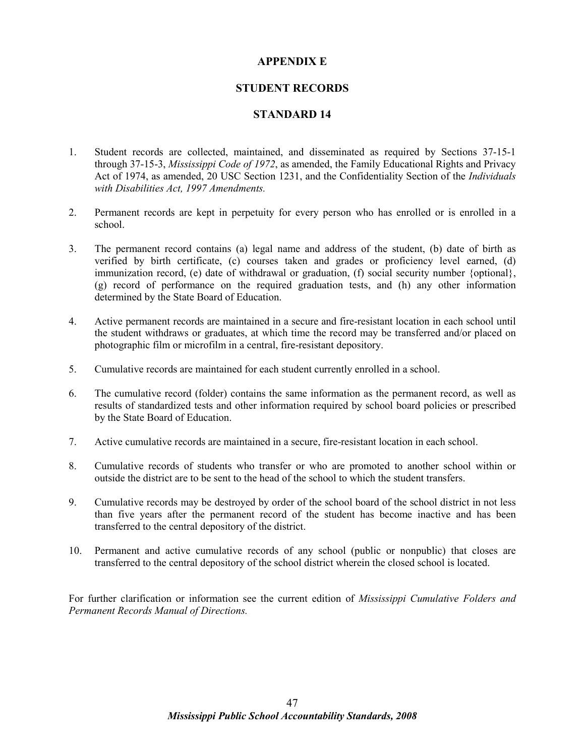# APPENDIX E

## STUDENT RECORDS

## STANDARD 14

1. Student records are collected, maintained, and disseminated as required by Sections 37-15-1 through 37-15-3, *Mississippi Code of 1972*, as amended, the Family Educational Rights and Privacy Act of 1974, as amended, 20 USC Section 1231, and the Confidentiality Section of the *Individuals with Disabilities Act, 1997 Amendments.*

2. Permanent records are kept in perpetuity for every person who has enrolled or is enrolled in a school.

3. The permanent record contains (a) legal name and address of the student, (b) date of birth as verified by birth certificate, (c) courses taken and grades or proficiency level earned, (d) immunization record, (e) date of withdrawal or graduation, (f) social security number {optional}, (g) record of performance on the required graduation tests, and (h) any other information determined by the State Board of Education.

4. Active permanent records are maintained in a secure and fire-resistant location in each school until the student withdraws or graduates, at which time the record may be transferred and/or placed on photographic film or microfilm in a central, fire-resistant depository.

5. Cumulative records are maintained for each student currently enrolled in a school.

6. The cumulative record (folder) contains the same information as the permanent record, as well as results of standardized tests and other information required by school board policies or prescribed by the State Board of Education.

7. Active cumulative records are maintained in a secure, fire-resistant location in each school.

8. Cumulative records of students who transfer or who are promoted to another school within or outside the district are to be sent to the head of the school to which the student transfers.

9. Cumulative records may be destroyed by order of the school board of the school district in not less than five years after the permanent record of the student has become inactive and has been transferred to the central depository of the district.

10. Permanent and active cumulative records of any school (public or nonpublic) that closes are transferred to the central depository of the school district wherein the closed school is located.

For further clarification or information see the current edition of *Mississippi Cumulative Folders and Permanent Records Manual of Directions.*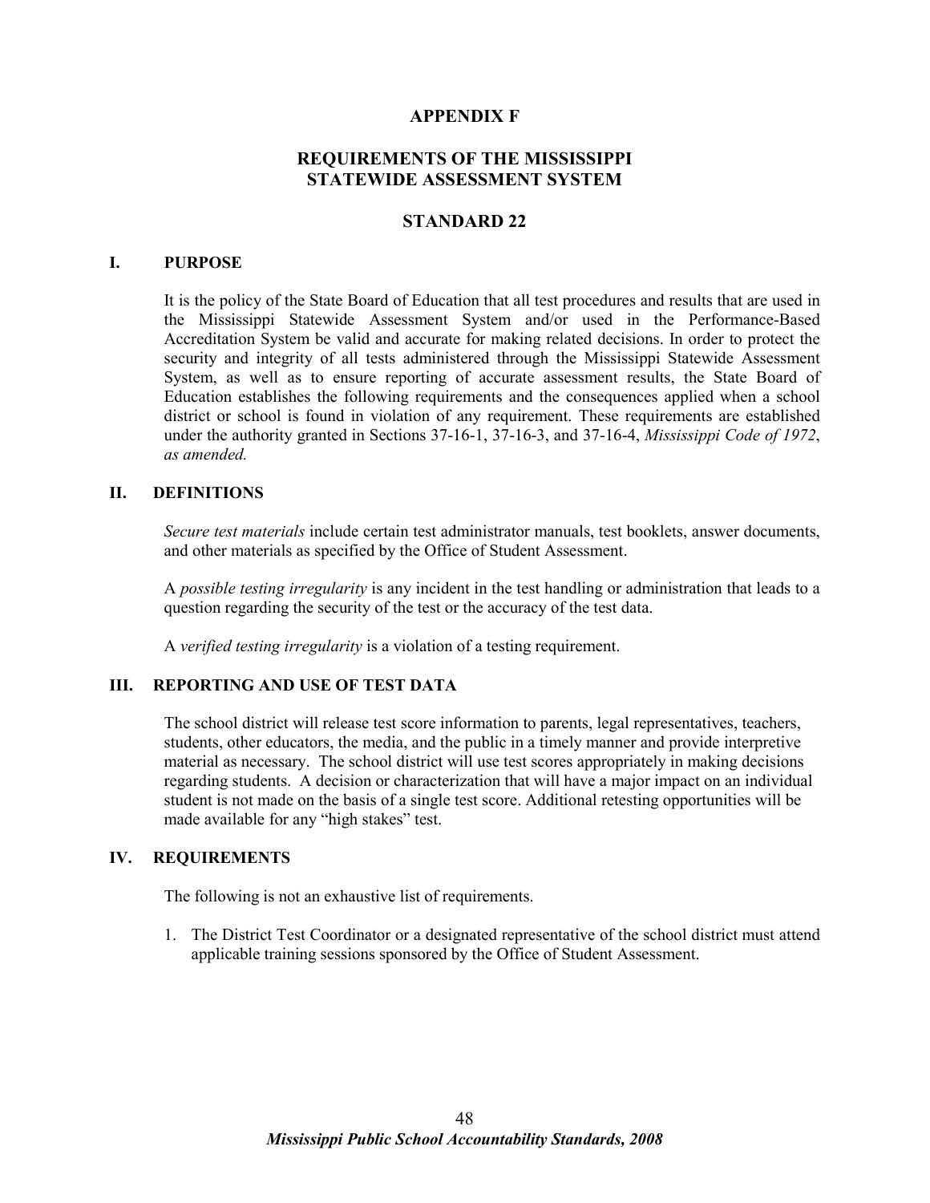# APPENDIX F

## REQUIREMENTS OF THE MISSISSIPPI STATEWIDE ASSESSMENT SYSTEM

## STANDARD 22

### I. PURPOSE

It is the policy of the State Board of Education that all test procedures and results that are used in the Mississippi Statewide Assessment System and/or used in the Performance-Based Accreditation System be valid and accurate for making related decisions. In order to protect the security and integrity of all tests administered through the Mississippi Statewide Assessment System, as well as to ensure reporting of accurate assessment results, the State Board of Education establishes the following requirements and the consequences applied when a school district or school is found in violation of any requirement. These requirements are established under the authority granted in Sections 37-16-1, 37-16-3, and 37-16-4, *Mississippi Code of 1972, as amended.*

### II. DEFINITIONS

*Secure test materials* include certain test administrator manuals, test booklets, answer documents, and other materials as specified by the Office of Student Assessment.

A *possible testing irregularity* is any incident in the test handling or administration that leads to a question regarding the security of the test or the accuracy of the test data.

A *verified testing irregularity* is a violation of a testing requirement.

### III. REPORTING AND USE OF TEST DATA

The school district will release test score information to parents, legal representatives, teachers, students, other educators, the media, and the public in a timely manner and provide interpretive material as necessary. The school district will use test scores appropriately in making decisions regarding students. A decision or characterization that will have a major impact on an individual student is not made on the basis of a single test score. Additional retesting opportunities will be made available for any "high stakes" test.

### IV. REQUIREMENTS

The following is not an exhaustive list of requirements.

1. The District Test Coordinator or a designated representative of the school district must attend applicable training sessions sponsored by the Office of Student Assessment.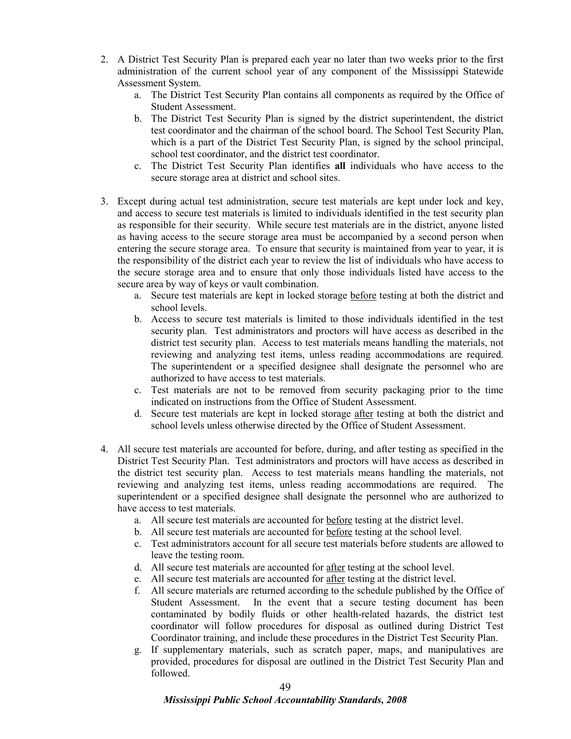2. A District Test Security Plan is prepared each year no later than two weeks prior to the first administration of the current school year of any component of the Mississippi Statewide Assessment System.
   a. The District Test Security Plan contains all components as required by the Office of Student Assessment.
   b. The District Test Security Plan is signed by the district superintendent, the district test coordinator and the chairman of the school board. The School Test Security Plan, which is a part of the District Test Security Plan, is signed by the school principal, school test coordinator, and the district test coordinator.
   c. The District Test Security Plan identifies **all** individuals who have access to the secure storage area at district and school sites.

3. Except during actual test administration, secure test materials are kept under lock and key, and access to secure test materials is limited to individuals identified in the test security plan as responsible for their security. While secure test materials are in the district, anyone listed as having access to the secure storage area must be accompanied by a second person when entering the secure storage area. To ensure that security is maintained from year to year, it is the responsibility of the district each year to review the list of individuals who have access to the secure storage area and to ensure that only those individuals listed have access to the secure area by way of keys or vault combination.
   a. Secure test materials are kept in locked storage <u>before</u> testing at both the district and school levels.
   b. Access to secure test materials is limited to those individuals identified in the test security plan. Test administrators and proctors will have access as described in the district test security plan. Access to test materials means handling the materials, not reviewing and analyzing test items, unless reading accommodations are required. The superintendent or a specified designee shall designate the personnel who are authorized to have access to test materials.
   c. Test materials are not to be removed from security packaging prior to the time indicated on instructions from the Office of Student Assessment.
   d. Secure test materials are kept in locked storage <u>after</u> testing at both the district and school levels unless otherwise directed by the Office of Student Assessment.

4. All secure test materials are accounted for before, during, and after testing as specified in the District Test Security Plan. Test administrators and proctors will have access as described in the district test security plan. Access to test materials means handling the materials, not reviewing and analyzing test items, unless reading accommodations are required. The superintendent or a specified designee shall designate the personnel who are authorized to have access to test materials.
   a. All secure test materials are accounted for <u>before</u> testing at the district level.
   b. All secure test materials are accounted for <u>before</u> testing at the school level.
   c. Test administrators account for all secure test materials before students are allowed to leave the testing room.
   d. All secure test materials are accounted for <u>after</u> testing at the school level.
   e. All secure test materials are accounted for <u>after</u> testing at the district level.
   f. All secure materials are returned according to the schedule published by the Office of Student Assessment. In the event that a secure testing document has been contaminated by bodily fluids or other health-related hazards, the district test coordinator will follow procedures for disposal as outlined during District Test Coordinator training, and include these procedures in the District Test Security Plan.
   g. If supplementary materials, such as scratch paper, maps, and manipulatives are provided, procedures for disposal are outlined in the District Test Security Plan and followed.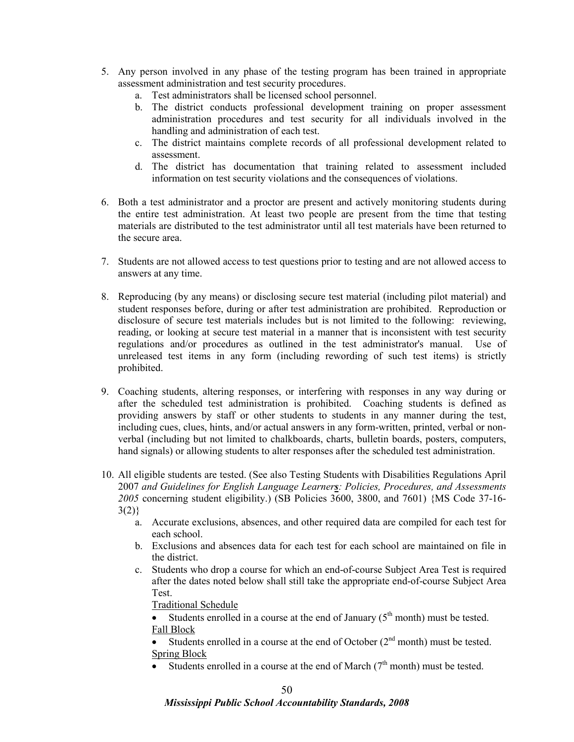5. Any person involved in any phase of the testing program has been trained in appropriate assessment administration and test security procedures.
   a. Test administrators shall be licensed school personnel.
   b. The district conducts professional development training on proper assessment administration procedures and test security for all individuals involved in the handling and administration of each test.
   c. The district maintains complete records of all professional development related to assessment.
   d. The district has documentation that training related to assessment included information on test security violations and the consequences of violations.

6. Both a test administrator and a proctor are present and actively monitoring students during the entire test administration. At least two people are present from the time that testing materials are distributed to the test administrator until all test materials have been returned to the secure area.

7. Students are not allowed access to test questions prior to testing and are not allowed access to answers at any time.

8. Reproducing (by any means) or disclosing secure test material (including pilot material) and student responses before, during or after test administration are prohibited. Reproduction or disclosure of secure test materials includes but is not limited to the following: reviewing, reading, or looking at secure test material in a manner that is inconsistent with test security regulations and/or procedures as outlined in the test administrator's manual. Use of unreleased test items in any form (including rewording of such test items) is strictly prohibited.

9. Coaching students, altering responses, or interfering with responses in any way during or after the scheduled test administration is prohibited. Coaching students is defined as providing answers by staff or other students to students in any manner during the test, including cues, clues, hints, and/or actual answers in any form-written, printed, verbal or non-verbal (including but not limited to chalkboards, charts, bulletin boards, posters, computers, hand signals) or allowing students to alter responses after the scheduled test administration.

10. All eligible students are tested. (See also Testing Students with Disabilities Regulations April 2007 *and Guidelines for English Language Learner**s**: Policies, Procedures, and Assessments 2005* concerning student eligibility.) (SB Policies 3600, 3800, and 7601) {MS Code 37-16-3(2)}
    a. Accurate exclusions, absences, and other required data are compiled for each test for each school.
    b. Exclusions and absences data for each test for each school are maintained on file in the district.
    c. Students who drop a course for which an end-of-course Subject Area Test is required after the dates noted below shall still take the appropriate end-of-course Subject Area Test.

       <u>Traditional Schedule</u>
       - Students enrolled in a course at the end of January (5th month) must be tested.

       <u>Fall Block</u>
       - Students enrolled in a course at the end of October (2nd month) must be tested.

       <u>Spring Block</u>
       - Students enrolled in a course at the end of March (7th month) must be tested.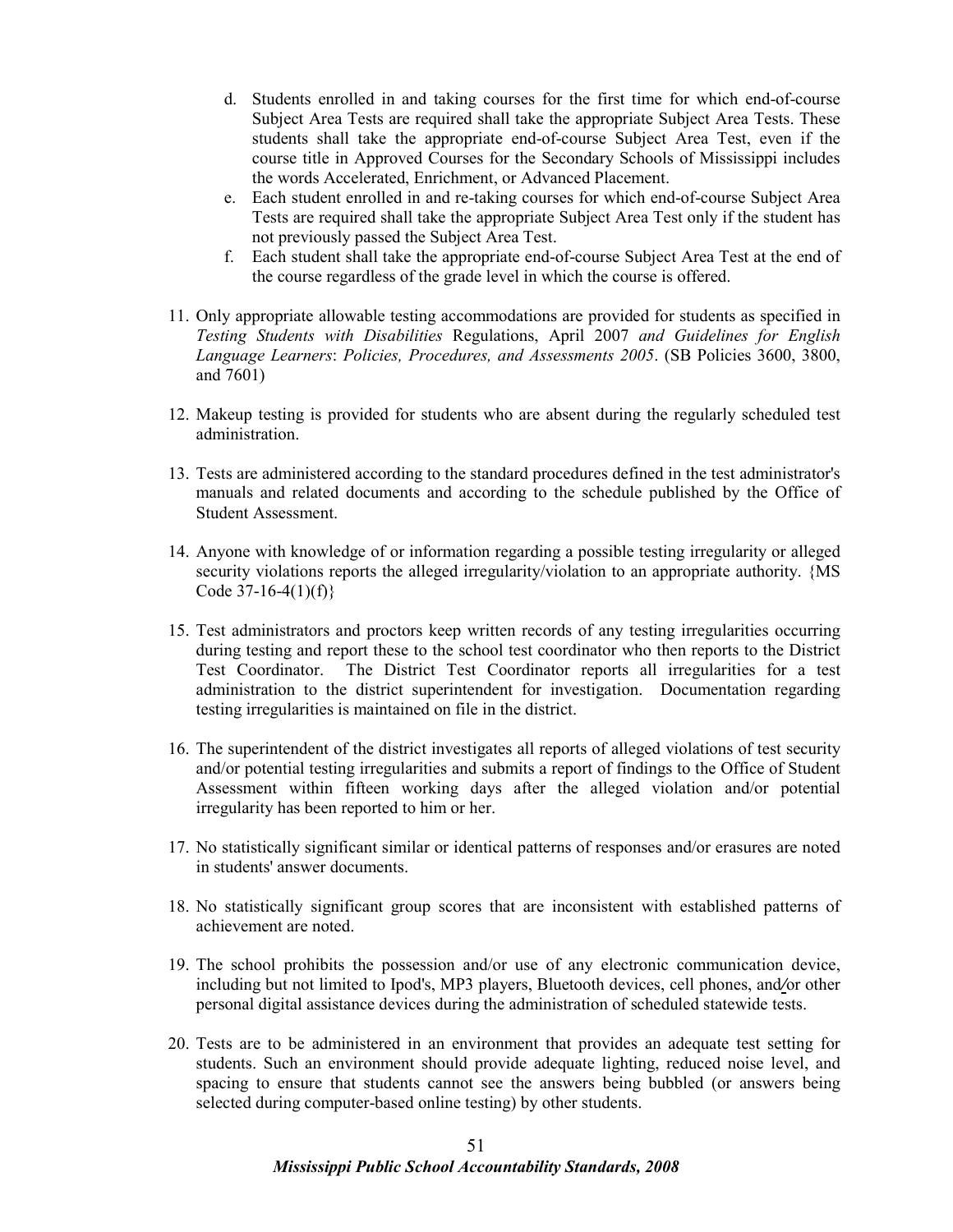d. Students enrolled in and taking courses for the first time for which end-of-course Subject Area Tests are required shall take the appropriate Subject Area Tests. These students shall take the appropriate end-of-course Subject Area Test, even if the course title in Approved Courses for the Secondary Schools of Mississippi includes the words Accelerated, Enrichment, or Advanced Placement.
   e. Each student enrolled in and re-taking courses for which end-of-course Subject Area Tests are required shall take the appropriate Subject Area Test only if the student has not previously passed the Subject Area Test.
   f. Each student shall take the appropriate end-of-course Subject Area Test at the end of the course regardless of the grade level in which the course is offered.

11. Only appropriate allowable testing accommodations are provided for students as specified in *Testing Students with Disabilities* Regulations, April 2007 *and Guidelines for English Language Learners*: *Policies, Procedures, and Assessments 2005*. (SB Policies 3600, 3800, and 7601)

12. Makeup testing is provided for students who are absent during the regularly scheduled test administration.

13. Tests are administered according to the standard procedures defined in the test administrator's manuals and related documents and according to the schedule published by the Office of Student Assessment.

14. Anyone with knowledge of or information regarding a possible testing irregularity or alleged security violations reports the alleged irregularity/violation to an appropriate authority. {MS Code 37-16-4(1)(f)}

15. Test administrators and proctors keep written records of any testing irregularities occurring during testing and report these to the school test coordinator who then reports to the District Test Coordinator. The District Test Coordinator reports all irregularities for a test administration to the district superintendent for investigation. Documentation regarding testing irregularities is maintained on file in the district.

16. The superintendent of the district investigates all reports of alleged violations of test security and/or potential testing irregularities and submits a report of findings to the Office of Student Assessment within fifteen working days after the alleged violation and/or potential irregularity has been reported to him or her.

17. No statistically significant similar or identical patterns of responses and/or erasures are noted in students' answer documents.

18. No statistically significant group scores that are inconsistent with established patterns of achievement are noted.

19. The school prohibits the possession and/or use of any electronic communication device, including but not limited to Ipod's, MP3 players, Bluetooth devices, cell phones, and/or other personal digital assistance devices during the administration of scheduled statewide tests.

20. Tests are to be administered in an environment that provides an adequate test setting for students. Such an environment should provide adequate lighting, reduced noise level, and spacing to ensure that students cannot see the answers being bubbled (or answers being selected during computer-based online testing) by other students.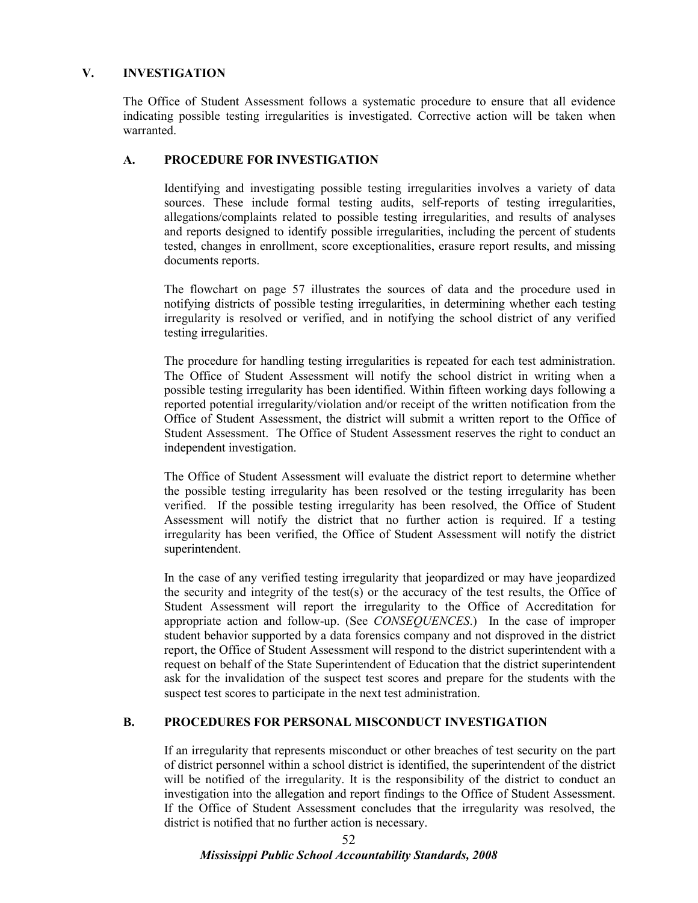## V. INVESTIGATION

The Office of Student Assessment follows a systematic procedure to ensure that all evidence indicating possible testing irregularities is investigated. Corrective action will be taken when warranted.

### A. PROCEDURE FOR INVESTIGATION

Identifying and investigating possible testing irregularities involves a variety of data sources. These include formal testing audits, self-reports of testing irregularities, allegations/complaints related to possible testing irregularities, and results of analyses and reports designed to identify possible irregularities, including the percent of students tested, changes in enrollment, score exceptionalities, erasure report results, and missing documents reports.

The flowchart on page 57 illustrates the sources of data and the procedure used in notifying districts of possible testing irregularities, in determining whether each testing irregularity is resolved or verified, and in notifying the school district of any verified testing irregularities.

The procedure for handling testing irregularities is repeated for each test administration. The Office of Student Assessment will notify the school district in writing when a possible testing irregularity has been identified. Within fifteen working days following a reported potential irregularity/violation and/or receipt of the written notification from the Office of Student Assessment, the district will submit a written report to the Office of Student Assessment. The Office of Student Assessment reserves the right to conduct an independent investigation.

The Office of Student Assessment will evaluate the district report to determine whether the possible testing irregularity has been resolved or the testing irregularity has been verified. If the possible testing irregularity has been resolved, the Office of Student Assessment will notify the district that no further action is required. If a testing irregularity has been verified, the Office of Student Assessment will notify the district superintendent.

In the case of any verified testing irregularity that jeopardized or may have jeopardized the security and integrity of the test(s) or the accuracy of the test results, the Office of Student Assessment will report the irregularity to the Office of Accreditation for appropriate action and follow-up. (See *CONSEQUENCES*.) In the case of improper student behavior supported by a data forensics company and not disproved in the district report, the Office of Student Assessment will respond to the district superintendent with a request on behalf of the State Superintendent of Education that the district superintendent ask for the invalidation of the suspect test scores and prepare for the students with the suspect test scores to participate in the next test administration.

### B. PROCEDURES FOR PERSONAL MISCONDUCT INVESTIGATION

If an irregularity that represents misconduct or other breaches of test security on the part of district personnel within a school district is identified, the superintendent of the district will be notified of the irregularity. It is the responsibility of the district to conduct an investigation into the allegation and report findings to the Office of Student Assessment. If the Office of Student Assessment concludes that the irregularity was resolved, the district is notified that no further action is necessary.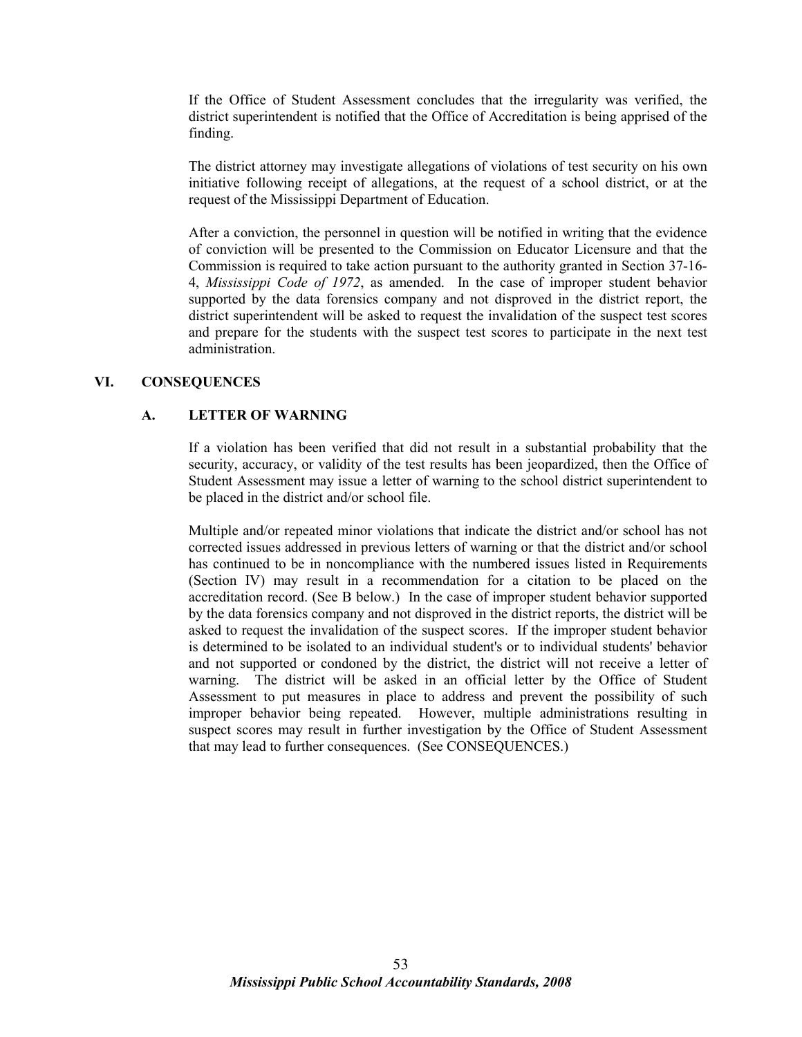If the Office of Student Assessment concludes that the irregularity was verified, the district superintendent is notified that the Office of Accreditation is being apprised of the finding.

The district attorney may investigate allegations of violations of test security on his own initiative following receipt of allegations, at the request of a school district, or at the request of the Mississippi Department of Education.

After a conviction, the personnel in question will be notified in writing that the evidence of conviction will be presented to the Commission on Educator Licensure and that the Commission is required to take action pursuant to the authority granted in Section 37-16-4, *Mississippi Code of 1972*, as amended. In the case of improper student behavior supported by the data forensics company and not disproved in the district report, the district superintendent will be asked to request the invalidation of the suspect test scores and prepare for the students with the suspect test scores to participate in the next test administration.

## VI. CONSEQUENCES

### A. LETTER OF WARNING

If a violation has been verified that did not result in a substantial probability that the security, accuracy, or validity of the test results has been jeopardized, then the Office of Student Assessment may issue a letter of warning to the school district superintendent to be placed in the district and/or school file.

Multiple and/or repeated minor violations that indicate the district and/or school has not corrected issues addressed in previous letters of warning or that the district and/or school has continued to be in noncompliance with the numbered issues listed in Requirements (Section IV) may result in a recommendation for a citation to be placed on the accreditation record. (See B below.) In the case of improper student behavior supported by the data forensics company and not disproved in the district reports, the district will be asked to request the invalidation of the suspect scores. If the improper student behavior is determined to be isolated to an individual student's or to individual students' behavior and not supported or condoned by the district, the district will not receive a letter of warning. The district will be asked in an official letter by the Office of Student Assessment to put measures in place to address and prevent the possibility of such improper behavior being repeated. However, multiple administrations resulting in suspect scores may result in further investigation by the Office of Student Assessment that may lead to further consequences. (See CONSEQUENCES.)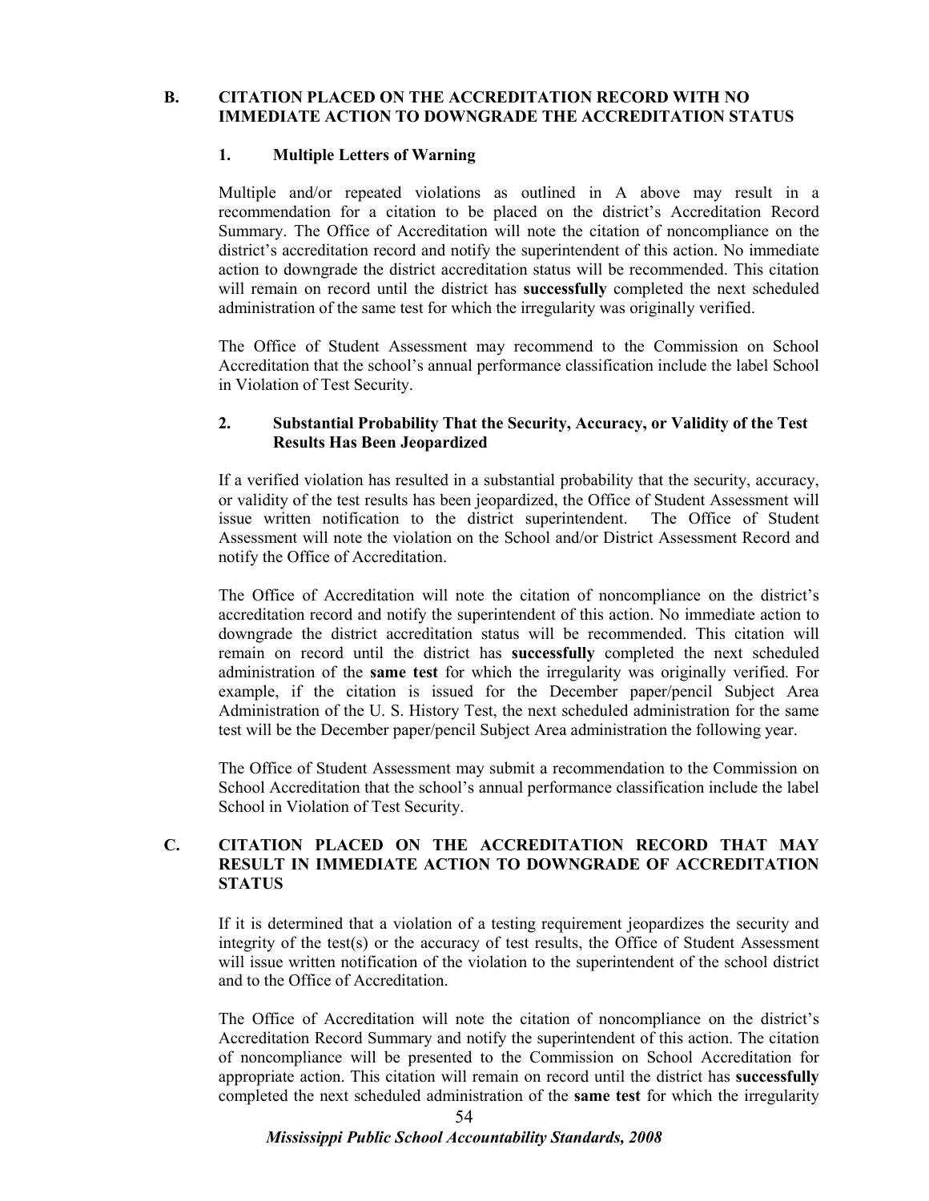## B. CITATION PLACED ON THE ACCREDITATION RECORD WITH NO IMMEDIATE ACTION TO DOWNGRADE THE ACCREDITATION STATUS

### 1. Multiple Letters of Warning

Multiple and/or repeated violations as outlined in A above may result in a recommendation for a citation to be placed on the district's Accreditation Record Summary. The Office of Accreditation will note the citation of noncompliance on the district's accreditation record and notify the superintendent of this action. No immediate action to downgrade the district accreditation status will be recommended. This citation will remain on record until the district has **successfully** completed the next scheduled administration of the same test for which the irregularity was originally verified.

The Office of Student Assessment may recommend to the Commission on School Accreditation that the school's annual performance classification include the label School in Violation of Test Security.

### 2. Substantial Probability That the Security, Accuracy, or Validity of the Test Results Has Been Jeopardized

If a verified violation has resulted in a substantial probability that the security, accuracy, or validity of the test results has been jeopardized, the Office of Student Assessment will issue written notification to the district superintendent. The Office of Student Assessment will note the violation on the School and/or District Assessment Record and notify the Office of Accreditation.

The Office of Accreditation will note the citation of noncompliance on the district's accreditation record and notify the superintendent of this action. No immediate action to downgrade the district accreditation status will be recommended. This citation will remain on record until the district has **successfully** completed the next scheduled administration of the **same test** for which the irregularity was originally verified. For example, if the citation is issued for the December paper/pencil Subject Area Administration of the U. S. History Test, the next scheduled administration for the same test will be the December paper/pencil Subject Area administration the following year.

The Office of Student Assessment may submit a recommendation to the Commission on School Accreditation that the school's annual performance classification include the label School in Violation of Test Security.

## C. CITATION PLACED ON THE ACCREDITATION RECORD THAT MAY RESULT IN IMMEDIATE ACTION TO DOWNGRADE OF ACCREDITATION STATUS

If it is determined that a violation of a testing requirement jeopardizes the security and integrity of the test(s) or the accuracy of test results, the Office of Student Assessment will issue written notification of the violation to the superintendent of the school district and to the Office of Accreditation.

The Office of Accreditation will note the citation of noncompliance on the district's Accreditation Record Summary and notify the superintendent of this action. The citation of noncompliance will be presented to the Commission on School Accreditation for appropriate action. This citation will remain on record until the district has **successfully** completed the next scheduled administration of the **same test** for which the irregularity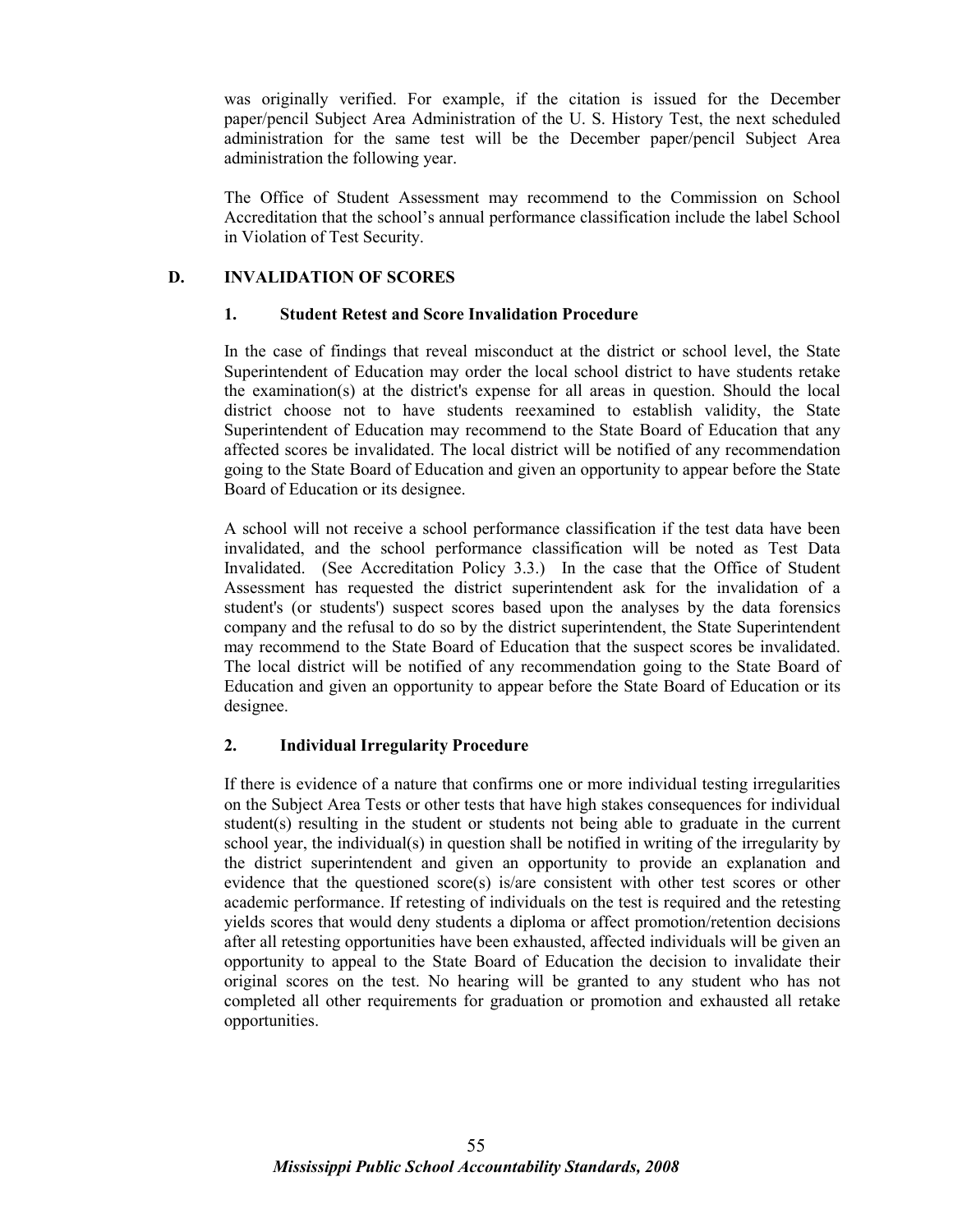was originally verified. For example, if the citation is issued for the December paper/pencil Subject Area Administration of the U. S. History Test, the next scheduled administration for the same test will be the December paper/pencil Subject Area administration the following year.

The Office of Student Assessment may recommend to the Commission on School Accreditation that the school's annual performance classification include the label School in Violation of Test Security.

## D. INVALIDATION OF SCORES

### 1. Student Retest and Score Invalidation Procedure

In the case of findings that reveal misconduct at the district or school level, the State Superintendent of Education may order the local school district to have students retake the examination(s) at the district's expense for all areas in question. Should the local district choose not to have students reexamined to establish validity, the State Superintendent of Education may recommend to the State Board of Education that any affected scores be invalidated. The local district will be notified of any recommendation going to the State Board of Education and given an opportunity to appear before the State Board of Education or its designee.

A school will not receive a school performance classification if the test data have been invalidated, and the school performance classification will be noted as Test Data Invalidated. (See Accreditation Policy 3.3.) In the case that the Office of Student Assessment has requested the district superintendent ask for the invalidation of a student's (or students') suspect scores based upon the analyses by the data forensics company and the refusal to do so by the district superintendent, the State Superintendent may recommend to the State Board of Education that the suspect scores be invalidated. The local district will be notified of any recommendation going to the State Board of Education and given an opportunity to appear before the State Board of Education or its designee.

### 2. Individual Irregularity Procedure

If there is evidence of a nature that confirms one or more individual testing irregularities on the Subject Area Tests or other tests that have high stakes consequences for individual student(s) resulting in the student or students not being able to graduate in the current school year, the individual(s) in question shall be notified in writing of the irregularity by the district superintendent and given an opportunity to provide an explanation and evidence that the questioned score(s) is/are consistent with other test scores or other academic performance. If retesting of individuals on the test is required and the retesting yields scores that would deny students a diploma or affect promotion/retention decisions after all retesting opportunities have been exhausted, affected individuals will be given an opportunity to appeal to the State Board of Education the decision to invalidate their original scores on the test. No hearing will be granted to any student who has not completed all other requirements for graduation or promotion and exhausted all retake opportunities.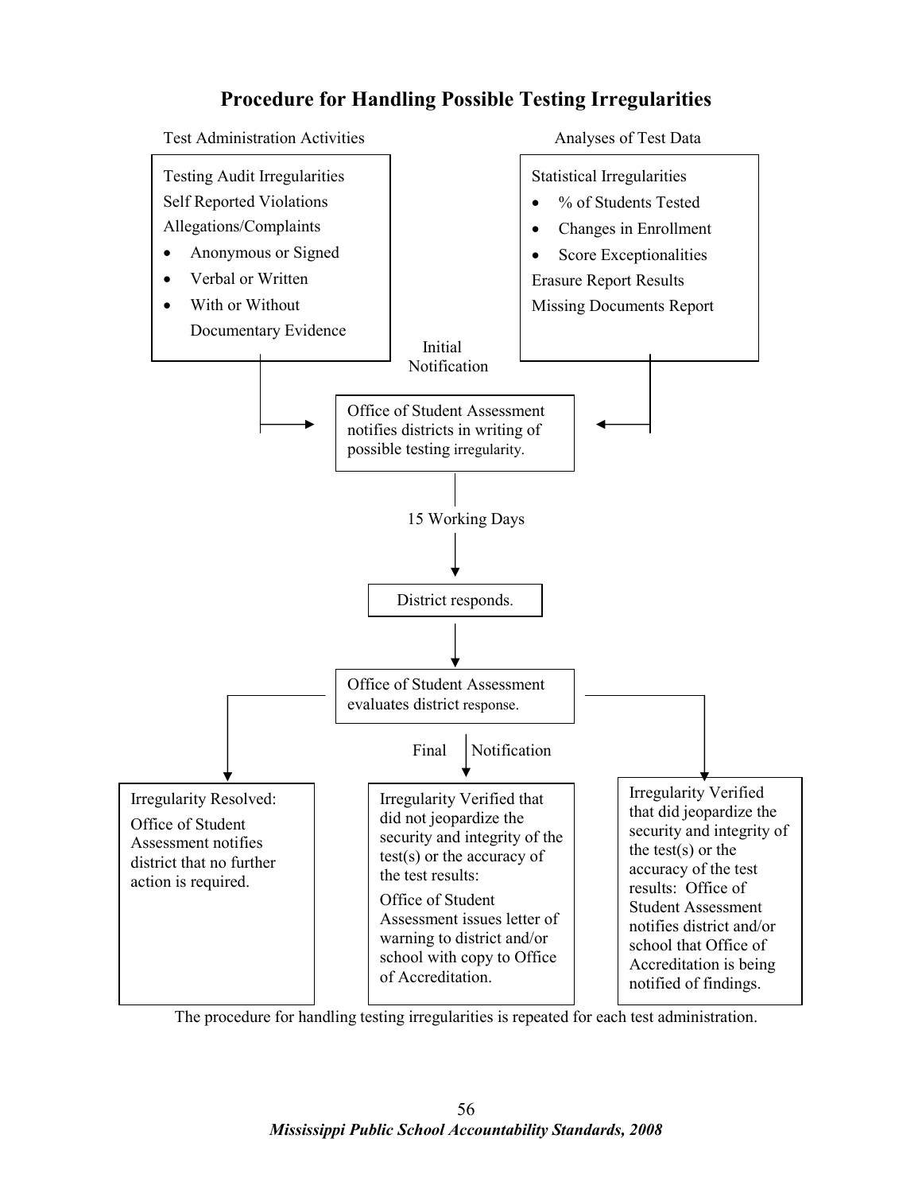# Procedure for Handling Possible Testing Irregularities

**Test Administration Activities**

Testing Audit Irregularities

Self Reported Violations

Allegations/Complaints

- Anonymous or Signed
- Verbal or Written
- With or Without Documentary Evidence

**Analyses of Test Data**

Statistical Irregularities

- % of Students Tested
- Changes in Enrollment
- Score Exceptionalities

Erasure Report Results

Missing Documents Report

Initial Notification

Office of Student Assessment notifies districts in writing of possible testing irregularity.

15 Working Days

District responds.

Office of Student Assessment evaluates district response.

Final Notification

Irregularity Resolved:
Office of Student Assessment notifies district that no further action is required.

Irregularity Verified that did not jeopardize the security and integrity of the test(s) or the accuracy of the test results:
Office of Student Assessment issues letter of warning to district and/or school with copy to Office of Accreditation.

Irregularity Verified that did jeopardize the security and integrity of the test(s) or the accuracy of the test results: Office of Student Assessment notifies district and/or school that Office of Accreditation is being notified of findings.

The procedure for handling testing irregularities is repeated for each test administration.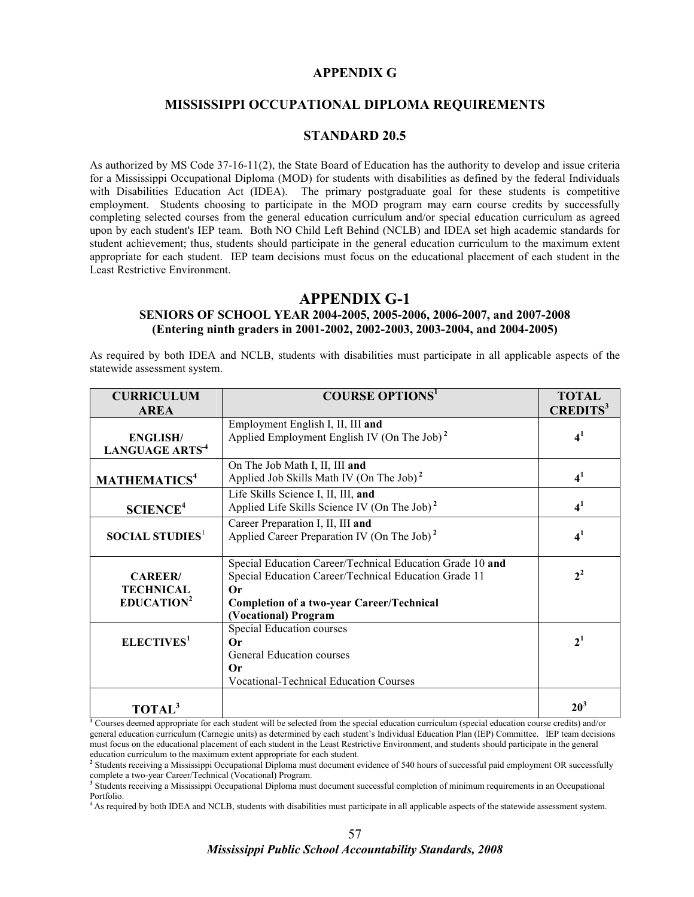## APPENDIX G

## MISSISSIPPI OCCUPATIONAL DIPLOMA REQUIREMENTS

## STANDARD 20.5

As authorized by MS Code 37-16-11(2), the State Board of Education has the authority to develop and issue criteria for a Mississippi Occupational Diploma (MOD) for students with disabilities as defined by the federal Individuals with Disabilities Education Act (IDEA). The primary postgraduate goal for these students is competitive employment. Students choosing to participate in the MOD program may earn course credits by successfully completing selected courses from the general education curriculum and/or special education curriculum as agreed upon by each student's IEP team. Both NO Child Left Behind (NCLB) and IDEA set high academic standards for student achievement; thus, students should participate in the general education curriculum to the maximum extent appropriate for each student. IEP team decisions must focus on the educational placement of each student in the Least Restrictive Environment.

# APPENDIX G-1

### SENIORS OF SCHOOL YEAR 2004-2005, 2005-2006, 2006-2007, and 2007-2008 (Entering ninth graders in 2001-2002, 2002-2003, 2003-2004, and 2004-2005)

As required by both IDEA and NCLB, students with disabilities must participate in all applicable aspects of the statewide assessment system.

| CURRICULUM AREA | COURSE OPTIONS[1] | TOTAL CREDITS[3] |
|---|---|---|
| ENGLISH/ LANGUAGE ARTS[4] | Employment English I, II, III **and** Applied Employment English IV (On The Job)[2] | 4[1] |
| MATHEMATICS[4] | On The Job Math I, II, III **and** Applied Job Skills Math IV (On The Job)[2] | 4[1] |
| SCIENCE[4] | Life Skills Science I, II, III, **and** Applied Life Skills Science IV (On The Job)[2] | 4[1] |
| SOCIAL STUDIES[1] | Career Preparation I, II, III **and** Applied Career Preparation IV (On The Job)[2] | 4[1] |
| CAREER/ TECHNICAL EDUCATION[2] | Special Education Career/Technical Education Grade 10 **and** Special Education Career/Technical Education Grade 11 **Or** **Completion of a two-year Career/Technical (Vocational) Program** | 2[2] |
| ELECTIVES[1] | Special Education courses **Or** General Education courses **Or** Vocational-Technical Education Courses | 2[1] |
| TOTAL[3] | | 20[3] |

[1] Courses deemed appropriate for each student will be selected from the special education curriculum (special education course credits) and/or general education curriculum (Carnegie units) as determined by each student's Individual Education Plan (IEP) Committee. IEP team decisions must focus on the educational placement of each student in the Least Restrictive Environment, and students should participate in the general education curriculum to the maximum extent appropriate for each student.

[2] Students receiving a Mississippi Occupational Diploma must document evidence of 540 hours of successful paid employment OR successfully complete a two-year Career/Technical (Vocational) Program.

[3] Students receiving a Mississippi Occupational Diploma must document successful completion of minimum requirements in an Occupational Portfolio.

[4] As required by both IDEA and NCLB, students with disabilities must participate in all applicable aspects of the statewide assessment system.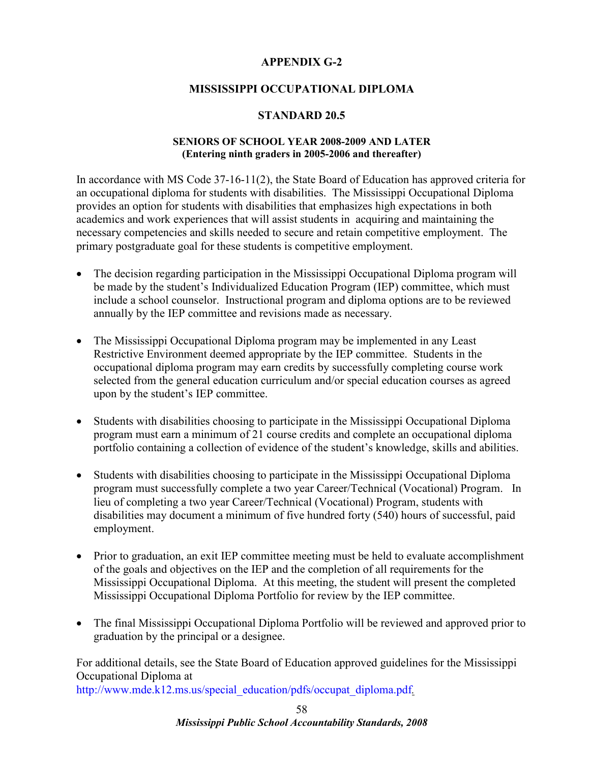# APPENDIX G-2

## MISSISSIPPI OCCUPATIONAL DIPLOMA

## STANDARD 20.5

**SENIORS OF SCHOOL YEAR 2008-2009 AND LATER**
**(Entering ninth graders in 2005-2006 and thereafter)**

In accordance with MS Code 37-16-11(2), the State Board of Education has approved criteria for an occupational diploma for students with disabilities. The Mississippi Occupational Diploma provides an option for students with disabilities that emphasizes high expectations in both academics and work experiences that will assist students in acquiring and maintaining the necessary competencies and skills needed to secure and retain competitive employment. The primary postgraduate goal for these students is competitive employment.

- The decision regarding participation in the Mississippi Occupational Diploma program will be made by the student's Individualized Education Program (IEP) committee, which must include a school counselor. Instructional program and diploma options are to be reviewed annually by the IEP committee and revisions made as necessary.

- The Mississippi Occupational Diploma program may be implemented in any Least Restrictive Environment deemed appropriate by the IEP committee. Students in the occupational diploma program may earn credits by successfully completing course work selected from the general education curriculum and/or special education courses as agreed upon by the student's IEP committee.

- Students with disabilities choosing to participate in the Mississippi Occupational Diploma program must earn a minimum of 21 course credits and complete an occupational diploma portfolio containing a collection of evidence of the student's knowledge, skills and abilities.

- Students with disabilities choosing to participate in the Mississippi Occupational Diploma program must successfully complete a two year Career/Technical (Vocational) Program. In lieu of completing a two year Career/Technical (Vocational) Program, students with disabilities may document a minimum of five hundred forty (540) hours of successful, paid employment.

- Prior to graduation, an exit IEP committee meeting must be held to evaluate accomplishment of the goals and objectives on the IEP and the completion of all requirements for the Mississippi Occupational Diploma. At this meeting, the student will present the completed Mississippi Occupational Diploma Portfolio for review by the IEP committee.

- The final Mississippi Occupational Diploma Portfolio will be reviewed and approved prior to graduation by the principal or a designee.

For additional details, see the State Board of Education approved guidelines for the Mississippi Occupational Diploma at http://www.mde.k12.ms.us/special_education/pdfs/occupat_diploma.pdf.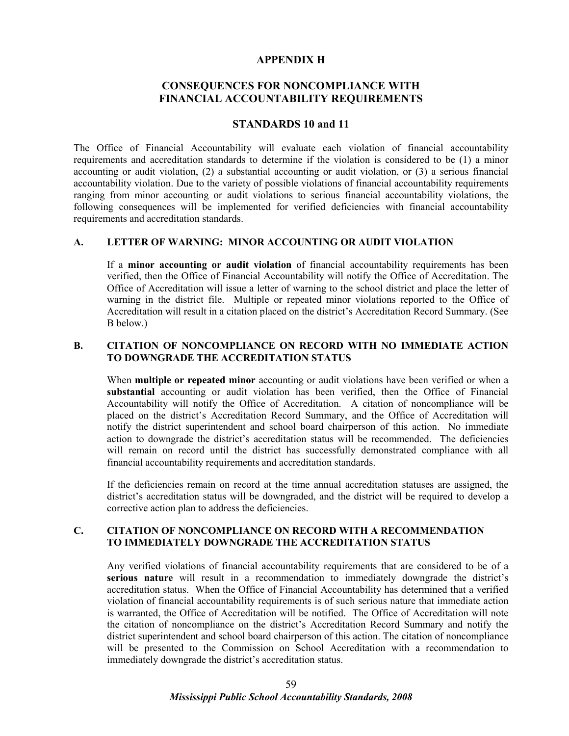# APPENDIX H

## CONSEQUENCES FOR NONCOMPLIANCE WITH FINANCIAL ACCOUNTABILITY REQUIREMENTS

## STANDARDS 10 and 11

The Office of Financial Accountability will evaluate each violation of financial accountability requirements and accreditation standards to determine if the violation is considered to be (1) a minor accounting or audit violation, (2) a substantial accounting or audit violation, or (3) a serious financial accountability violation. Due to the variety of possible violations of financial accountability requirements ranging from minor accounting or audit violations to serious financial accountability violations, the following consequences will be implemented for verified deficiencies with financial accountability requirements and accreditation standards.

### A. LETTER OF WARNING: MINOR ACCOUNTING OR AUDIT VIOLATION

If a **minor accounting or audit violation** of financial accountability requirements has been verified, then the Office of Financial Accountability will notify the Office of Accreditation. The Office of Accreditation will issue a letter of warning to the school district and place the letter of warning in the district file. Multiple or repeated minor violations reported to the Office of Accreditation will result in a citation placed on the district's Accreditation Record Summary. (See B below.)

### B. CITATION OF NONCOMPLIANCE ON RECORD WITH NO IMMEDIATE ACTION TO DOWNGRADE THE ACCREDITATION STATUS

When **multiple or repeated minor** accounting or audit violations have been verified or when a **substantial** accounting or audit violation has been verified, then the Office of Financial Accountability will notify the Office of Accreditation. A citation of noncompliance will be placed on the district's Accreditation Record Summary, and the Office of Accreditation will notify the district superintendent and school board chairperson of this action. No immediate action to downgrade the district's accreditation status will be recommended. The deficiencies will remain on record until the district has successfully demonstrated compliance with all financial accountability requirements and accreditation standards.

If the deficiencies remain on record at the time annual accreditation statuses are assigned, the district's accreditation status will be downgraded, and the district will be required to develop a corrective action plan to address the deficiencies.

### C. CITATION OF NONCOMPLIANCE ON RECORD WITH A RECOMMENDATION TO IMMEDIATELY DOWNGRADE THE ACCREDITATION STATUS

Any verified violations of financial accountability requirements that are considered to be of a **serious nature** will result in a recommendation to immediately downgrade the district's accreditation status. When the Office of Financial Accountability has determined that a verified violation of financial accountability requirements is of such serious nature that immediate action is warranted, the Office of Accreditation will be notified. The Office of Accreditation will note the citation of noncompliance on the district's Accreditation Record Summary and notify the district superintendent and school board chairperson of this action. The citation of noncompliance will be presented to the Commission on School Accreditation with a recommendation to immediately downgrade the district's accreditation status.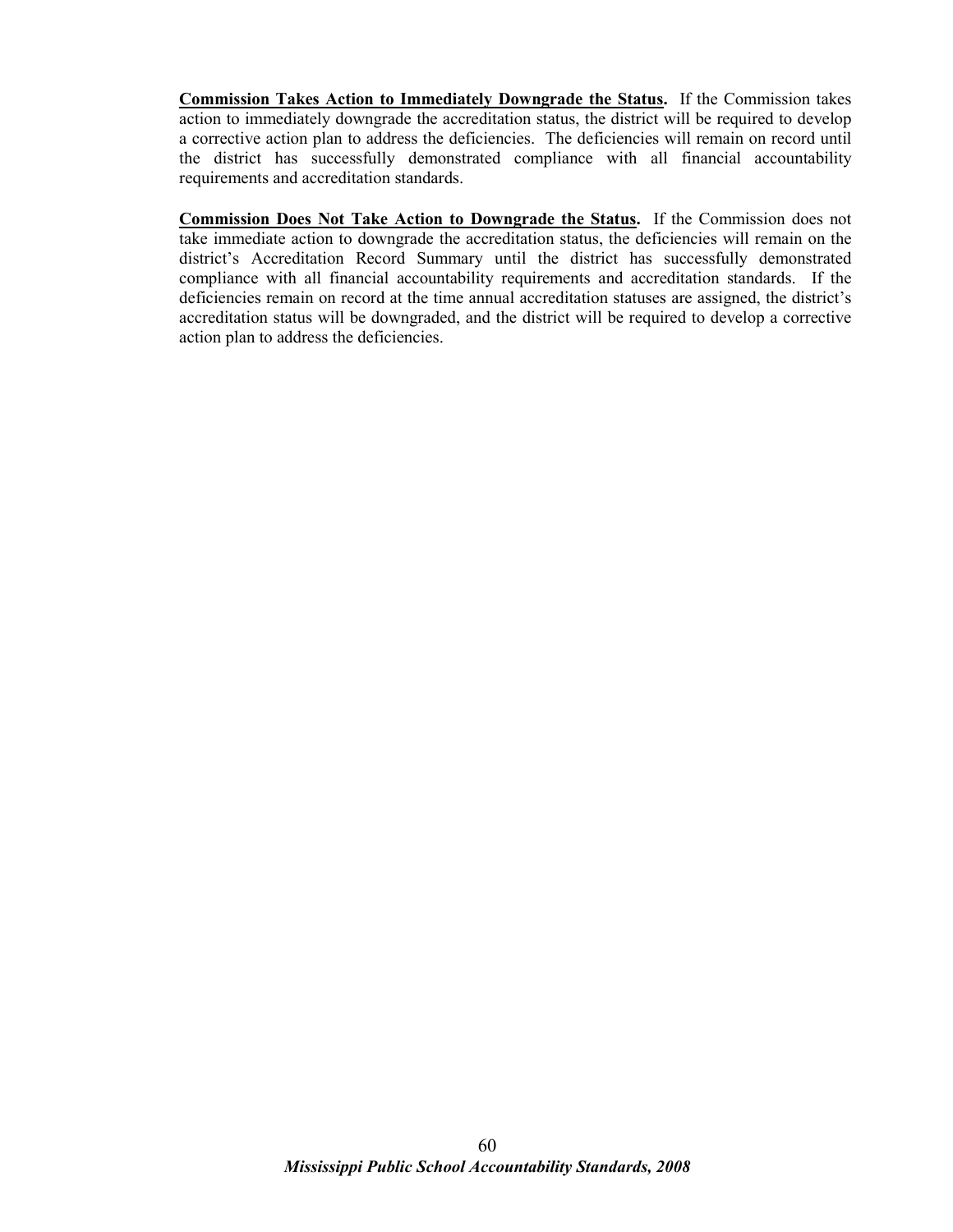**Commission Takes Action to Immediately Downgrade the Status.** If the Commission takes action to immediately downgrade the accreditation status, the district will be required to develop a corrective action plan to address the deficiencies. The deficiencies will remain on record until the district has successfully demonstrated compliance with all financial accountability requirements and accreditation standards.

**Commission Does Not Take Action to Downgrade the Status.** If the Commission does not take immediate action to downgrade the accreditation status, the deficiencies will remain on the district's Accreditation Record Summary until the district has successfully demonstrated compliance with all financial accountability requirements and accreditation standards. If the deficiencies remain on record at the time annual accreditation statuses are assigned, the district's accreditation status will be downgraded, and the district will be required to develop a corrective action plan to address the deficiencies.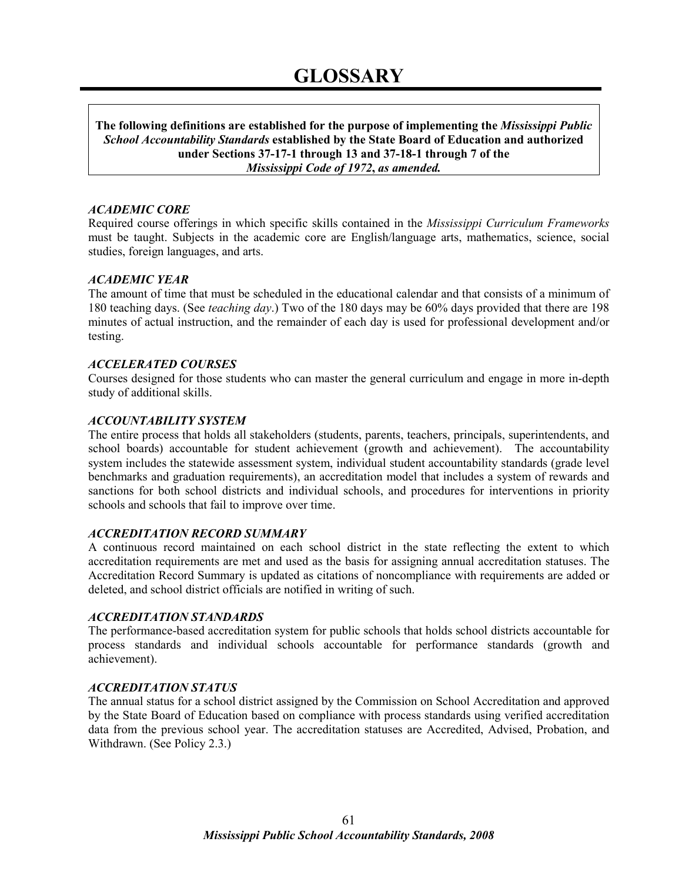# GLOSSARY

**The following definitions are established for the purpose of implementing the *Mississippi Public School Accountability Standards* established by the State Board of Education and authorized under Sections 37-17-1 through 13 and 37-18-1 through 7 of the *Mississippi Code of 1972, as amended.***

***ACADEMIC CORE***

Required course offerings in which specific skills contained in the *Mississippi Curriculum Frameworks* must be taught. Subjects in the academic core are English/language arts, mathematics, science, social studies, foreign languages, and arts.

***ACADEMIC YEAR***

The amount of time that must be scheduled in the educational calendar and that consists of a minimum of 180 teaching days. (See *teaching day*.) Two of the 180 days may be 60% days provided that there are 198 minutes of actual instruction, and the remainder of each day is used for professional development and/or testing.

***ACCELERATED COURSES***

Courses designed for those students who can master the general curriculum and engage in more in-depth study of additional skills.

***ACCOUNTABILITY SYSTEM***

The entire process that holds all stakeholders (students, parents, teachers, principals, superintendents, and school boards) accountable for student achievement (growth and achievement). The accountability system includes the statewide assessment system, individual student accountability standards (grade level benchmarks and graduation requirements), an accreditation model that includes a system of rewards and sanctions for both school districts and individual schools, and procedures for interventions in priority schools and schools that fail to improve over time.

***ACCREDITATION RECORD SUMMARY***

A continuous record maintained on each school district in the state reflecting the extent to which accreditation requirements are met and used as the basis for assigning annual accreditation statuses. The Accreditation Record Summary is updated as citations of noncompliance with requirements are added or deleted, and school district officials are notified in writing of such.

***ACCREDITATION STANDARDS***

The performance-based accreditation system for public schools that holds school districts accountable for process standards and individual schools accountable for performance standards (growth and achievement).

***ACCREDITATION STATUS***

The annual status for a school district assigned by the Commission on School Accreditation and approved by the State Board of Education based on compliance with process standards using verified accreditation data from the previous school year. The accreditation statuses are Accredited, Advised, Probation, and Withdrawn. (See Policy 2.3.)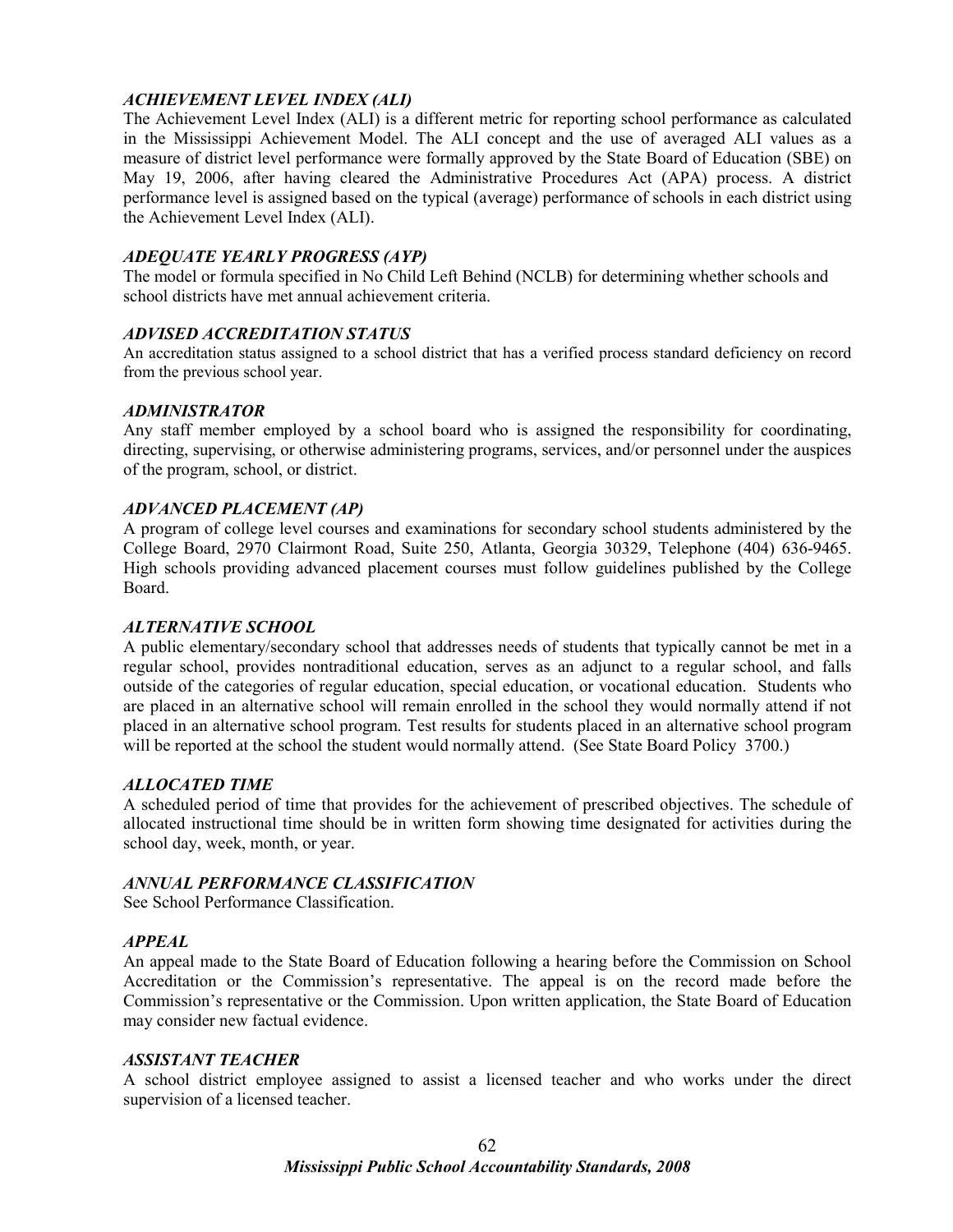### *ACHIEVEMENT LEVEL INDEX (ALI)*

The Achievement Level Index (ALI) is a different metric for reporting school performance as calculated in the Mississippi Achievement Model. The ALI concept and the use of averaged ALI values as a measure of district level performance were formally approved by the State Board of Education (SBE) on May 19, 2006, after having cleared the Administrative Procedures Act (APA) process. A district performance level is assigned based on the typical (average) performance of schools in each district using the Achievement Level Index (ALI).

### *ADEQUATE YEARLY PROGRESS (AYP)*

The model or formula specified in No Child Left Behind (NCLB) for determining whether schools and school districts have met annual achievement criteria.

### *ADVISED ACCREDITATION STATUS*

An accreditation status assigned to a school district that has a verified process standard deficiency on record from the previous school year.

### *ADMINISTRATOR*

Any staff member employed by a school board who is assigned the responsibility for coordinating, directing, supervising, or otherwise administering programs, services, and/or personnel under the auspices of the program, school, or district.

### *ADVANCED PLACEMENT (AP)*

A program of college level courses and examinations for secondary school students administered by the College Board, 2970 Clairmont Road, Suite 250, Atlanta, Georgia 30329, Telephone (404) 636-9465. High schools providing advanced placement courses must follow guidelines published by the College Board.

### *ALTERNATIVE SCHOOL*

A public elementary/secondary school that addresses needs of students that typically cannot be met in a regular school, provides nontraditional education, serves as an adjunct to a regular school, and falls outside of the categories of regular education, special education, or vocational education. Students who are placed in an alternative school will remain enrolled in the school they would normally attend if not placed in an alternative school program. Test results for students placed in an alternative school program will be reported at the school the student would normally attend. (See State Board Policy 3700.)

### *ALLOCATED TIME*

A scheduled period of time that provides for the achievement of prescribed objectives. The schedule of allocated instructional time should be in written form showing time designated for activities during the school day, week, month, or year.

### *ANNUAL PERFORMANCE CLASSIFICATION*

See School Performance Classification.

### *APPEAL*

An appeal made to the State Board of Education following a hearing before the Commission on School Accreditation or the Commission's representative. The appeal is on the record made before the Commission's representative or the Commission. Upon written application, the State Board of Education may consider new factual evidence.

### *ASSISTANT TEACHER*

A school district employee assigned to assist a licensed teacher and who works under the direct supervision of a licensed teacher.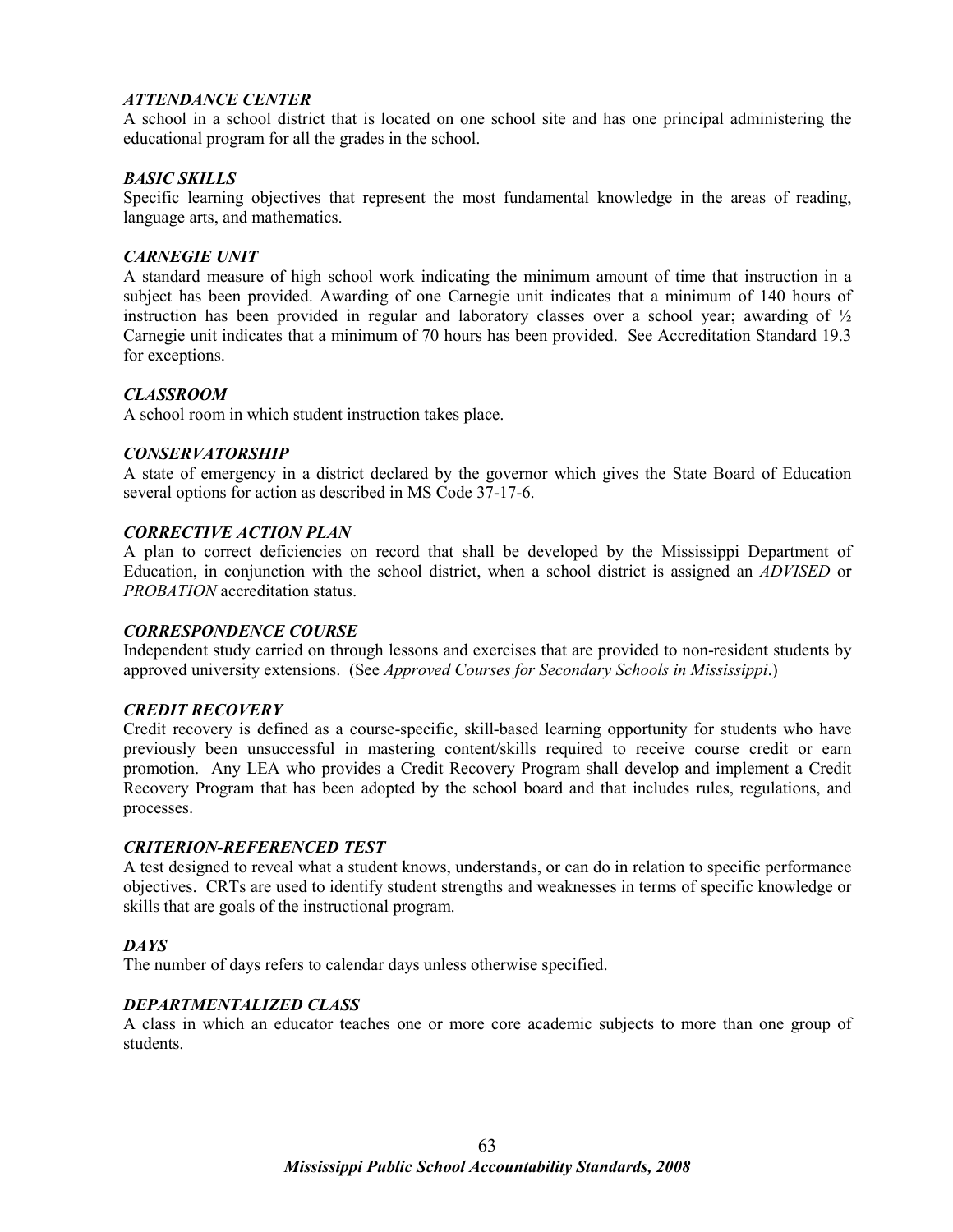### *ATTENDANCE CENTER*

A school in a school district that is located on one school site and has one principal administering the educational program for all the grades in the school.

### *BASIC SKILLS*

Specific learning objectives that represent the most fundamental knowledge in the areas of reading, language arts, and mathematics.

### *CARNEGIE UNIT*

A standard measure of high school work indicating the minimum amount of time that instruction in a subject has been provided. Awarding of one Carnegie unit indicates that a minimum of 140 hours of instruction has been provided in regular and laboratory classes over a school year; awarding of ½ Carnegie unit indicates that a minimum of 70 hours has been provided. See Accreditation Standard 19.3 for exceptions.

### *CLASSROOM*

A school room in which student instruction takes place.

### *CONSERVATORSHIP*

A state of emergency in a district declared by the governor which gives the State Board of Education several options for action as described in MS Code 37-17-6.

### *CORRECTIVE ACTION PLAN*

A plan to correct deficiencies on record that shall be developed by the Mississippi Department of Education, in conjunction with the school district, when a school district is assigned an *ADVISED* or *PROBATION* accreditation status.

### *CORRESPONDENCE COURSE*

Independent study carried on through lessons and exercises that are provided to non-resident students by approved university extensions. (See *Approved Courses for Secondary Schools in Mississippi*.)

### *CREDIT RECOVERY*

Credit recovery is defined as a course-specific, skill-based learning opportunity for students who have previously been unsuccessful in mastering content/skills required to receive course credit or earn promotion. Any LEA who provides a Credit Recovery Program shall develop and implement a Credit Recovery Program that has been adopted by the school board and that includes rules, regulations, and processes.

### *CRITERION-REFERENCED TEST*

A test designed to reveal what a student knows, understands, or can do in relation to specific performance objectives. CRTs are used to identify student strengths and weaknesses in terms of specific knowledge or skills that are goals of the instructional program.

### *DAYS*

The number of days refers to calendar days unless otherwise specified.

### *DEPARTMENTALIZED CLASS*

A class in which an educator teaches one or more core academic subjects to more than one group of students.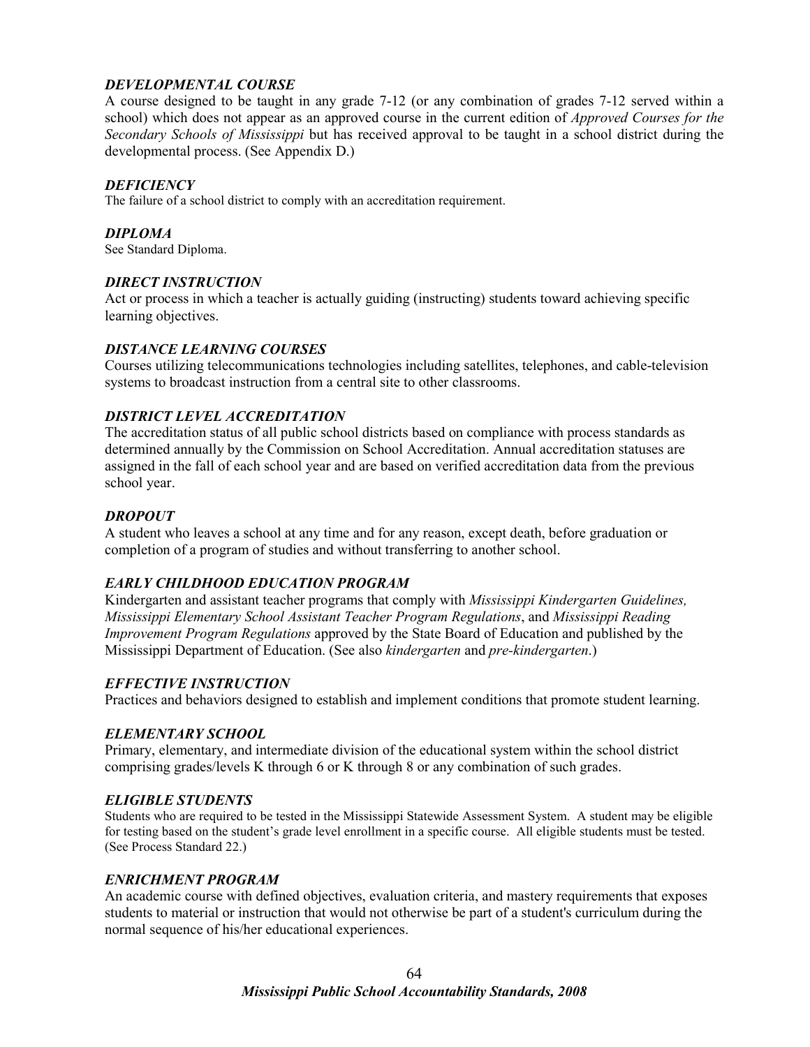### *DEVELOPMENTAL COURSE*

A course designed to be taught in any grade 7-12 (or any combination of grades 7-12 served within a school) which does not appear as an approved course in the current edition of *Approved Courses for the Secondary Schools of Mississippi* but has received approval to be taught in a school district during the developmental process. (See Appendix D.)

### *DEFICIENCY*

The failure of a school district to comply with an accreditation requirement.

### *DIPLOMA*

See Standard Diploma.

### *DIRECT INSTRUCTION*

Act or process in which a teacher is actually guiding (instructing) students toward achieving specific learning objectives.

### *DISTANCE LEARNING COURSES*

Courses utilizing telecommunications technologies including satellites, telephones, and cable-television systems to broadcast instruction from a central site to other classrooms.

### *DISTRICT LEVEL ACCREDITATION*

The accreditation status of all public school districts based on compliance with process standards as determined annually by the Commission on School Accreditation. Annual accreditation statuses are assigned in the fall of each school year and are based on verified accreditation data from the previous school year.

### *DROPOUT*

A student who leaves a school at any time and for any reason, except death, before graduation or completion of a program of studies and without transferring to another school.

### *EARLY CHILDHOOD EDUCATION PROGRAM*

Kindergarten and assistant teacher programs that comply with *Mississippi Kindergarten Guidelines, Mississippi Elementary School Assistant Teacher Program Regulations*, and *Mississippi Reading Improvement Program Regulations* approved by the State Board of Education and published by the Mississippi Department of Education. (See also *kindergarten* and *pre-kindergarten*.)

### *EFFECTIVE INSTRUCTION*

Practices and behaviors designed to establish and implement conditions that promote student learning.

### *ELEMENTARY SCHOOL*

Primary, elementary, and intermediate division of the educational system within the school district comprising grades/levels K through 6 or K through 8 or any combination of such grades.

### *ELIGIBLE STUDENTS*

Students who are required to be tested in the Mississippi Statewide Assessment System. A student may be eligible for testing based on the student's grade level enrollment in a specific course. All eligible students must be tested. (See Process Standard 22.)

### *ENRICHMENT PROGRAM*

An academic course with defined objectives, evaluation criteria, and mastery requirements that exposes students to material or instruction that would not otherwise be part of a student's curriculum during the normal sequence of his/her educational experiences.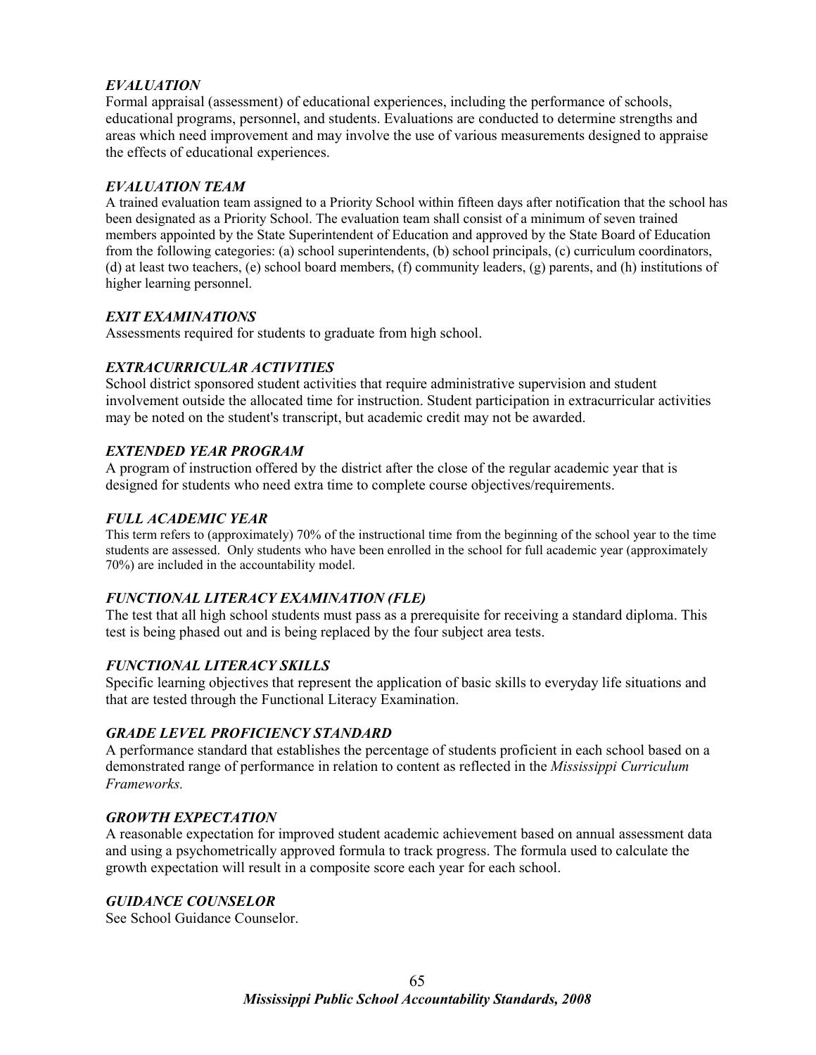### *EVALUATION*

Formal appraisal (assessment) of educational experiences, including the performance of schools, educational programs, personnel, and students. Evaluations are conducted to determine strengths and areas which need improvement and may involve the use of various measurements designed to appraise the effects of educational experiences.

### *EVALUATION TEAM*

A trained evaluation team assigned to a Priority School within fifteen days after notification that the school has been designated as a Priority School. The evaluation team shall consist of a minimum of seven trained members appointed by the State Superintendent of Education and approved by the State Board of Education from the following categories: (a) school superintendents, (b) school principals, (c) curriculum coordinators, (d) at least two teachers, (e) school board members, (f) community leaders, (g) parents, and (h) institutions of higher learning personnel.

### *EXIT EXAMINATIONS*

Assessments required for students to graduate from high school.

### *EXTRACURRICULAR ACTIVITIES*

School district sponsored student activities that require administrative supervision and student involvement outside the allocated time for instruction. Student participation in extracurricular activities may be noted on the student's transcript, but academic credit may not be awarded.

### *EXTENDED YEAR PROGRAM*

A program of instruction offered by the district after the close of the regular academic year that is designed for students who need extra time to complete course objectives/requirements.

### *FULL ACADEMIC YEAR*

This term refers to (approximately) 70% of the instructional time from the beginning of the school year to the time students are assessed. Only students who have been enrolled in the school for full academic year (approximately 70%) are included in the accountability model.

### *FUNCTIONAL LITERACY EXAMINATION (FLE)*

The test that all high school students must pass as a prerequisite for receiving a standard diploma. This test is being phased out and is being replaced by the four subject area tests.

### *FUNCTIONAL LITERACY SKILLS*

Specific learning objectives that represent the application of basic skills to everyday life situations and that are tested through the Functional Literacy Examination.

### *GRADE LEVEL PROFICIENCY STANDARD*

A performance standard that establishes the percentage of students proficient in each school based on a demonstrated range of performance in relation to content as reflected in the *Mississippi Curriculum Frameworks.*

### *GROWTH EXPECTATION*

A reasonable expectation for improved student academic achievement based on annual assessment data and using a psychometrically approved formula to track progress. The formula used to calculate the growth expectation will result in a composite score each year for each school.

### *GUIDANCE COUNSELOR*

See School Guidance Counselor.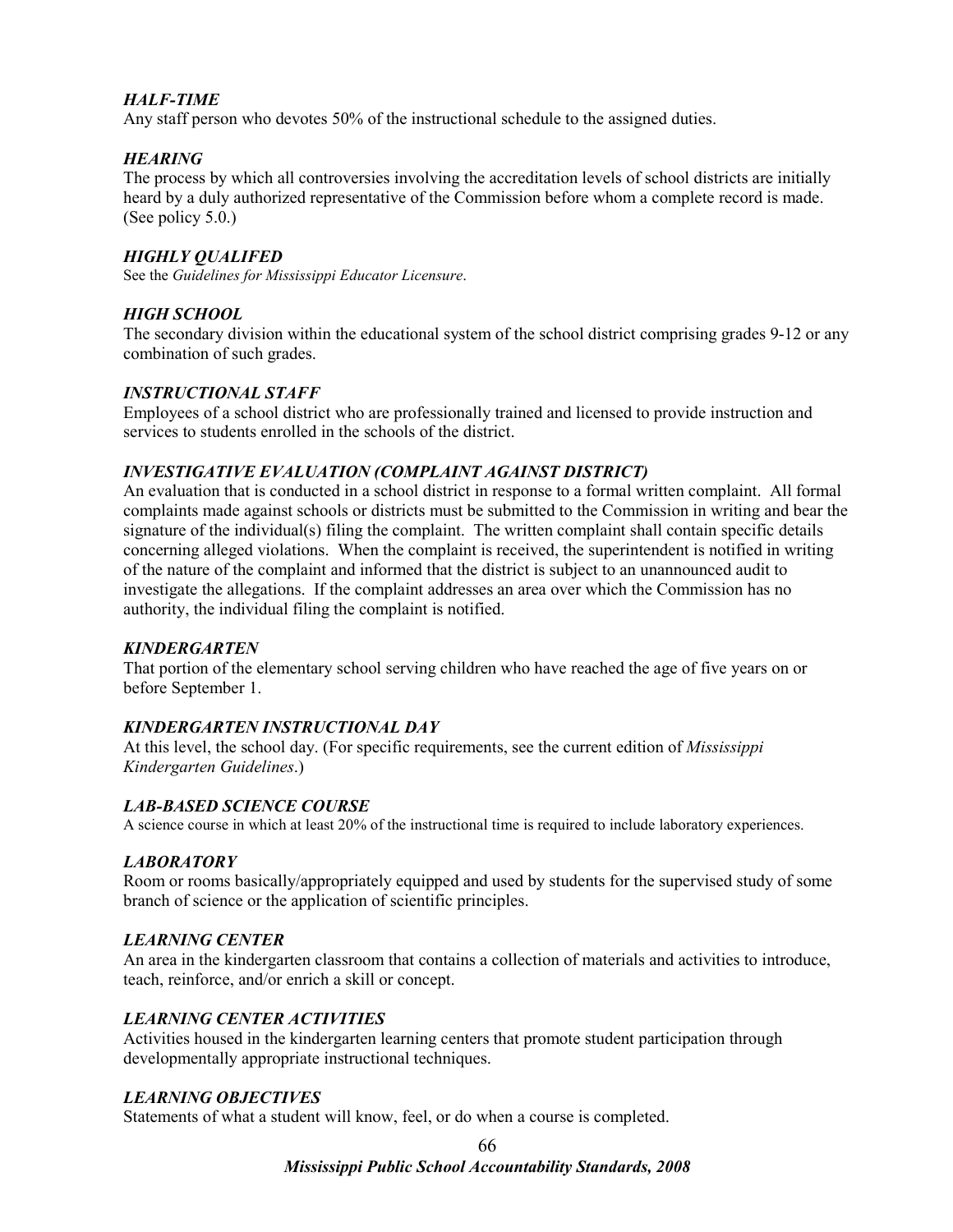### *HALF-TIME*

Any staff person who devotes 50% of the instructional schedule to the assigned duties.

### *HEARING*

The process by which all controversies involving the accreditation levels of school districts are initially heard by a duly authorized representative of the Commission before whom a complete record is made. (See policy 5.0.)

### *HIGHLY QUALIFED*

See the *Guidelines for Mississippi Educator Licensure*.

### *HIGH SCHOOL*

The secondary division within the educational system of the school district comprising grades 9-12 or any combination of such grades.

### *INSTRUCTIONAL STAFF*

Employees of a school district who are professionally trained and licensed to provide instruction and services to students enrolled in the schools of the district.

### *INVESTIGATIVE EVALUATION (COMPLAINT AGAINST DISTRICT)*

An evaluation that is conducted in a school district in response to a formal written complaint. All formal complaints made against schools or districts must be submitted to the Commission in writing and bear the signature of the individual(s) filing the complaint. The written complaint shall contain specific details concerning alleged violations. When the complaint is received, the superintendent is notified in writing of the nature of the complaint and informed that the district is subject to an unannounced audit to investigate the allegations. If the complaint addresses an area over which the Commission has no authority, the individual filing the complaint is notified.

### *KINDERGARTEN*

That portion of the elementary school serving children who have reached the age of five years on or before September 1.

### *KINDERGARTEN INSTRUCTIONAL DAY*

At this level, the school day. (For specific requirements, see the current edition of *Mississippi Kindergarten Guidelines*.)

### *LAB-BASED SCIENCE COURSE*

A science course in which at least 20% of the instructional time is required to include laboratory experiences.

### *LABORATORY*

Room or rooms basically/appropriately equipped and used by students for the supervised study of some branch of science or the application of scientific principles.

### *LEARNING CENTER*

An area in the kindergarten classroom that contains a collection of materials and activities to introduce, teach, reinforce, and/or enrich a skill or concept.

### *LEARNING CENTER ACTIVITIES*

Activities housed in the kindergarten learning centers that promote student participation through developmentally appropriate instructional techniques.

### *LEARNING OBJECTIVES*

Statements of what a student will know, feel, or do when a course is completed.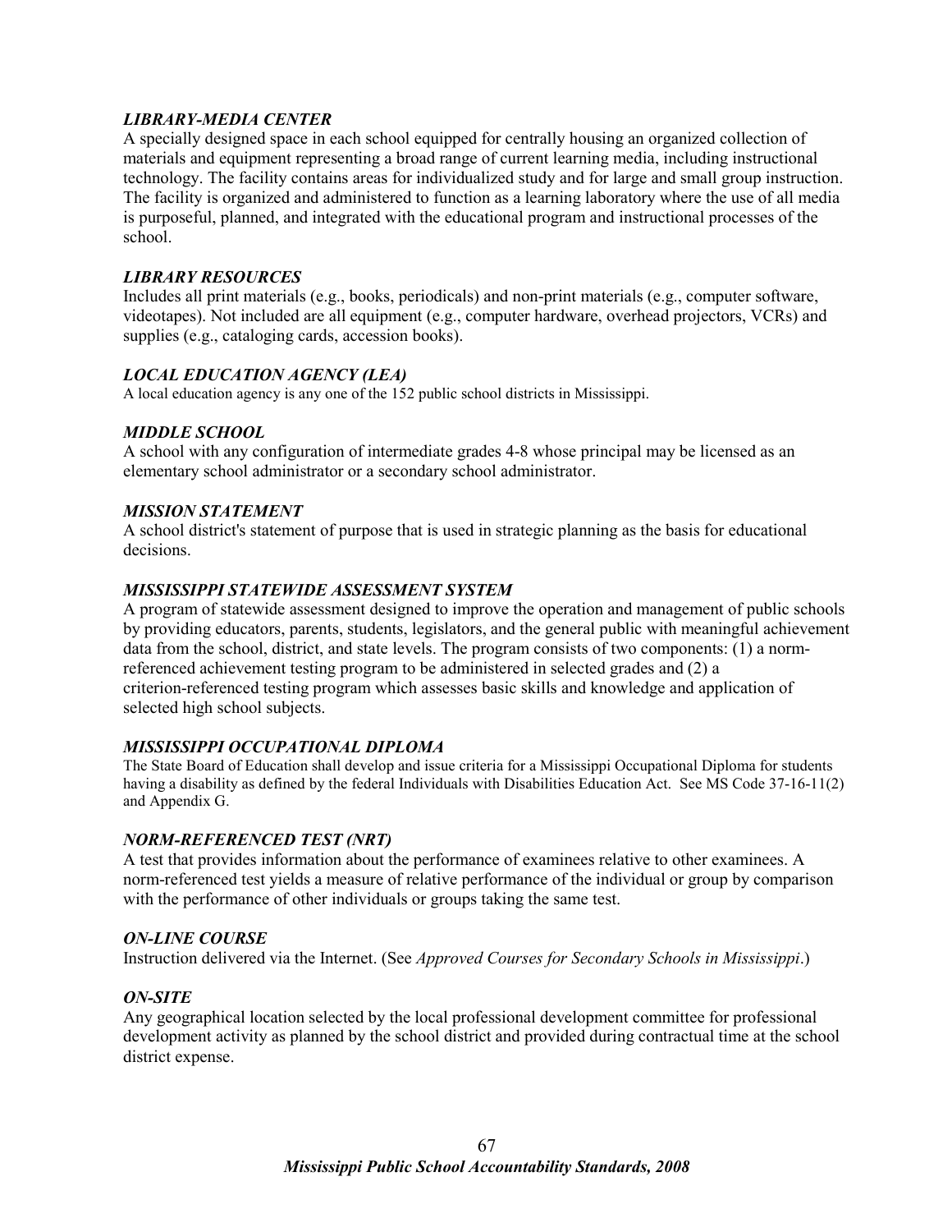### *LIBRARY-MEDIA CENTER*

A specially designed space in each school equipped for centrally housing an organized collection of materials and equipment representing a broad range of current learning media, including instructional technology. The facility contains areas for individualized study and for large and small group instruction. The facility is organized and administered to function as a learning laboratory where the use of all media is purposeful, planned, and integrated with the educational program and instructional processes of the school.

### *LIBRARY RESOURCES*

Includes all print materials (e.g., books, periodicals) and non-print materials (e.g., computer software, videotapes). Not included are all equipment (e.g., computer hardware, overhead projectors, VCRs) and supplies (e.g., cataloging cards, accession books).

### *LOCAL EDUCATION AGENCY (LEA)*

A local education agency is any one of the 152 public school districts in Mississippi.

### *MIDDLE SCHOOL*

A school with any configuration of intermediate grades 4-8 whose principal may be licensed as an elementary school administrator or a secondary school administrator.

### *MISSION STATEMENT*

A school district's statement of purpose that is used in strategic planning as the basis for educational decisions.

### *MISSISSIPPI STATEWIDE ASSESSMENT SYSTEM*

A program of statewide assessment designed to improve the operation and management of public schools by providing educators, parents, students, legislators, and the general public with meaningful achievement data from the school, district, and state levels. The program consists of two components: (1) a norm-referenced achievement testing program to be administered in selected grades and (2) a criterion-referenced testing program which assesses basic skills and knowledge and application of selected high school subjects.

### *MISSISSIPPI OCCUPATIONAL DIPLOMA*

The State Board of Education shall develop and issue criteria for a Mississippi Occupational Diploma for students having a disability as defined by the federal Individuals with Disabilities Education Act. See MS Code 37-16-11(2) and Appendix G.

### *NORM-REFERENCED TEST (NRT)*

A test that provides information about the performance of examinees relative to other examinees. A norm-referenced test yields a measure of relative performance of the individual or group by comparison with the performance of other individuals or groups taking the same test.

### *ON-LINE COURSE*

Instruction delivered via the Internet. (See *Approved Courses for Secondary Schools in Mississippi*.)

### *ON-SITE*

Any geographical location selected by the local professional development committee for professional development activity as planned by the school district and provided during contractual time at the school district expense.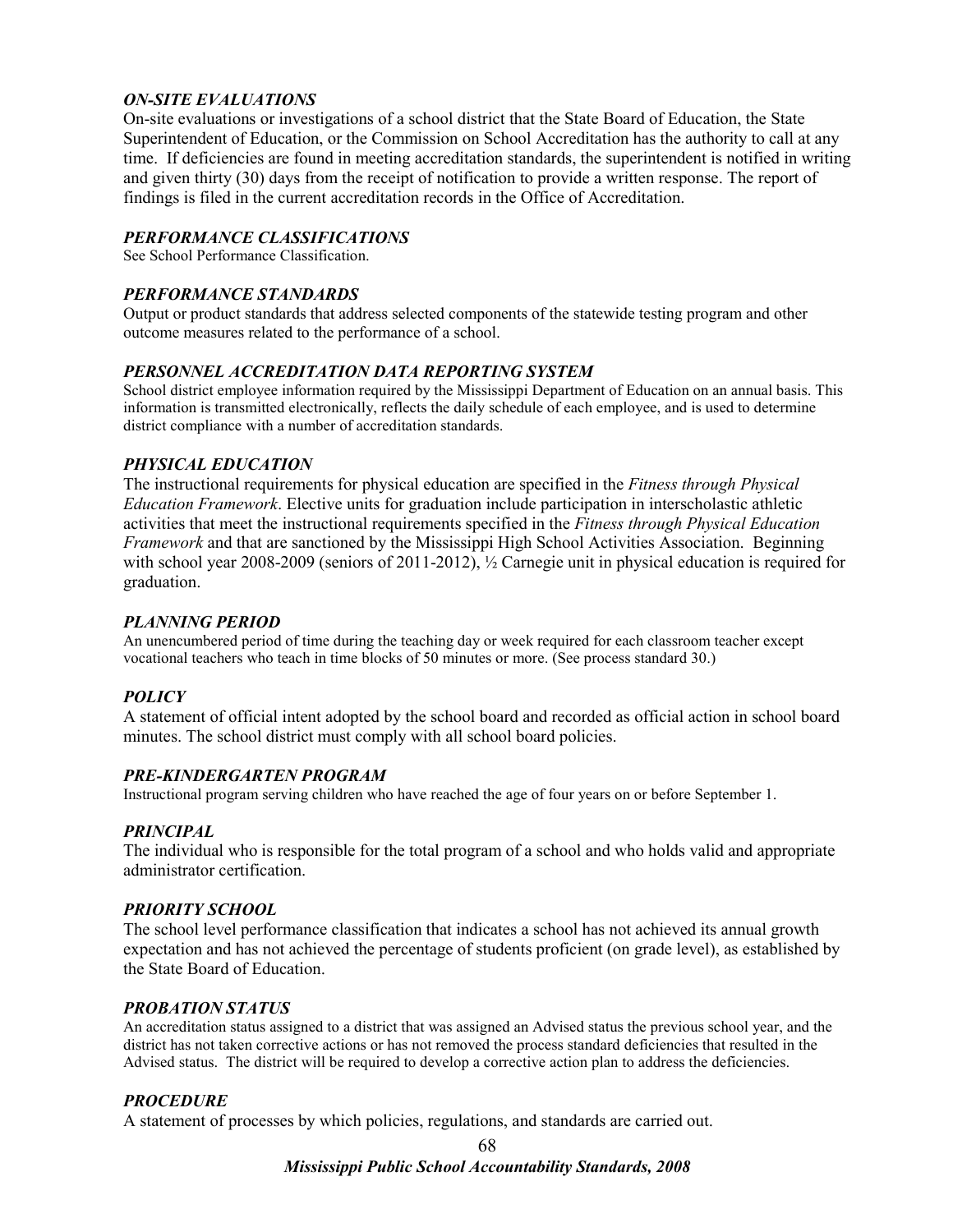### *ON-SITE EVALUATIONS*

On-site evaluations or investigations of a school district that the State Board of Education, the State Superintendent of Education, or the Commission on School Accreditation has the authority to call at any time. If deficiencies are found in meeting accreditation standards, the superintendent is notified in writing and given thirty (30) days from the receipt of notification to provide a written response. The report of findings is filed in the current accreditation records in the Office of Accreditation.

### *PERFORMANCE CLASSIFICATIONS*

See School Performance Classification.

### *PERFORMANCE STANDARDS*

Output or product standards that address selected components of the statewide testing program and other outcome measures related to the performance of a school.

### *PERSONNEL ACCREDITATION DATA REPORTING SYSTEM*

School district employee information required by the Mississippi Department of Education on an annual basis. This information is transmitted electronically, reflects the daily schedule of each employee, and is used to determine district compliance with a number of accreditation standards.

### *PHYSICAL EDUCATION*

The instructional requirements for physical education are specified in the *Fitness through Physical Education Framework*. Elective units for graduation include participation in interscholastic athletic activities that meet the instructional requirements specified in the *Fitness through Physical Education Framework* and that are sanctioned by the Mississippi High School Activities Association. Beginning with school year 2008-2009 (seniors of 2011-2012), ½ Carnegie unit in physical education is required for graduation.

### *PLANNING PERIOD*

An unencumbered period of time during the teaching day or week required for each classroom teacher except vocational teachers who teach in time blocks of 50 minutes or more. (See process standard 30.)

### *POLICY*

A statement of official intent adopted by the school board and recorded as official action in school board minutes. The school district must comply with all school board policies.

### *PRE-KINDERGARTEN PROGRAM*

Instructional program serving children who have reached the age of four years on or before September 1.

### *PRINCIPAL*

The individual who is responsible for the total program of a school and who holds valid and appropriate administrator certification.

### *PRIORITY SCHOOL*

The school level performance classification that indicates a school has not achieved its annual growth expectation and has not achieved the percentage of students proficient (on grade level), as established by the State Board of Education.

### *PROBATION STATUS*

An accreditation status assigned to a district that was assigned an Advised status the previous school year, and the district has not taken corrective actions or has not removed the process standard deficiencies that resulted in the Advised status. The district will be required to develop a corrective action plan to address the deficiencies.

### *PROCEDURE*

A statement of processes by which policies, regulations, and standards are carried out.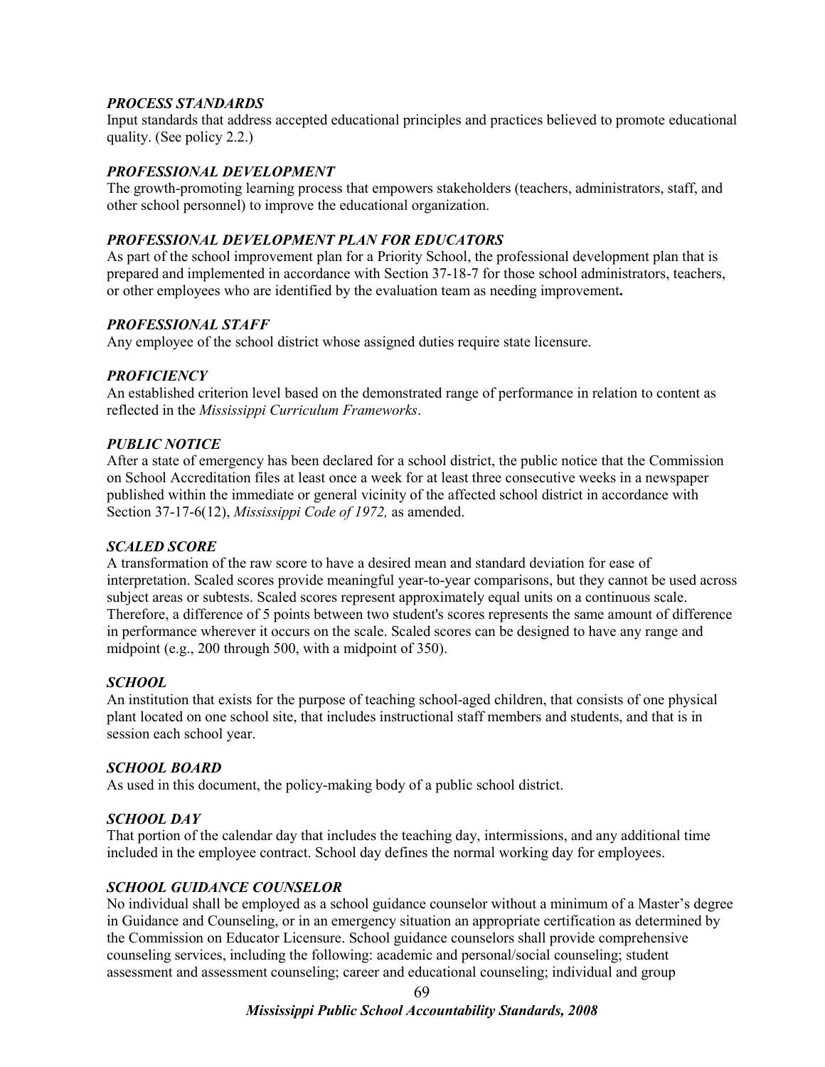### *PROCESS STANDARDS*

Input standards that address accepted educational principles and practices believed to promote educational quality. (See policy 2.2.)

### *PROFESSIONAL DEVELOPMENT*

The growth-promoting learning process that empowers stakeholders (teachers, administrators, staff, and other school personnel) to improve the educational organization.

### *PROFESSIONAL DEVELOPMENT PLAN FOR EDUCATORS*

As part of the school improvement plan for a Priority School, the professional development plan that is prepared and implemented in accordance with Section 37-18-7 for those school administrators, teachers, or other employees who are identified by the evaluation team as needing improvement**.**

### *PROFESSIONAL STAFF*

Any employee of the school district whose assigned duties require state licensure.

### *PROFICIENCY*

An established criterion level based on the demonstrated range of performance in relation to content as reflected in the *Mississippi Curriculum Frameworks*.

### *PUBLIC NOTICE*

After a state of emergency has been declared for a school district, the public notice that the Commission on School Accreditation files at least once a week for at least three consecutive weeks in a newspaper published within the immediate or general vicinity of the affected school district in accordance with Section 37-17-6(12), *Mississippi Code of 1972,* as amended.

### *SCALED SCORE*

A transformation of the raw score to have a desired mean and standard deviation for ease of interpretation. Scaled scores provide meaningful year-to-year comparisons, but they cannot be used across subject areas or subtests. Scaled scores represent approximately equal units on a continuous scale. Therefore, a difference of 5 points between two student's scores represents the same amount of difference in performance wherever it occurs on the scale. Scaled scores can be designed to have any range and midpoint (e.g., 200 through 500, with a midpoint of 350).

### *SCHOOL*

An institution that exists for the purpose of teaching school-aged children, that consists of one physical plant located on one school site, that includes instructional staff members and students, and that is in session each school year.

### *SCHOOL BOARD*

As used in this document, the policy-making body of a public school district.

### *SCHOOL DAY*

That portion of the calendar day that includes the teaching day, intermissions, and any additional time included in the employee contract. School day defines the normal working day for employees.

### *SCHOOL GUIDANCE COUNSELOR*

No individual shall be employed as a school guidance counselor without a minimum of a Master's degree in Guidance and Counseling, or in an emergency situation an appropriate certification as determined by the Commission on Educator Licensure. School guidance counselors shall provide comprehensive counseling services, including the following: academic and personal/social counseling; student assessment and assessment counseling; career and educational counseling; individual and group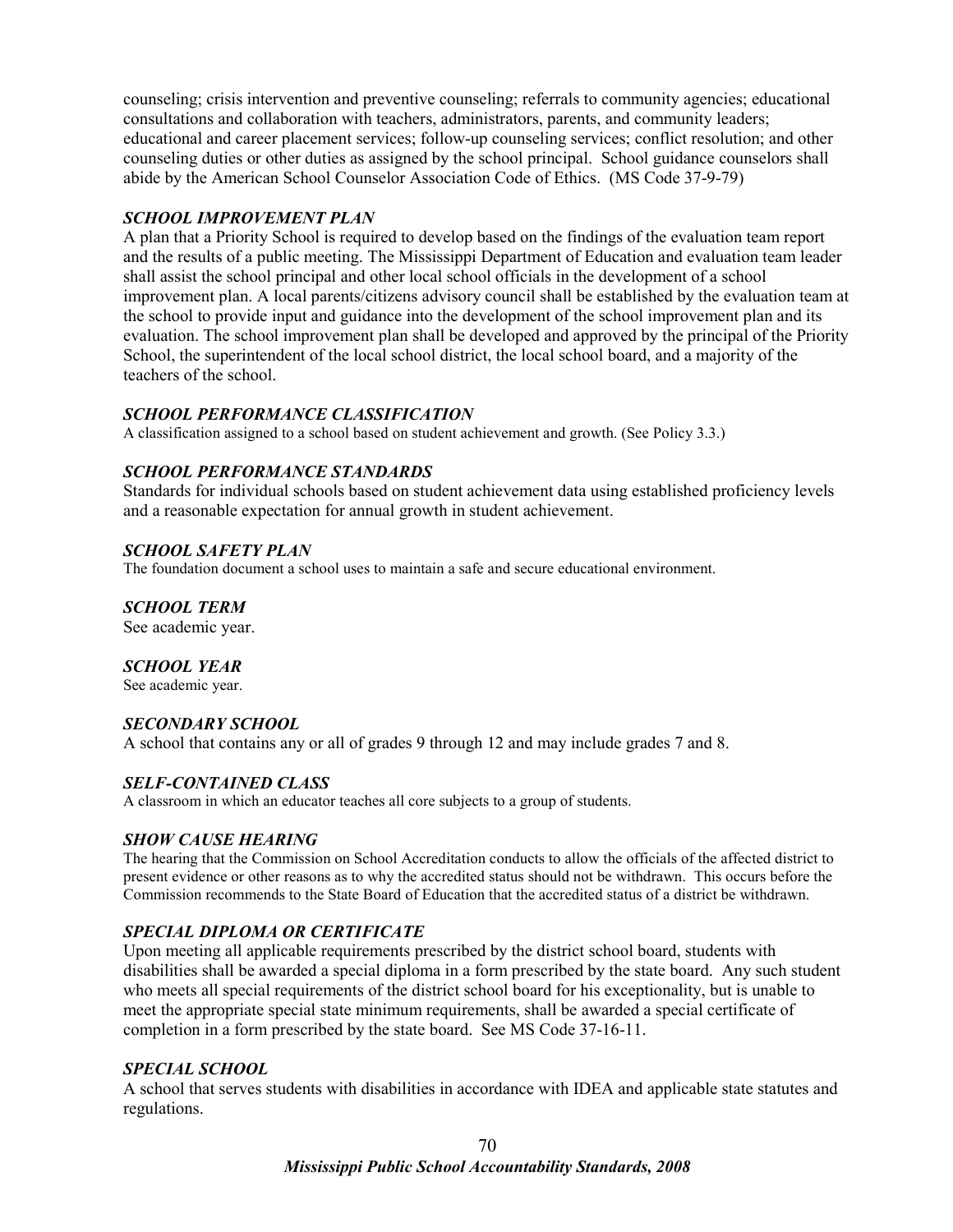counseling; crisis intervention and preventive counseling; referrals to community agencies; educational consultations and collaboration with teachers, administrators, parents, and community leaders; educational and career placement services; follow-up counseling services; conflict resolution; and other counseling duties or other duties as assigned by the school principal. School guidance counselors shall abide by the American School Counselor Association Code of Ethics. (MS Code 37-9-79)

***SCHOOL IMPROVEMENT PLAN***

A plan that a Priority School is required to develop based on the findings of the evaluation team report and the results of a public meeting. The Mississippi Department of Education and evaluation team leader shall assist the school principal and other local school officials in the development of a school improvement plan. A local parents/citizens advisory council shall be established by the evaluation team at the school to provide input and guidance into the development of the school improvement plan and its evaluation. The school improvement plan shall be developed and approved by the principal of the Priority School, the superintendent of the local school district, the local school board, and a majority of the teachers of the school.

***SCHOOL PERFORMANCE CLASSIFICATION***

A classification assigned to a school based on student achievement and growth. (See Policy 3.3.)

***SCHOOL PERFORMANCE STANDARDS***

Standards for individual schools based on student achievement data using established proficiency levels and a reasonable expectation for annual growth in student achievement.

***SCHOOL SAFETY PLAN***

The foundation document a school uses to maintain a safe and secure educational environment.

***SCHOOL TERM***

See academic year.

***SCHOOL YEAR***

See academic year.

***SECONDARY SCHOOL***

A school that contains any or all of grades 9 through 12 and may include grades 7 and 8.

***SELF-CONTAINED CLASS***

A classroom in which an educator teaches all core subjects to a group of students.

***SHOW CAUSE HEARING***

The hearing that the Commission on School Accreditation conducts to allow the officials of the affected district to present evidence or other reasons as to why the accredited status should not be withdrawn. This occurs before the Commission recommends to the State Board of Education that the accredited status of a district be withdrawn.

***SPECIAL DIPLOMA OR CERTIFICATE***

Upon meeting all applicable requirements prescribed by the district school board, students with disabilities shall be awarded a special diploma in a form prescribed by the state board. Any such student who meets all special requirements of the district school board for his exceptionality, but is unable to meet the appropriate special state minimum requirements, shall be awarded a special certificate of completion in a form prescribed by the state board. See MS Code 37-16-11.

***SPECIAL SCHOOL***

A school that serves students with disabilities in accordance with IDEA and applicable state statutes and regulations.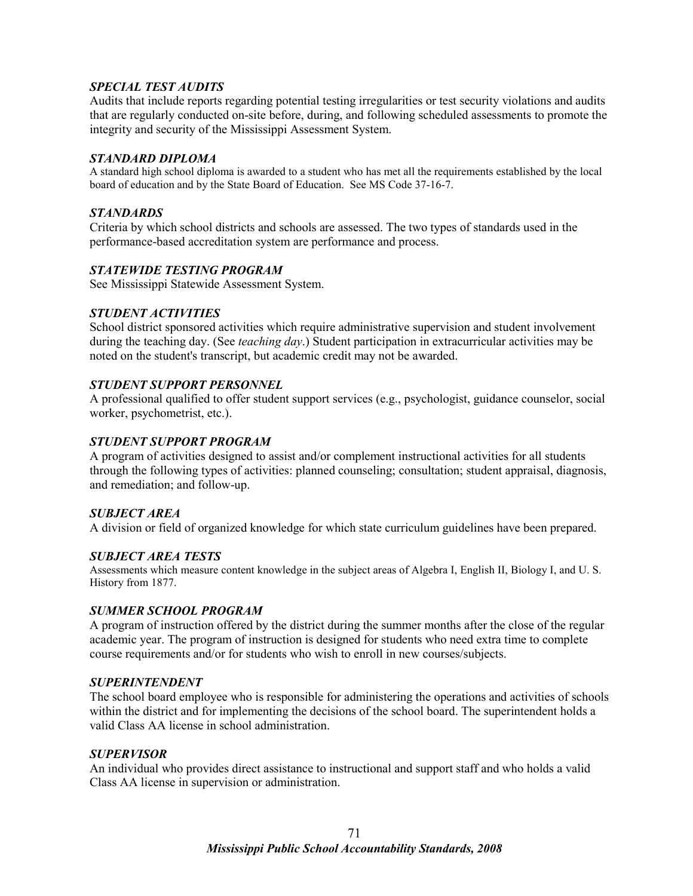### *SPECIAL TEST AUDITS*

Audits that include reports regarding potential testing irregularities or test security violations and audits that are regularly conducted on-site before, during, and following scheduled assessments to promote the integrity and security of the Mississippi Assessment System.

### *STANDARD DIPLOMA*

A standard high school diploma is awarded to a student who has met all the requirements established by the local board of education and by the State Board of Education. See MS Code 37-16-7.

### *STANDARDS*

Criteria by which school districts and schools are assessed. The two types of standards used in the performance-based accreditation system are performance and process.

### *STATEWIDE TESTING PROGRAM*

See Mississippi Statewide Assessment System.

### *STUDENT ACTIVITIES*

School district sponsored activities which require administrative supervision and student involvement during the teaching day. (See *teaching day*.) Student participation in extracurricular activities may be noted on the student's transcript, but academic credit may not be awarded.

### *STUDENT SUPPORT PERSONNEL*

A professional qualified to offer student support services (e.g., psychologist, guidance counselor, social worker, psychometrist, etc.).

### *STUDENT SUPPORT PROGRAM*

A program of activities designed to assist and/or complement instructional activities for all students through the following types of activities: planned counseling; consultation; student appraisal, diagnosis, and remediation; and follow-up.

### *SUBJECT AREA*

A division or field of organized knowledge for which state curriculum guidelines have been prepared.

### *SUBJECT AREA TESTS*

Assessments which measure content knowledge in the subject areas of Algebra I, English II, Biology I, and U. S. History from 1877.

### *SUMMER SCHOOL PROGRAM*

A program of instruction offered by the district during the summer months after the close of the regular academic year. The program of instruction is designed for students who need extra time to complete course requirements and/or for students who wish to enroll in new courses/subjects.

### *SUPERINTENDENT*

The school board employee who is responsible for administering the operations and activities of schools within the district and for implementing the decisions of the school board. The superintendent holds a valid Class AA license in school administration.

### *SUPERVISOR*

An individual who provides direct assistance to instructional and support staff and who holds a valid Class AA license in supervision or administration.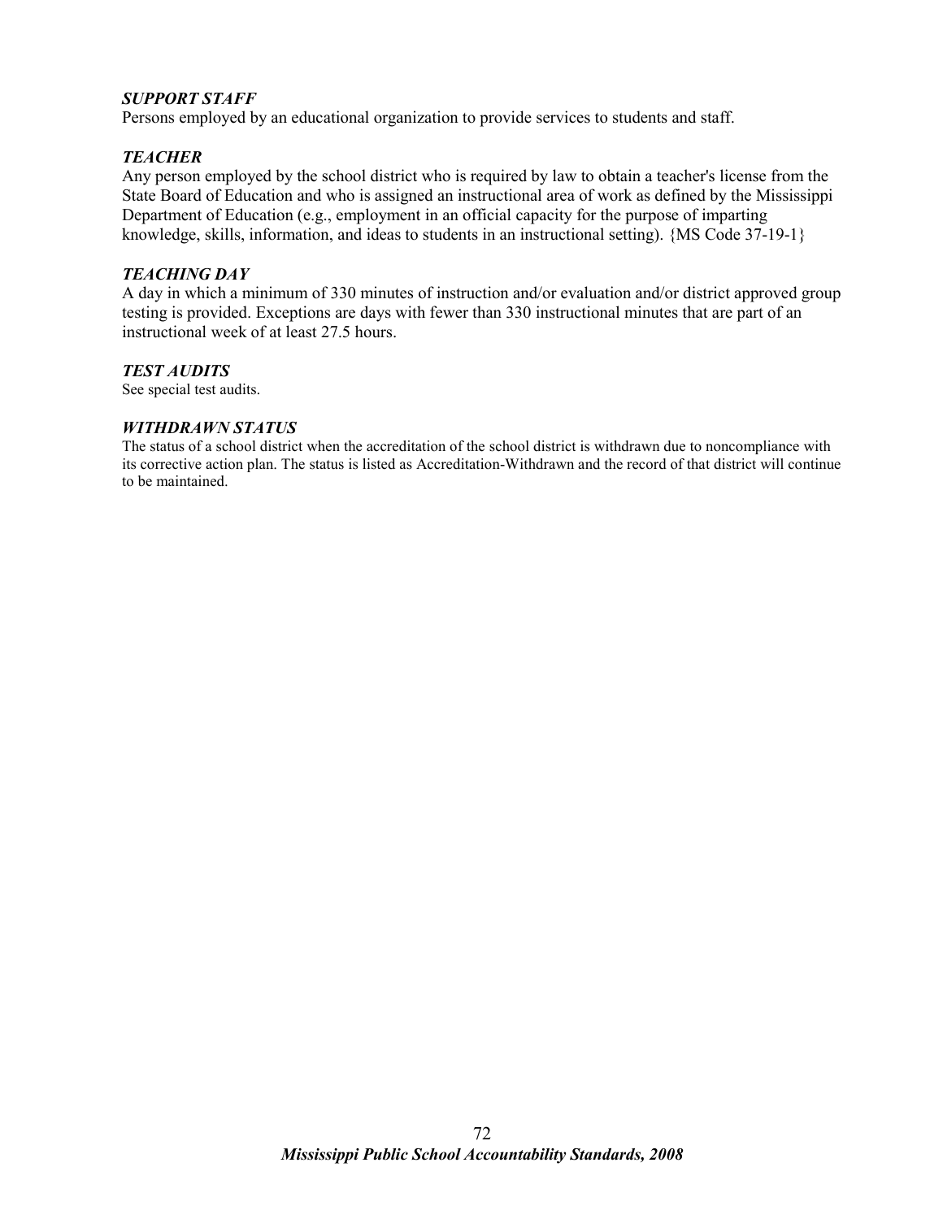***SUPPORT STAFF***

Persons employed by an educational organization to provide services to students and staff.

***TEACHER***

Any person employed by the school district who is required by law to obtain a teacher's license from the State Board of Education and who is assigned an instructional area of work as defined by the Mississippi Department of Education (e.g., employment in an official capacity for the purpose of imparting knowledge, skills, information, and ideas to students in an instructional setting). {MS Code 37-19-1}

***TEACHING DAY***

A day in which a minimum of 330 minutes of instruction and/or evaluation and/or district approved group testing is provided. Exceptions are days with fewer than 330 instructional minutes that are part of an instructional week of at least 27.5 hours.

***TEST AUDITS***

See special test audits.

***WITHDRAWN STATUS***

The status of a school district when the accreditation of the school district is withdrawn due to noncompliance with its corrective action plan. The status is listed as Accreditation-Withdrawn and the record of that district will continue to be maintained.